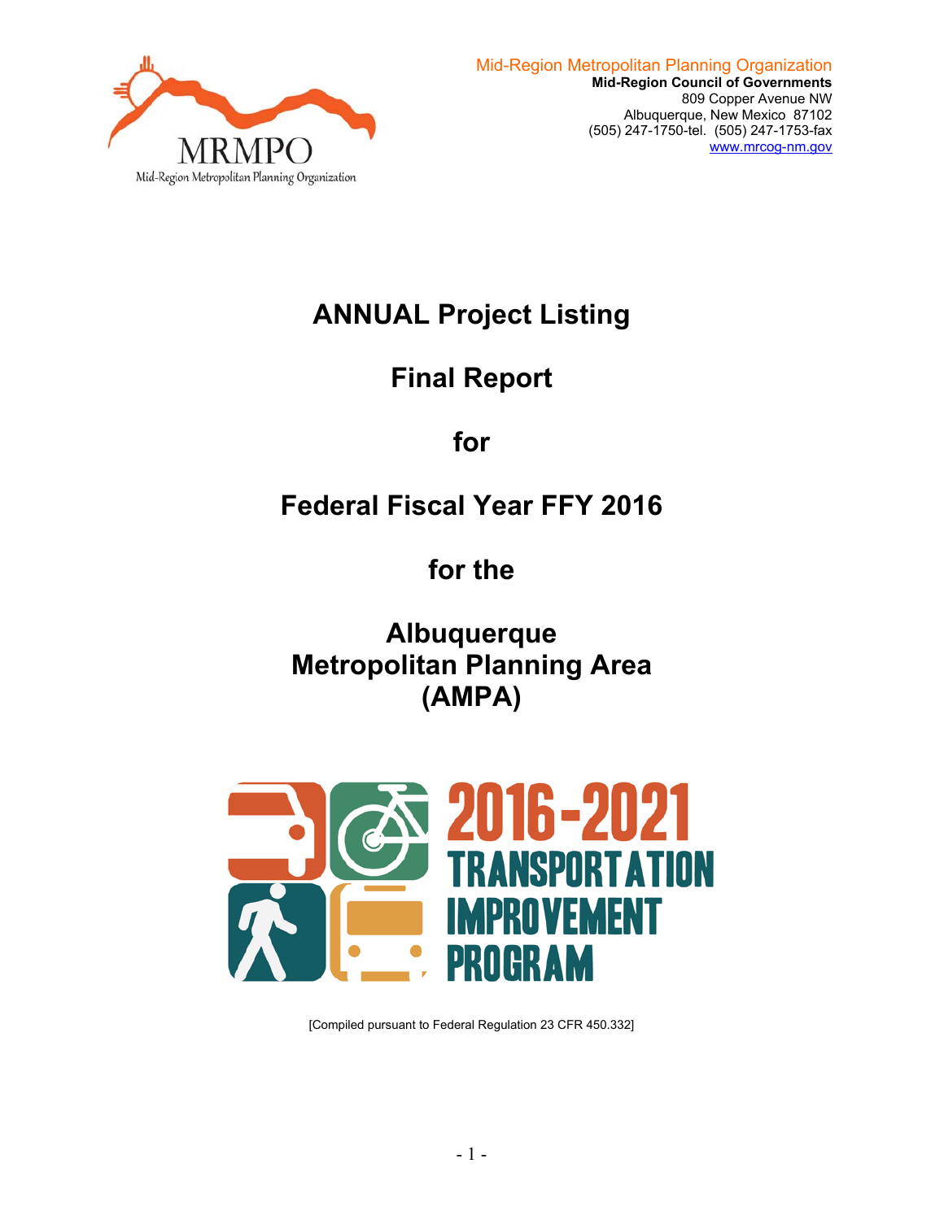MRMPO

Mid-Region Metropolitan Planning Organization

Mid-Region Metropolitan Planning Organization
**Mid-Region Council of Governments**
809 Copper Avenue NW
Albuquerque, New Mexico 87102
(505) 247-1750-tel. (505) 247-1753-fax
www.mrcog-nm.gov

# ANNUAL Project Listing

# Final Report

# for

# Federal Fiscal Year FFY 2016

# for the

# Albuquerque Metropolitan Planning Area (AMPA)

2016-2021 TRANSPORTATION IMPROVEMENT PROGRAM

[Compiled pursuant to Federal Regulation 23 CFR 450.332]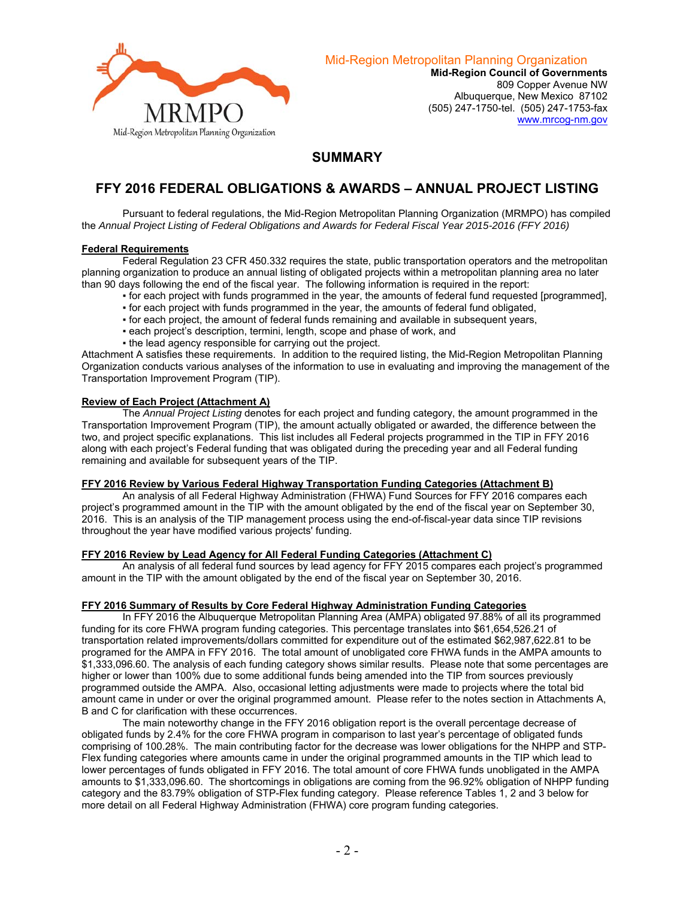Mid-Region Metropolitan Planning Organization
**Mid-Region Council of Governments**
809 Copper Avenue NW
Albuquerque, New Mexico 87102
(505) 247-1750-tel. (505) 247-1753-fax
www.mrcog-nm.gov

# SUMMARY

# FFY 2016 FEDERAL OBLIGATIONS & AWARDS – ANNUAL PROJECT LISTING

Pursuant to federal regulations, the Mid-Region Metropolitan Planning Organization (MRMPO) has compiled the *Annual Project Listing of Federal Obligations and Awards for Federal Fiscal Year 2015-2016 (FFY 2016)*

**Federal Requirements**

Federal Regulation 23 CFR 450.332 requires the state, public transportation operators and the metropolitan planning organization to produce an annual listing of obligated projects within a metropolitan planning area no later than 90 days following the end of the fiscal year. The following information is required in the report:

- for each project with funds programmed in the year, the amounts of federal fund requested [programmed],
- for each project with funds programmed in the year, the amounts of federal fund obligated,
- for each project, the amount of federal funds remaining and available in subsequent years,
- each project's description, termini, length, scope and phase of work, and
- the lead agency responsible for carrying out the project.

Attachment A satisfies these requirements. In addition to the required listing, the Mid-Region Metropolitan Planning Organization conducts various analyses of the information to use in evaluating and improving the management of the Transportation Improvement Program (TIP).

**Review of Each Project (Attachment A)**

The *Annual Project Listing* denotes for each project and funding category, the amount programmed in the Transportation Improvement Program (TIP), the amount actually obligated or awarded, the difference between the two, and project specific explanations. This list includes all Federal projects programmed in the TIP in FFY 2016 along with each project's Federal funding that was obligated during the preceding year and all Federal funding remaining and available for subsequent years of the TIP.

**FFY 2016 Review by Various Federal Highway Transportation Funding Categories (Attachment B)**

An analysis of all Federal Highway Administration (FHWA) Fund Sources for FFY 2016 compares each project's programmed amount in the TIP with the amount obligated by the end of the fiscal year on September 30, 2016. This is an analysis of the TIP management process using the end-of-fiscal-year data since TIP revisions throughout the year have modified various projects' funding.

**FFY 2016 Review by Lead Agency for All Federal Funding Categories (Attachment C)**

An analysis of all federal fund sources by lead agency for FFY 2015 compares each project's programmed amount in the TIP with the amount obligated by the end of the fiscal year on September 30, 2016.

**FFY 2016 Summary of Results by Core Federal Highway Administration Funding Categories**

In FFY 2016 the Albuquerque Metropolitan Planning Area (AMPA) obligated 97.88% of all its programmed funding for its core FHWA program funding categories. This percentage translates into $61,654,526.21 of transportation related improvements/dollars committed for expenditure out of the estimated $62,987,622.81 to be programed for the AMPA in FFY 2016. The total amount of unobligated core FHWA funds in the AMPA amounts to $1,333,096.60. The analysis of each funding category shows similar results. Please note that some percentages are higher or lower than 100% due to some additional funds being amended into the TIP from sources previously programmed outside the AMPA. Also, occasional letting adjustments were made to projects where the total bid amount came in under or over the original programmed amount. Please refer to the notes section in Attachments A, B and C for clarification with these occurrences.

The main noteworthy change in the FFY 2016 obligation report is the overall percentage decrease of obligated funds by 2.4% for the core FHWA program in comparison to last year's percentage of obligated funds comprising of 100.28%. The main contributing factor for the decrease was lower obligations for the NHPP and STP-Flex funding categories where amounts came in under the original programmed amounts in the TIP which lead to lower percentages of funds obligated in FFY 2016. The total amount of core FHWA funds unobligated in the AMPA amounts to $1,333,096.60. The shortcomings in obligations are coming from the 96.92% obligation of NHPP funding category and the 83.79% obligation of STP-Flex funding category. Please reference Tables 1, 2 and 3 below for more detail on all Federal Highway Administration (FHWA) core program funding categories.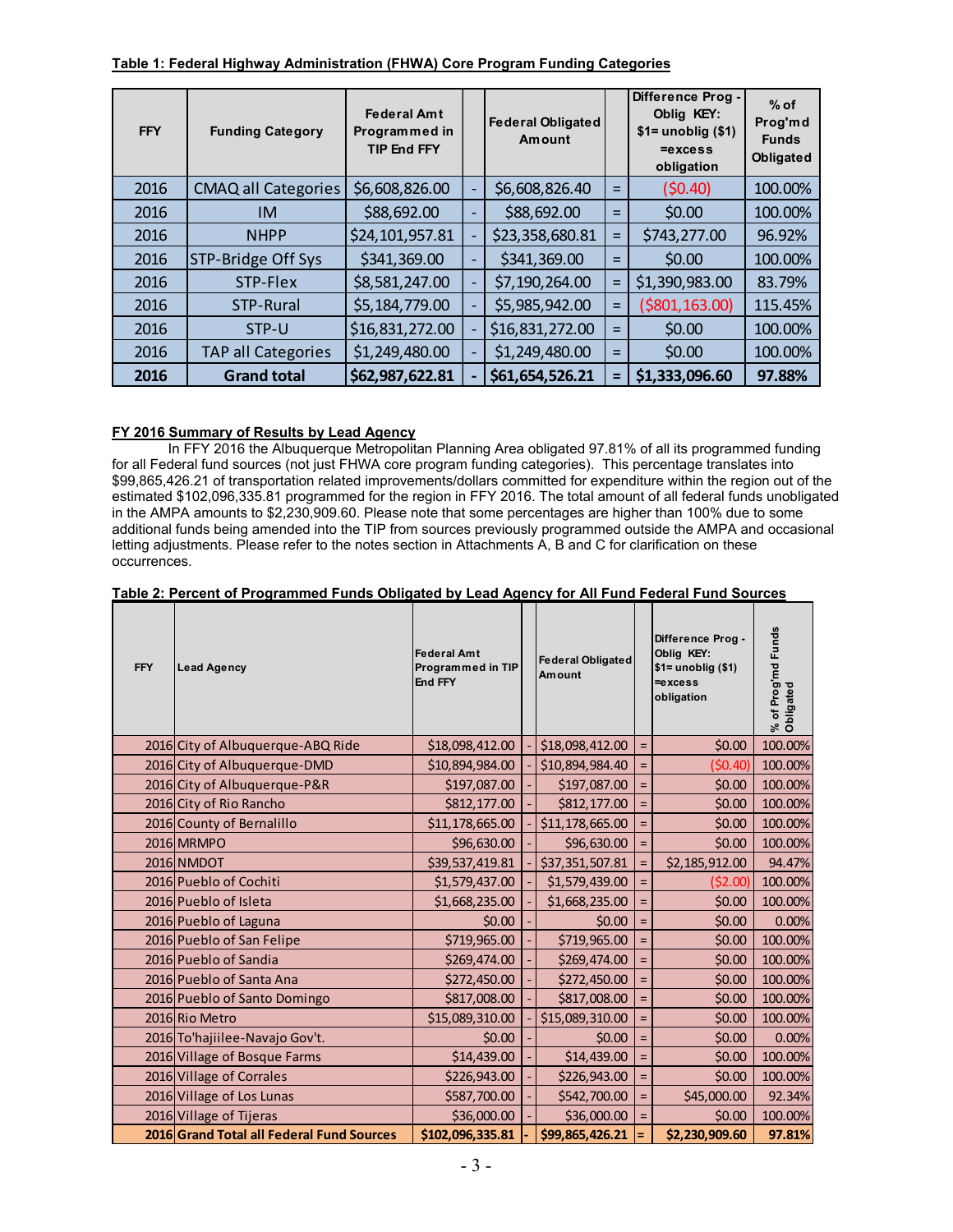**Table 1: Federal Highway Administration (FHWA) Core Program Funding Categories**

| FFY | Funding Category | Federal Amt Programmed in TIP End FFY | | Federal Obligated Amount | | Difference Prog - Oblig KEY: $1= unoblig ($1) =excess obligation | % of Prog'md Funds Obligated |
|---|---|---|---|---|---|---|---|
| 2016 | CMAQ all Categories | $6,608,826.00 | - | $6,608,826.40 | = | ($0.40) | 100.00% |
| 2016 | IM | $88,692.00 | - | $88,692.00 | = | $0.00 | 100.00% |
| 2016 | NHPP | $24,101,957.81 | - | $23,358,680.81 | = | $743,277.00 | 96.92% |
| 2016 | STP-Bridge Off Sys | $341,369.00 | - | $341,369.00 | = | $0.00 | 100.00% |
| 2016 | STP-Flex | $8,581,247.00 | - | $7,190,264.00 | = | $1,390,983.00 | 83.79% |
| 2016 | STP-Rural | $5,184,779.00 | - | $5,985,942.00 | = | ($801,163.00) | 115.45% |
| 2016 | STP-U | $16,831,272.00 | - | $16,831,272.00 | = | $0.00 | 100.00% |
| 2016 | TAP all Categories | $1,249,480.00 | - | $1,249,480.00 | = | $0.00 | 100.00% |
| **2016** | **Grand total** | **$62,987,622.81** | **-** | **$61,654,526.21** | **=** | **$1,333,096.60** | **97.88%** |

**FY 2016 Summary of Results by Lead Agency**

In FFY 2016 the Albuquerque Metropolitan Planning Area obligated 97.81% of all its programmed funding for all Federal fund sources (not just FHWA core program funding categories). This percentage translates into $99,865,426.21 of transportation related improvements/dollars committed for expenditure within the region out of the estimated $102,096,335.81 programmed for the region in FFY 2016. The total amount of all federal funds unobligated in the AMPA amounts to $2,230,909.60. Please note that some percentages are higher than 100% due to some additional funds being amended into the TIP from sources previously programmed outside the AMPA and occasional letting adjustments. Please refer to the notes section in Attachments A, B and C for clarification on these occurrences.

**Table 2: Percent of Programmed Funds Obligated by Lead Agency for All Fund Federal Fund Sources**

| FFY | Lead Agency | Federal Amt Programmed in TIP End FFY | | Federal Obligated Amount | | Difference Prog - Oblig KEY: $1= unoblig ($1) =excess obligation | % of Prog'md Funds Obligated |
|---|---|---|---|---|---|---|---|
| 2016 | City of Albuquerque-ABQ Ride | $18,098,412.00 | - | $18,098,412.00 | = | $0.00 | 100.00% |
| 2016 | City of Albuquerque-DMD | $10,894,984.00 | - | $10,894,984.40 | = | ($0.40) | 100.00% |
| 2016 | City of Albuquerque-P&R | $197,087.00 | - | $197,087.00 | = | $0.00 | 100.00% |
| 2016 | City of Rio Rancho | $812,177.00 | - | $812,177.00 | = | $0.00 | 100.00% |
| 2016 | County of Bernalillo | $11,178,665.00 | - | $11,178,665.00 | = | $0.00 | 100.00% |
| 2016 | MRMPO | $96,630.00 | - | $96,630.00 | = | $0.00 | 100.00% |
| 2016 | NMDOT | $39,537,419.81 | - | $37,351,507.81 | = | $2,185,912.00 | 94.47% |
| 2016 | Pueblo of Cochiti | $1,579,437.00 | - | $1,579,439.00 | = | ($2.00) | 100.00% |
| 2016 | Pueblo of Isleta | $1,668,235.00 | - | $1,668,235.00 | = | $0.00 | 100.00% |
| 2016 | Pueblo of Laguna | $0.00 | - | $0.00 | = | $0.00 | 0.00% |
| 2016 | Pueblo of San Felipe | $719,965.00 | - | $719,965.00 | = | $0.00 | 100.00% |
| 2016 | Pueblo of Sandia | $269,474.00 | - | $269,474.00 | = | $0.00 | 100.00% |
| 2016 | Pueblo of Santa Ana | $272,450.00 | - | $272,450.00 | = | $0.00 | 100.00% |
| 2016 | Pueblo of Santo Domingo | $817,008.00 | - | $817,008.00 | = | $0.00 | 100.00% |
| 2016 | Rio Metro | $15,089,310.00 | - | $15,089,310.00 | = | $0.00 | 100.00% |
| 2016 | To'hajiilee-Navajo Gov't. | $0.00 | - | $0.00 | = | $0.00 | 0.00% |
| 2016 | Village of Bosque Farms | $14,439.00 | - | $14,439.00 | = | $0.00 | 100.00% |
| 2016 | Village of Corrales | $226,943.00 | - | $226,943.00 | = | $0.00 | 100.00% |
| 2016 | Village of Los Lunas | $587,700.00 | - | $542,700.00 | = | $45,000.00 | 92.34% |
| 2016 | Village of Tijeras | $36,000.00 | - | $36,000.00 | = | $0.00 | 100.00% |
| **2016** | **Grand Total all Federal Fund Sources** | **$102,096,335.81** | **-** | **$99,865,426.21** | **=** | **$2,230,909.60** | **97.81%** |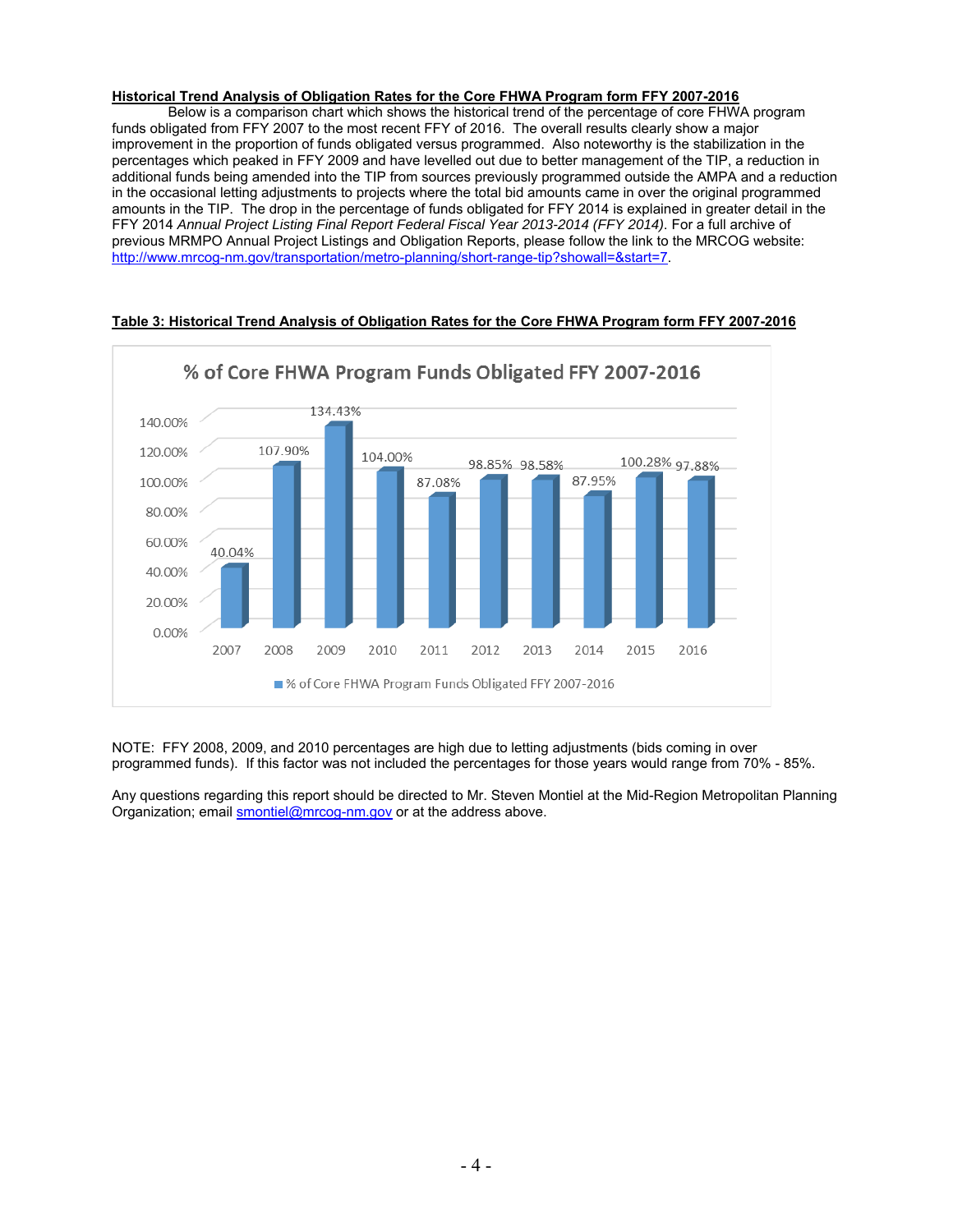**Historical Trend Analysis of Obligation Rates for the Core FHWA Program form FFY 2007-2016**

Below is a comparison chart which shows the historical trend of the percentage of core FHWA program funds obligated from FFY 2007 to the most recent FFY of 2016. The overall results clearly show a major improvement in the proportion of funds obligated versus programmed. Also noteworthy is the stabilization in the percentages which peaked in FFY 2009 and have levelled out due to better management of the TIP, a reduction in additional funds being amended into the TIP from sources previously programmed outside the AMPA and a reduction in the occasional letting adjustments to projects where the total bid amounts came in over the original programmed amounts in the TIP. The drop in the percentage of funds obligated for FFY 2014 is explained in greater detail in the FFY 2014 *Annual Project Listing Final Report Federal Fiscal Year 2013-2014 (FFY 2014)*. For a full archive of previous MRMPO Annual Project Listings and Obligation Reports, please follow the link to the MRCOG website: http://www.mrcog-nm.gov/transportation/metro-planning/short-range-tip?showall=&start=7.

**Table 3: Historical Trend Analysis of Obligation Rates for the Core FHWA Program form FFY 2007-2016**

% of Core FHWA Program Funds Obligated FFY 2007-2016

| Year | % of Core FHWA Program Funds Obligated FFY 2007-2016 |
|---|---|
| 2007 | 40.04% |
| 2008 | 107.90% |
| 2009 | 134.43% |
| 2010 | 104.00% |
| 2011 | 87.08% |
| 2012 | 98.85% |
| 2013 | 98.58% |
| 2014 | 87.95% |
| 2015 | 100.28% |
| 2016 | 97.88% |

NOTE: FFY 2008, 2009, and 2010 percentages are high due to letting adjustments (bids coming in over programmed funds). If this factor was not included the percentages for those years would range from 70% - 85%.

Any questions regarding this report should be directed to Mr. Steven Montiel at the Mid-Region Metropolitan Planning Organization; email smontiel@mrcog-nm.gov or at the address above.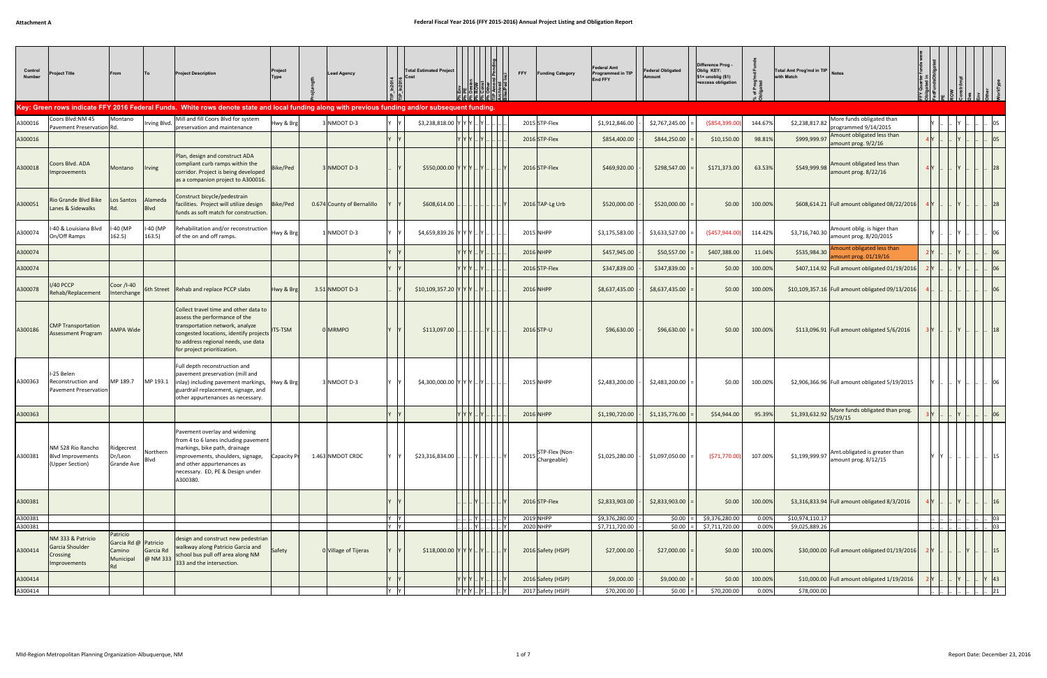**Attachment A**

# Federal Fiscal Year 2016 (FFY 2015-2016) Annual Project Listing and Obligation Report

Key: Green rows indicate FFY 2016 Federal Funds. White rows denote state and local funding along with previous funding and/or subsequent funding.

| Control Number | Project Title | From | To | Project Description | Project Type | ProjLength | Lead Agency | TIP_to2014 | TIP_to2016 | Total Estimated Project Cost | Flags (% Env, % PE, % Design, % ROW, % Const, % Other, TIP Amend Pending, Artifical Break/Fed Incl) | FFY | Funding Category | Federal Amt Programmed in TIP End FFY | | Federal Obligated Amount | | Difference Prog - Oblig KEY: $1= unoblig ($1) =excess obligation | % of Prog'md Funds Obligated | Total Amt Prog'md in TIP with Match | Notes | FY Quarter funds were Obligated in / FedFundsObligated / PE / ROW / Constr/Impl / Des / Env / Other | WorkType |
|---|---|---|---|---|---|---|---|---|---|---|---|---|---|---|---|---|---|---|---|---|---|---|---|
| A300016 | Coors Blvd:NM 45 Pavement Preservation | Montano Rd. | Irving Blvd. | Mill and fill Coors Blvd for system preservation and maintenance | Hwy & Brg | 3 | NMDOT D-3 | Y | Y | $3,238,818.00 | Y Y Y .. Y .. .. .. | 2015 | STP-Flex | $1,912,846.00 | - | $2,767,245.00 | = | ($854,399.00) | 144.67% | $2,238,817.82 | More funds obligated than programmed 9/14/2015 | Y .. .. Y .. .. .. | 05 |
| A300016 | | | | | | | | Y | Y | | Y Y Y .. Y .. .. .. | 2016 | STP-Flex | $854,400.00 | - | $844,250.00 | = | $10,150.00 | 98.81% | $999,999.97 | Amount obligated less than amount prog. 9/2/16 | 4 Y .. .. Y .. .. .. | 05 |
| A300018 | Coors Blvd. ADA Improvements | Montano | Irving | Plan, design and construct ADA compliant curb ramps within the corridor. Project is being developed as a companion project to A300016. | Bike/Ped | 3 | NMDOT D-3 | .. | Y | $550,000.00 | Y Y Y .. Y .. .. Y | 2016 | STP-Flex | $469,920.00 | - | $298,547.00 | = | $171,373.00 | 63.53% | $549,999.98 | Amount obligated less than amount prog. 8/22/16 | 4 Y .. .. Y .. .. .. | 28 |
| A300051 | Rio Grande Blvd Bike Lanes & Sidewalks | Los Santos Rd. | Alameda Blvd | Construct bicycle/pedestrain facilities. Project will utilize design funds as soft match for construction. | Bike/Ped | 0.674 | County of Bernalillo | Y | Y | $608,614.00 | .. .. .. .. .. .. .. Y | 2016 | TAP-Lg Urb | $520,000.00 | - | $520,000.00 | = | $0.00 | 100.00% | $608,614.21 | Full amount obligated 08/22/2016 | 4 Y .. .. Y .. .. .. | 28 |
| A300074 | I-40 & Louisiana Blvd On/Off Ramps | I-40 (MP 162.5) | I-40 (MP 163.5) | Rehabilitation and/or reconstruction of the on and off ramps. | Hwy & Brg | 1 | NMDOT D-3 | Y | Y | $4,659,839.26 | Y Y Y .. Y .. .. .. | 2015 | NHPP | $3,175,583.00 | - | $3,633,527.00 | = | ($457,944.00) | 114.42% | $3,716,740.30 | Amount oblig. is higer than amount prog. 8/20/2015 | Y .. .. Y .. .. .. | 06 |
| A300074 | | | | | | | | Y | Y | | Y Y Y .. Y .. .. .. | 2016 | NHPP | $457,945.00 | - | $50,557.00 | = | $407,388.00 | 11.04% | $535,984.30 | Amount obligated less than amount prog. 01/19/16 | 2 Y .. .. Y .. .. .. | 06 |
| A300074 | | | | | | | | Y | Y | | Y Y Y .. Y .. .. .. | 2016 | STP-Flex | $347,839.00 | - | $347,839.00 | = | $0.00 | 100.00% | $407,114.92 | Full amount obligated 01/19/2016 | 2 Y .. .. Y .. .. .. | 06 |
| A300078 | I/40 PCCP Rehab/Replacement | Coor /I-40 Interchange | 6th Street | Rehab and replace PCCP slabs | Hwy & Brg | 3.51 | NMDOT D-3 | .. | Y | $10,109,357.20 | Y Y Y .. Y .. .. .. | 2016 | NHPP | $8,637,435.00 | - | $8,637,435.00 | = | $0.00 | 100.00% | $10,109,357.16 | Full amount obligated 09/13/2016 | 4 .. .. .. .. .. .. .. | 06 |
| A300186 | CMP Transportation Assessment Program | AMPA Wide | | Collect travel time and other data to assess the performance of the transportation network, analyze congested locations, identify projects to address regional needs, use data for project prioritization. | ITS-TSM | 0 | MRMPO | Y | Y | $113,097.00 | .. .. .. .. .. Y .. .. | 2016 | STP-U | $96,630.00 | - | $96,630.00 | = | $0.00 | 100.00% | $113,096.91 | Full amount obligated 5/6/2016 | 3 Y .. .. Y .. .. .. | 18 |
| A300363 | I-25 Belen Reconstruction and Pavement Preservation | MP 189.7 | MP 193.1 | Full depth reconstruction and pavement preservation (mill and inlay) including pavement markings, guardrail replacement, signage, and other appurtenances as necessary. | Hwy & Brg | 3 | NMDOT D-3 | Y | Y | $4,300,000.00 | Y Y Y .. Y .. .. .. | 2015 | NHPP | $2,483,200.00 | - | $2,483,200.00 | = | $0.00 | 100.00% | $2,906,366.96 | Full amount obligated 5/19/2015 | Y .. .. Y .. .. .. | 06 |
| A300363 | | | | | | | | Y | Y | | Y Y Y .. Y .. .. .. | 2016 | NHPP | $1,190,720.00 | - | $1,135,776.00 | = | $54,944.00 | 95.39% | $1,393,632.92 | More funds obligated than prog. 5/19/15 | 3 Y .. .. Y .. .. .. | 06 |
| A300381 | NM 528 Rio Rancho Blvd Improvements (Upper Section) | Ridgecrest Dr/Leon Grande Ave | Northern Blvd | Pavement overlay and widening from 4 to 6 lanes including pavement markings, bike path, drainage improvements, shoulders, signage, and other appurtenances as necessary. ED, PE & Design under A300380. | Capacity Pr | 1.463 | NMDOT CRDC | Y | Y | $23,316,834.00 | .. .. .. Y .. .. .. Y | 2015 | STP-Flex (Non-Chargeable) | $1,025,280.00 | - | $1,097,050.00 | = | ($71,770.00) | 107.00% | $1,199,999.97 | Amt.obligated is greater than amount prog. 8/12/15 | Y Y .. .. .. .. .. | 15 |
| A300381 | | | | | | | | Y | Y | | .. .. .. Y .. .. .. Y | 2016 | STP-Flex | $2,833,903.00 | - | $2,833,903.00 | = | $0.00 | 100.00% | $3,316,833.94 | Full amount obligated 8/3/2016 | 4 Y .. .. Y .. .. .. | 16 |
| A300381 | | | | | | | | Y | Y | | .. .. .. Y .. .. .. Y | 2019 | NHPP | $9,376,280.00 | - | $0.00 | = | $9,376,280.00 | 0.00% | $10,974,110.17 | | .. .. .. .. .. .. .. | 03 |
| A300381 | | | | | | | | Y | Y | | .. .. .. Y .. .. .. Y | 2020 | NHPP | $7,711,720.00 | - | $0.00 | = | $7,711,720.00 | 0.00% | $9,025,889.26 | | .. .. .. .. .. .. .. | 03 |
| A300414 | NM 333 & Patricio Garcia Shoulder Crossing Improvements | Patricio Garcia Rd @ Camino Municipal Rd | Patricio Garcia Rd @ NM 333 | design and construct new pedestrian walkway along Patricio Garcia and school bus pull off area along NM 333 and the intersection. | Safety | 0 | Village of Tijeras | Y | Y | $118,000.00 | Y Y Y .. Y .. .. Y | 2016 | Safety (HSIP) | $27,000.00 | - | $27,000.00 | = | $0.00 | 100.00% | $30,000.00 | Full amount obligated 01/19/2016 | 2 Y .. .. .. Y .. .. | 15 |
| A300414 | | | | | | | | Y | Y | | Y Y Y .. Y .. .. Y | 2016 | Safety (HSIP) | $9,000.00 | - | $9,000.00 | = | $0.00 | 100.00% | $10,000.00 | Full amount obligated 1/19/2016 | 2 Y .. .. Y .. .. Y | 43 |
| A300414 | | | | | | | | Y | Y | | Y Y Y .. Y .. .. Y | 2017 | Safety (HSIP) | $70,200.00 | - | $0.00 | = | $70,200.00 | 0.00% | $78,000.00 | | .. .. .. .. .. .. .. | 21 |

MId-Region Metropolitan Planning Organization-Albuquerque, NM

Report Date: December 23, 2016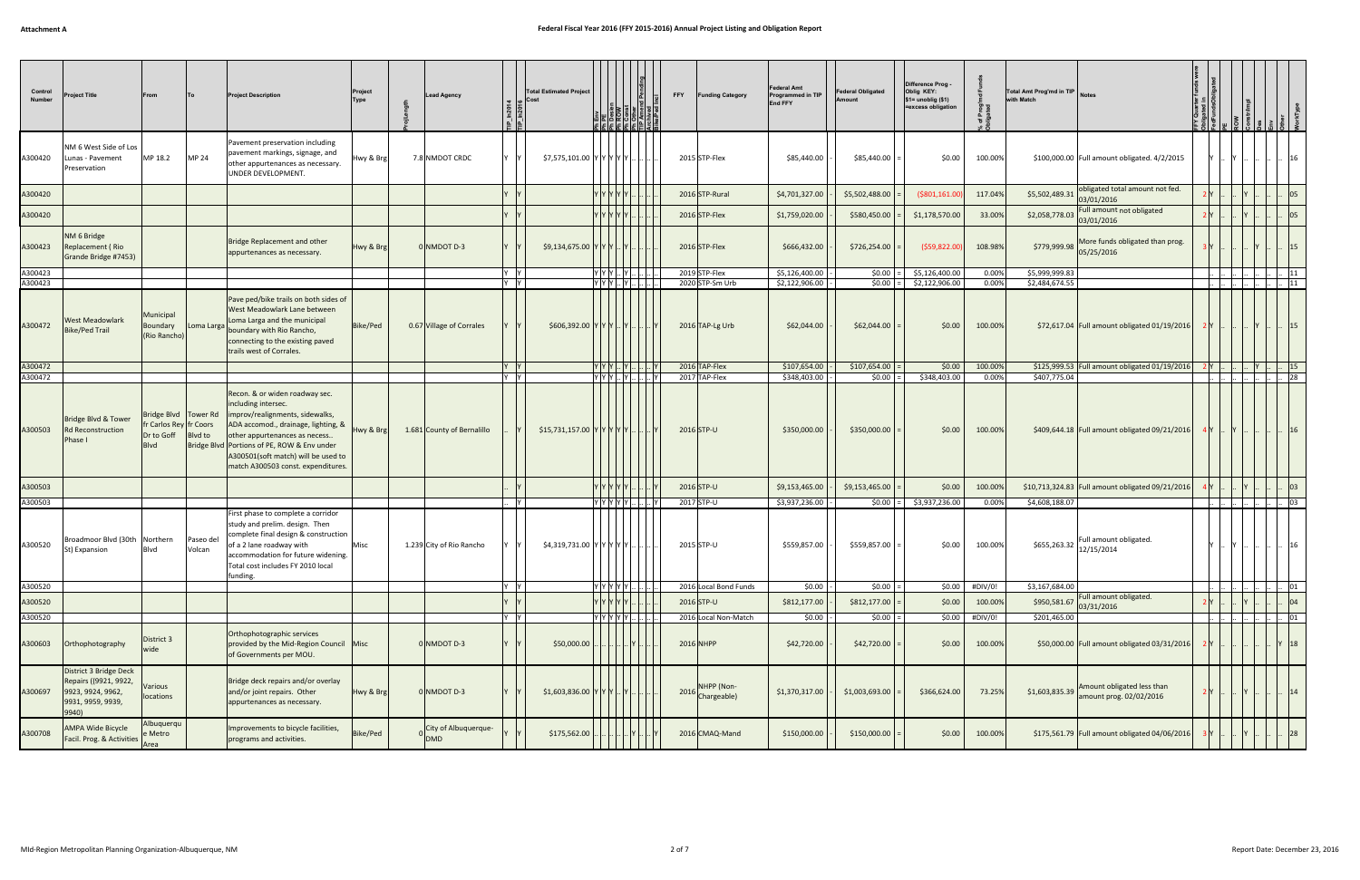**Attachment A**

# Federal Fiscal Year 2016 (FFY 2015-2016) Annual Project Listing and Obligation Report

| Control Number | Project Title | From | To | Project Description | Project Type | ProjLength | Lead Agency | TIP_to2014 | TIP_to2016 | Total Estimated Project Cost | Ph Env | Ph PE | Ph Design | Ph ROW | Ph Const | Ph Other | TIP Amend Pending | Activated | Bike/Ped Incl | FFY | Funding Category | Federal Amt Programmed in TIP End FFY | | Federal Obligated Amount | | Difference Prog - Oblig KEY: $1= unoblig ($1) =excess obligation | % of Prog'md Funds Obligated | Total Amt Prog'md in TIP with Match | Notes | FFY Quarter funds were Obligated in | FedFundsObligated | PE | ROW | Constr/Impl | Des | Env | Other | WorkType |
|---|---|---|---|---|---|---|---|---|---|---|---|---|---|---|---|---|---|---|---|---|---|---|---|---|---|---|---|---|---|---|---|---|---|---|---|---|---|---|
| A300420 | NM 6 West Side of Los Lunas - Pavement Preservation | MP 18.2 | MP 24 | Pavement preservation including pavement markings, signage, and other appurtenances as necessary. UNDER DEVELOPMENT. | Hwy & Brg | 7.8 | NMDOT CRDC | Y | Y | $7,575,101.00 | Y | Y | Y | Y | Y | .. | .. | .. | .. | 2015 | STP-Flex | $85,440.00 | - | $85,440.00 | = | $0.00 | 100.00% | $100,000.00 | Full amount obligated. 4/2/2015 | | Y | .. | Y | .. | .. | .. | .. | 16 |
| A300420 | | | | | | | | Y | Y | | Y | Y | Y | Y | Y | .. | .. | .. | .. | 2016 | STP-Rural | $4,701,327.00 | - | $5,502,488.00 | = | ($801,161.00) | 117.04% | $5,502,489.31 | obligated total amount not fed. 03/01/2016 | 2 | Y | .. | .. | Y | .. | .. | .. | 05 |
| A300420 | | | | | | | | Y | Y | | Y | Y | Y | Y | Y | .. | .. | .. | .. | 2016 | STP-Flex | $1,759,020.00 | - | $580,450.00 | = | $1,178,570.00 | 33.00% | $2,058,778.03 | Full amount not obligated 03/01/2016 | 2 | Y | .. | .. | Y | .. | .. | .. | 05 |
| A300423 | NM 6 Bridge Replacement ( Rio Grande Bridge #7453) | | | Bridge Replacement and other appurtenances as necessary. | Hwy & Brg | 0 | NMDOT D-3 | Y | Y | $9,134,675.00 | Y | Y | Y | .. | Y | .. | .. | .. | .. | 2016 | STP-Flex | $666,432.00 | - | $726,254.00 | = | ($59,822.00) | 108.98% | $779,999.98 | More funds obligated than prog. 05/25/2016 | 3 | Y | .. | .. | .. | Y | .. | .. | 15 |
| A300423 | | | | | | | | Y | Y | | Y | Y | Y | .. | Y | .. | .. | .. | .. | 2019 | STP-Flex | $5,126,400.00 | - | $0.00 | = | $5,126,400.00 | 0.00% | $5,999,999.83 | | | .. | .. | .. | .. | .. | .. | .. | 11 |
| A300423 | | | | | | | | Y | Y | | Y | Y | Y | .. | Y | .. | .. | .. | .. | 2020 | STP-Sm Urb | $2,122,906.00 | - | $0.00 | = | $2,122,906.00 | 0.00% | $2,484,674.55 | | | .. | .. | .. | .. | .. | .. | .. | 11 |
| A300472 | West Meadowlark Bike/Ped Trail | Municipal Boundary (Rio Rancho) | Loma Larga | Pave ped/bike trails on both sides of West Meadowlark Lane between Loma Larga and the municipal boundary with Rio Rancho, connecting to the existing paved trails west of Corrales. | Bike/Ped | 0.67 | Village of Corrales | Y | Y | $606,392.00 | Y | Y | Y | .. | Y | .. | .. | .. | Y | 2016 | TAP-Lg Urb | $62,044.00 | - | $62,044.00 | = | $0.00 | 100.00% | $72,617.04 | Full amount obligated 01/19/2016 | 2 | Y | .. | .. | .. | Y | .. | .. | 15 |
| A300472 | | | | | | | | Y | Y | | Y | Y | Y | .. | Y | .. | .. | .. | Y | 2016 | TAP-Flex | $107,654.00 | - | $107,654.00 | = | $0.00 | 100.00% | $125,999.53 | Full amount obligated 01/19/2016 | 2 | Y | .. | .. | .. | Y | .. | .. | 15 |
| A300472 | | | | | | | | Y | Y | | Y | Y | Y | .. | Y | .. | .. | .. | Y | 2017 | TAP-Flex | $348,403.00 | - | $0.00 | = | $348,403.00 | 0.00% | $407,775.04 | | | .. | .. | .. | .. | .. | .. | .. | 28 |
| A300503 | Bridge Blvd & Tower Rd Reconstruction Phase I | Bridge Blvd fr Carlos Rey Dr to Goff Blvd | Tower Rd fr Coors Blvd to Bridge Blvd | Recon. & or widen roadway sec. including intersec. improv/realignments, sidewalks, ADA accomod., drainage, lighting, & other appurtenances as necess.. Portions of PE, ROW & Env under A300501(soft match) will be used to match A300503 const. expenditures. | Hwy & Brg | 1.681 | County of Bernalillo | .. | Y | $15,731,157.00 | Y | Y | Y | Y | Y | .. | .. | .. | Y | 2016 | STP-U | $350,000.00 | - | $350,000.00 | = | $0.00 | 100.00% | $409,644.18 | Full amount obligated 09/21/2016 | 4 | Y | .. | Y | .. | .. | .. | .. | 16 |
| A300503 | | | | | | | | .. | Y | | Y | Y | Y | Y | Y | .. | .. | .. | Y | 2016 | STP-U | $9,153,465.00 | - | $9,153,465.00 | = | $0.00 | 100.00% | $10,713,324.83 | Full amount obligated 09/21/2016 | 4 | Y | .. | .. | Y | .. | .. | .. | 03 |
| A300503 | | | | | | | | .. | Y | | Y | Y | Y | Y | Y | .. | .. | .. | Y | 2017 | STP-U | $3,937,236.00 | - | $0.00 | = | $3,937,236.00 | 0.00% | $4,608,188.07 | | | .. | .. | .. | .. | .. | .. | .. | 03 |
| A300520 | Broadmoor Blvd (30th St) Expansion | Northern Blvd | Paseo del Volcan | First phase to complete a corridor study and prelim. design. Then complete final design & construction of a 2 lane roadway with accommodation for future widening. Total cost includes FY 2010 local funding. | Misc | 1.239 | City of Rio Rancho | Y | Y | $4,319,731.00 | Y | Y | Y | Y | Y | .. | .. | .. | .. | 2015 | STP-U | $559,857.00 | - | $559,857.00 | = | $0.00 | 100.00% | $655,263.32 | Full amount obligated. 12/15/2014 | | Y | .. | Y | .. | .. | .. | .. | 16 |
| A300520 | | | | | | | | Y | Y | | Y | Y | Y | Y | Y | .. | .. | .. | .. | 2016 | Local Bond Funds | $0.00 | - | $0.00 | = | $0.00 | #DIV/0! | $3,167,684.00 | | | .. | .. | .. | .. | .. | .. | .. | 01 |
| A300520 | | | | | | | | Y | Y | | Y | Y | Y | Y | Y | .. | .. | .. | .. | 2016 | STP-U | $812,177.00 | - | $812,177.00 | = | $0.00 | 100.00% | $950,581.67 | Full amount obligated. 03/31/2016 | 2 | Y | .. | .. | Y | .. | .. | .. | 04 |
| A300520 | | | | | | | | Y | Y | | Y | Y | Y | Y | Y | .. | .. | .. | .. | 2016 | Local Non-Match | $0.00 | - | $0.00 | = | $0.00 | #DIV/0! | $201,465.00 | | | .. | .. | .. | .. | .. | .. | .. | 01 |
| A300603 | Orthophotography | District 3 wide | | Orthophotographic services provided by the Mid-Region Council of Governments per MOU. | Misc | 0 | NMDOT D-3 | Y | Y | $50,000.00 | .. | .. | .. | .. | .. | Y | .. | .. | .. | 2016 | NHPP | $42,720.00 | - | $42,720.00 | = | $0.00 | 100.00% | $50,000.00 | Full amount obligated 03/31/2016 | 2 | Y | .. | .. | .. | .. | .. | Y | 18 |
| A300697 | District 3 Bridge Deck Repairs ((9921, 9922, 9923, 9924, 9962, 9931, 9959, 9939, 9940) | Various locations | | Bridge deck repairs and/or overlay and/or joint repairs. Other appurtenances as necessary. | Hwy & Brg | 0 | NMDOT D-3 | Y | Y | $1,603,836.00 | Y | Y | Y | .. | Y | .. | .. | .. | .. | 2016 | NHPP (Non-Chargeable) | $1,370,317.00 | - | $1,003,693.00 | = | $366,624.00 | 73.25% | $1,603,835.39 | Amount obligated less than amount prog. 02/02/2016 | 2 | Y | .. | .. | Y | .. | .. | .. | 14 |
| A300708 | AMPA Wide Bicycle Facil. Prog. & Activities | Albuquerque Metro Area | | Improvements to bicycle facilities, programs and activities. | Bike/Ped | 0 | City of Albuquerque-DMD | Y | Y | $175,562.00 | .. | .. | .. | .. | Y | .. | .. | .. | Y | 2016 | CMAQ-Mand | $150,000.00 | - | $150,000.00 | = | $0.00 | 100.00% | $175,561.79 | Full amount obligated 04/06/2016 | 3 | Y | .. | .. | Y | .. | .. | .. | 28 |

Mid-Region Metropolitan Planning Organization-Albuquerque, NM

Report Date: December 23, 2016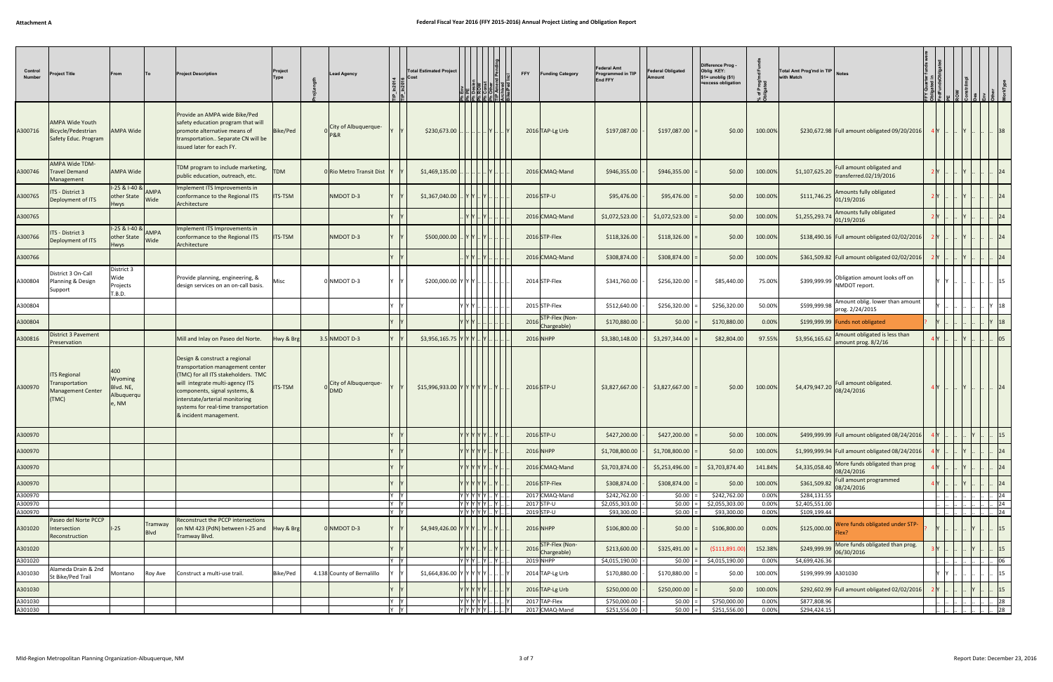# Federal Fiscal Year 2016 (FFY 2015-2016) Annual Project Listing and Obligation Report

| Control Number | Project Title | From | To | Project Description | Project Type | ProjLength | Lead Agency | TIP_In2014 | TIP_In2016 | Total Estimated Project Cost | Ph Env | Ph PE | Ph Design | Ph ROW | Ph Const | Ph Other | TIP Amend Pending | Achieved Base/Fed Incl | FFY | Funding Category | Federal Amt Programmed in TIP End FFY | | Federal Obligated Amount | | Difference Prog - Oblig KEY: $1= unoblig ($1) =excess obligation | % of Prog'md Funds Obligated | Total Amt Prog'md in TIP with Match | Notes | FFY Quarter funds were Obligated in | FedFundsObligated | PE | ROW | Constr/Impl | Des | Env | Other | WorkType |
|---|---|---|---|---|---|---|---|---|---|---|---|---|---|---|---|---|---|---|---|---|---|---|---|---|---|---|---|---|---|---|---|---|---|---|---|---|---|
| A300716 | AMPA Wide Youth Bicycle/Pedestrian Safety Educ. Program | AMPA Wide | | Provide an AMPA wide Bike/Ped safety education program that will promote alternative means of transportation.. Separate CN will be issued later for each FY. | Bike/Ped | 0 | City of Albuquerque-P&R | Y | Y | $230,673.00 | .. | .. | .. | .. | Y | .. | .. | Y | 2016 | TAP-Lg Urb | $197,087.00 | - | $197,087.00 | = | $0.00 | 100.00% | $230,672.98 | Full amount obligated 09/20/2016 | 4 | Y | .. | .. | Y | .. | .. | .. | 38 |
| A300746 | AMPA Wide TDM-Travel Demand Management | AMPA Wide | | TDM program to include marketing, public education, outreach, etc. | TDM | 0 | Rio Metro Transit Dist | Y | Y | $1,469,135.00 | .. | .. | .. | .. | Y | .. | .. | .. | 2016 | CMAQ-Mand | $946,355.00 | - | $946,355.00 | = | $0.00 | 100.00% | $1,107,625.20 | Full amount obligated and transferred.02/19/2016 | 2 | Y | .. | .. | Y | .. | .. | .. | 24 |
| A300765 | ITS - District 3 Deployment of ITS | I-25 & I-40 & other State Hwys | AMPA Wide | Implement ITS Improvements in conformance to the Regional ITS Architecture | ITS-TSM | | NMDOT D-3 | Y | Y | $1,367,040.00 | .. | Y | Y | .. | Y | .. | .. | .. | 2016 | STP-U | $95,476.00 | - | $95,476.00 | = | $0.00 | 100.00% | $111,746.25 | Amounts fully obligated 01/19/2016 | 2 | Y | .. | .. | Y | .. | .. | .. | 24 |
| A300765 | | | | | | | | Y | Y | | .. | Y | Y | .. | Y | .. | .. | .. | 2016 | CMAQ-Mand | $1,072,523.00 | - | $1,072,523.00 | = | $0.00 | 100.00% | $1,255,293.74 | Amounts fully obligated 01/19/2016 | 2 | Y | .. | .. | Y | .. | .. | .. | 24 |
| A300766 | ITS - District 3 Deployment of ITS | I-25 & I-40 & other State Hwys | AMPA Wide | Implement ITS Improvements in conformance to the Regional ITS Architecture | ITS-TSM | | NMDOT D-3 | Y | Y | $500,000.00 | .. | Y | Y | .. | Y | .. | .. | .. | 2016 | STP-Flex | $118,326.00 | - | $118,326.00 | = | $0.00 | 100.00% | $138,490.16 | Full amount obligated 02/02/2016 | 2 | Y | .. | .. | Y | .. | .. | .. | 24 |
| A300766 | | | | | | | | Y | Y | | .. | Y | Y | .. | Y | .. | .. | .. | 2016 | CMAQ-Mand | $308,874.00 | - | $308,874.00 | = | $0.00 | 100.00% | $361,509.82 | Full amount obligated 02/02/2016 | 2 | Y | .. | .. | Y | .. | .. | .. | 24 |
| A300804 | District 3 On-Call Planning & Design Support | District 3 Wide Projects T.B.D. | | Provide planning, engineering, & design services on an on-call basis. | Misc | 0 | NMDOT D-3 | Y | Y | $200,000.00 | Y | Y | Y | .. | .. | .. | .. | .. | 2014 | STP-Flex | $341,760.00 | - | $256,320.00 | = | $85,440.00 | 75.00% | $399,999.99 | Obligation amount looks off on NMDOT report. | | Y | Y | .. | .. | .. | .. | .. | 15 |
| A300804 | | | | | | | | Y | Y | | Y | Y | Y | .. | .. | .. | .. | .. | 2015 | STP-Flex | $512,640.00 | - | $256,320.00 | = | $256,320.00 | 50.00% | $599,999.98 | Amount oblig. lower than amount prog. 2/24/2015 | | Y | .. | .. | .. | .. | .. | Y | 18 |
| A300804 | | | | | | | | Y | Y | | Y | Y | Y | .. | .. | .. | .. | .. | 2016 | STP-Flex (Non-Chargeable) | $170,880.00 | - | $0.00 | = | $170,880.00 | 0.00% | $199,999.99 | Funds not obligated | ? | Y | .. | .. | .. | .. | .. | Y | 18 |
| A300816 | District 3 Pavement Preservation | | | Mill and Inlay on Paseo del Norte. | Hwy & Brg | 3.5 | NMDOT D-3 | Y | Y | $3,956,165.75 | Y | Y | Y | .. | Y | .. | .. | .. | 2016 | NHPP | $3,380,148.00 | - | $3,297,344.00 | = | $82,804.00 | 97.55% | $3,956,165.62 | Amount obligated is less than amount prog. 8/2/16 | 4 | Y | .. | .. | Y | .. | .. | .. | 05 |
| A300970 | ITS Regional Transportation Management Center (TMC) | 400 Wyoming Blvd. NE, Albuquerque, NM | | Design & construct a regional transportation management center (TMC) for all ITS stakeholders. TMC will integrate multi-agency ITS components, signal systems, & interstate/arterial monitoring systems for real-time transportation & incident management. | ITS-TSM | 0 | City of Albuquerque-DMD | Y | Y | $15,996,933.00 | Y | Y | Y | Y | Y | .. | Y | .. | 2016 | STP-U | $3,827,667.00 | - | $3,827,667.00 | = | $0.00 | 100.00% | $4,479,947.20 | Full amount obligated. 08/24/2016 | 4 | Y | .. | .. | Y | .. | .. | .. | 24 |
| A300970 | | | | | | | | Y | Y | | Y | Y | Y | Y | Y | .. | Y | .. | 2016 | STP-U | $427,200.00 | - | $427,200.00 | = | $0.00 | 100.00% | $499,999.99 | Full amount obligated 08/24/2016 | 4 | Y | .. | .. | .. | Y | .. | .. | 15 |
| A300970 | | | | | | | | Y | Y | | Y | Y | Y | Y | Y | .. | Y | .. | 2016 | NHPP | $1,708,800.00 | - | $1,708,800.00 | = | $0.00 | 100.00% | $1,999,999.94 | Full amount obligated 08/24/2016 | 4 | Y | .. | .. | Y | .. | .. | .. | 24 |
| A300970 | | | | | | | | Y | Y | | Y | Y | Y | Y | Y | .. | Y | .. | 2016 | CMAQ-Mand | $3,703,874.00 | - | $5,253,496.00 | = | $3,703,874.40 | 141.84% | $4,335,058.40 | More funds obligated than prog 08/24/2016 | 4 | Y | .. | .. | Y | .. | .. | .. | 24 |
| A300970 | | | | | | | | Y | Y | | Y | Y | Y | Y | Y | .. | Y | .. | 2016 | STP-Flex | $308,874.00 | - | $308,874.00 | = | $0.00 | 100.00% | $361,509.82 | Full amount programmed 08/24/2016 | 4 | Y | .. | .. | Y | .. | .. | .. | 24 |
| A300970 | | | | | | | | Y | Y | | Y | Y | Y | Y | Y | .. | Y | .. | 2017 | CMAQ-Mand | $242,762.00 | - | $0.00 | = | $242,762.00 | 0.00% | $284,131.55 | | | .. | .. | .. | .. | .. | .. | .. | 24 |
| A300970 | | | | | | | | Y | Y | | Y | Y | Y | Y | Y | .. | Y | .. | 2017 | STP-U | $2,055,303.00 | - | $0.00 | = | $2,055,303.00 | 0.00% | $2,405,551.00 | | | .. | .. | .. | .. | .. | .. | .. | 24 |
| A300970 | | | | | | | | Y | Y | | Y | Y | Y | Y | Y | .. | Y | .. | 2019 | STP-U | $93,300.00 | - | $0.00 | = | $93,300.00 | 0.00% | $109,199.44 | | | .. | .. | .. | .. | .. | .. | .. | 24 |
| A301020 | Paseo del Norte PCCP Intersection Reconstruction | I-25 | Tramway Blvd | Reconstruct the PCCP intersections on NM 423 (PdN) between I-25 and Tramway Blvd. | Hwy & Brg | 0 | NMDOT D-3 | Y | Y | $4,949,426.00 | Y | Y | Y | .. | Y | .. | Y | .. | 2016 | NHPP | $106,800.00 | - | $0.00 | = | $106,800.00 | 0.00% | $125,000.00 | Were funds obligated under STP-Flex? | ? | Y | .. | .. | .. | Y | .. | .. | 15 |
| A301020 | | | | | | | | Y | Y | | Y | Y | Y | .. | Y | .. | Y | .. | 2016 | STP-Flex (Non-Chargeable) | $213,600.00 | - | $325,491.00 | = | ($111,891.00) | 152.38% | $249,999.99 | More funds obligated than prog. 06/30/2016 | 3 | Y | .. | .. | .. | Y | .. | .. | 15 |
| A301020 | | | | | | | | Y | Y | | Y | Y | Y | .. | Y | .. | Y | .. | 2019 | NHPP | $4,015,190.00 | - | $0.00 | = | $4,015,190.00 | 0.00% | $4,699,426.36 | | | .. | .. | .. | .. | .. | .. | .. | 06 |
| A301030 | Alameda Drain & 2nd St Bike/Ped Trail | Montano | Roy Ave | Construct a multi-use trail. | Bike/Ped | 4.138 | County of Bernalillo | Y | Y | $1,664,836.00 | Y | Y | Y | Y | Y | .. | .. | Y | 2014 | TAP-Lg Urb | $170,880.00 | - | $170,880.00 | = | $0.00 | 100.00% | $199,999.99 | A301030 | | Y | Y | .. | .. | .. | .. | .. | 15 |
| A301030 | | | | | | | | Y | Y | | Y | Y | Y | Y | Y | .. | .. | Y | 2016 | TAP-Lg Urb | $250,000.00 | - | $250,000.00 | = | $0.00 | 100.00% | $292,602.99 | Full amount obligated 02/02/2016 | 2 | Y | .. | .. | .. | Y | .. | .. | 15 |
| A301030 | | | | | | | | Y | Y | | Y | Y | Y | Y | Y | .. | .. | Y | 2017 | TAP-Flex | $750,000.00 | - | $0.00 | = | $750,000.00 | 0.00% | $877,808.96 | | | .. | .. | .. | .. | .. | .. | .. | 28 |
| A301030 | | | | | | | | Y | Y | | Y | Y | Y | Y | Y | .. | .. | Y | 2017 | CMAQ-Mand | $251,556.00 | - | $0.00 | = | $251,556.00 | 0.00% | $294,424.15 | | | .. | .. | .. | .. | .. | .. | .. | 28 |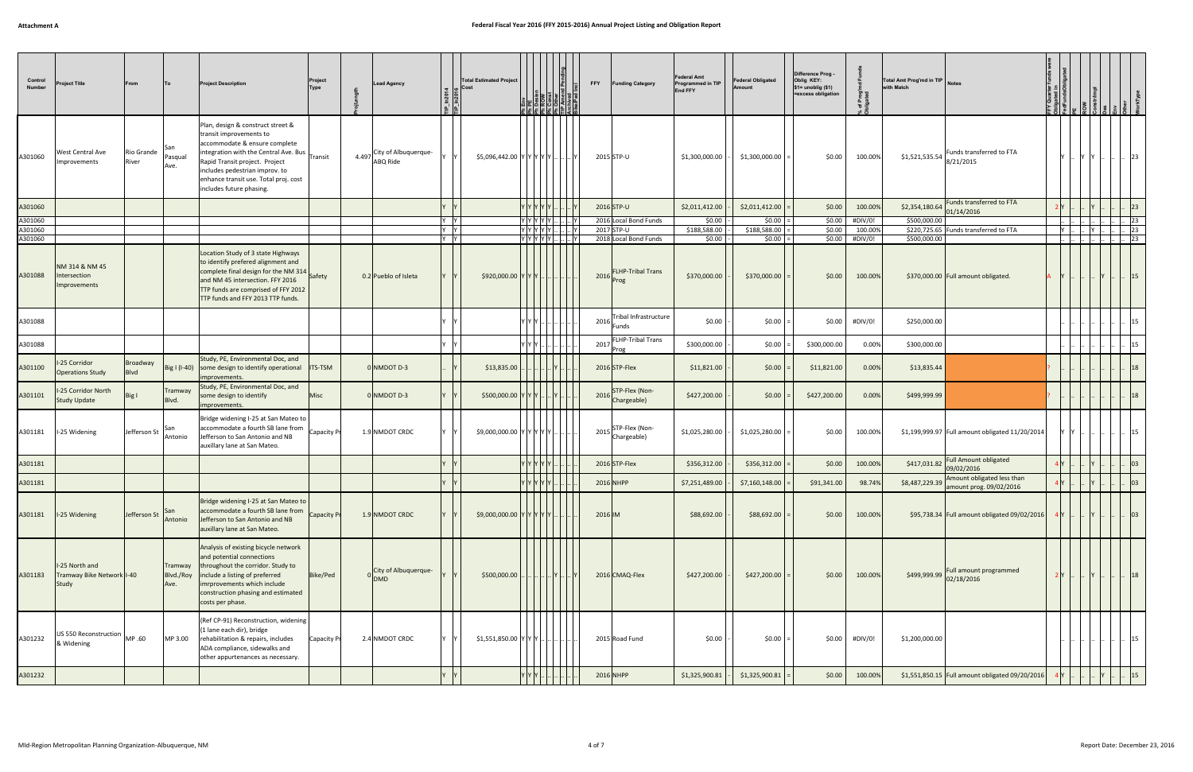## Federal Fiscal Year 2016 (FFY 2015-2016) Annual Project Listing and Obligation Report

| Control Number | Project Title | From | To | Project Description | Project Type | ProjLength | Lead Agency | TIP_in2014 | TIP_in2016 | Total Estimated Project Cost | Ph Env | Ph PE | Ph Design | Ph ROW | Ph Const | Ph Other | TIP Amend Pending | Achieved Air Qual Incl | FFY | Funding Category | Federal Amt Programmed in TIP End FFY | | Federal Obligated Amount | | Difference Prog - Oblig KEY: $!= unoblig ($1) =excess obligation | % of Prog'md Funds Obligated | Total Amt Prog'md in TIP with Match | Notes | FFY Quarter funds were Obligated in | FedFundsObligated | PE | ROW | Constr/Impl | Des | Env | Other | WorkType |
|---|---|---|---|---|---|---|---|---|---|---|---|---|---|---|---|---|---|---|---|---|---|---|---|---|---|---|---|---|---|---|---|---|---|---|---|---|---|
| A301060 | West Central Ave Improvements | Rio Grande River | San Pasqual Ave. | Plan, design & construct street & transit improvements to accommodate & ensure complete integration with the Central Ave. Bus Rapid Transit project. Project includes pedestrian improv. to enhance transit use. Total proj. cost includes future phasing. | Transit | 4.497 | City of Albuquerque-ABQ Ride | Y | Y | $5,096,442.00 | Y | Y | Y | Y | .. | .. | .. | Y | 2015 | STP-U | $1,300,000.00 | - | $1,300,000.00 | = | $0.00 | 100.00% | $1,521,535.54 | Funds transferred to FTA 8/21/2015 | | Y | .. | Y | Y | .. | .. | .. | 23 |
| A301060 | | | | | | | | Y | Y | | Y | Y | Y | Y | .. | .. | .. | Y | 2016 | STP-U | $2,011,412.00 | - | $2,011,412.00 | = | $0.00 | 100.00% | $2,354,180.64 | Funds transferred to FTA 01/14/2016 | 2 | Y | .. | .. | Y | .. | .. | .. | 23 |
| A301060 | | | | | | | | Y | Y | | Y | Y | Y | Y | .. | .. | .. | Y | 2016 | Local Bond Funds | $0.00 | - | $0.00 | = | $0.00 | #DIV/0! | $500,000.00 | | | .. | .. | .. | .. | .. | .. | .. | 23 |
| A301060 | | | | | | | | Y | Y | | Y | Y | Y | Y | .. | .. | .. | Y | 2017 | STP-U | $188,588.00 | - | $188,588.00 | = | $0.00 | 100.00% | $220,725.65 | Funds transferred to FTA | | Y | .. | .. | Y | .. | .. | .. | 23 |
| A301060 | | | | | | | | Y | Y | | Y | Y | Y | Y | .. | .. | .. | Y | 2018 | Local Bond Funds | $0.00 | - | $0.00 | = | $0.00 | #DIV/0! | $500,000.00 | | | .. | .. | .. | .. | .. | .. | .. | 23 |
| A301088 | NM 314 & NM 45 Intersection Improvements | | | Location Study of 3 state Highways to identify prefered alignment and complete final design for the NM 314 and NM 45 intersection. FFY 2016 TTP funds are comprised of FFY 2012 TTP funds and FFY 2013 TTP funds. | Safety | 0.2 | Pueblo of Isleta | Y | Y | $920,000.00 | Y | Y | Y | .. | .. | .. | .. | .. | 2016 | FLHP-Tribal Trans Prog | $370,000.00 | - | $370,000.00 | = | $0.00 | 100.00% | $370,000.00 | Full amount obligated. | A | Y | .. | .. | .. | Y | .. | .. | 15 |
| A301088 | | | | | | | | Y | Y | | Y | Y | Y | .. | .. | .. | .. | .. | 2016 | Tribal Infrastructure Funds | $0.00 | - | $0.00 | = | $0.00 | #DIV/0! | $250,000.00 | | | .. | .. | .. | .. | .. | .. | .. | 15 |
| A301088 | | | | | | | | Y | Y | | Y | Y | Y | .. | .. | .. | .. | .. | 2017 | FLHP-Tribal Trans Prog | $300,000.00 | - | $0.00 | = | $300,000.00 | 0.00% | $300,000.00 | | | .. | .. | .. | .. | .. | .. | .. | 15 |
| A301100 | I-25 Corridor Operations Study | Broadway Blvd | Big I (I-40) | Study, PE, Environmental Doc, and some design to identify operational improvements. | ITS-TSM | 0 | NMDOT D-3 | .. | Y | $13,835.00 | .. | .. | .. | .. | Y | .. | .. | .. | 2016 | STP-Flex | $11,821.00 | - | $0.00 | = | $11,821.00 | 0.00% | $13,835.44 | | ? | .. | .. | .. | .. | .. | .. | .. | 18 |
| A301101 | I-25 Corridor North Study Update | Big I | Tramway Blvd. | Study, PE, Environmental Doc, and some design to identify improvements. | Misc | 0 | NMDOT D-3 | Y | Y | $500,000.00 | Y | Y | Y | .. | Y | .. | .. | .. | 2016 | STP-Flex (Non-Chargeable) | $427,200.00 | - | $0.00 | = | $427,200.00 | 0.00% | $499,999.99 | | ? | .. | .. | .. | .. | .. | .. | .. | 18 |
| A301181 | I-25 Widening | Jefferson St | San Antonio | Bridge widening I-25 at San Mateo to accommodate a fourth SB lane from Jefferson to San Antonio and NB auxillary lane at San Mateo. | Capacity Pr | 1.9 | NMDOT CRDC | Y | Y | $9,000,000.00 | Y | Y | Y | Y | Y | .. | .. | .. | 2015 | STP-Flex (Non-Chargeable) | $1,025,280.00 | - | $1,025,280.00 | = | $0.00 | 100.00% | $1,199,999.97 | Full amount obligated 11/20/2014 | | Y | Y | .. | .. | .. | .. | .. | 15 |
| A301181 | | | | | | | | Y | Y | | Y | Y | Y | Y | Y | .. | .. | .. | 2016 | STP-Flex | $356,312.00 | - | $356,312.00 | = | $0.00 | 100.00% | $417,031.82 | Full Amount obligated 09/02/2016 | 4 | Y | .. | .. | Y | .. | .. | .. | 03 |
| A301181 | | | | | | | | Y | Y | | Y | Y | Y | Y | Y | .. | .. | .. | 2016 | NHPP | $7,251,489.00 | - | $7,160,148.00 | = | $91,341.00 | 98.74% | $8,487,229.39 | Amount obligated less than amount prog. 09/02/2016 | 4 | Y | .. | .. | Y | .. | .. | .. | 03 |
| A301181 | I-25 Widening | Jefferson St | San Antonio | Bridge widening I-25 at San Mateo to accommodate a fourth SB lane from Jefferson to San Antonio and NB auxillary lane at San Mateo. | Capacity Pr | 1.9 | NMDOT CRDC | Y | Y | $9,000,000.00 | Y | Y | Y | Y | Y | .. | .. | .. | 2016 | IM | $88,692.00 | - | $88,692.00 | = | $0.00 | 100.00% | $95,738.34 | Full amount obligated 09/02/2016 | 4 | Y | .. | .. | Y | .. | .. | .. | 03 |
| A301183 | I-25 North and Tramway Bike Network Study | I-40 | Tramway Blvd./Roy Ave. | Analysis of existing bicycle network and potential connections throughout the corridor. Study to include a listing of preferred imrprovements which include construction phasing and estimated costs per phase. | Bike/Ped | 0 | City of Albuquerque-DMD | Y | Y | $500,000.00 | .. | .. | .. | .. | Y | .. | .. | Y | 2016 | CMAQ-Flex | $427,200.00 | - | $427,200.00 | = | $0.00 | 100.00% | $499,999.99 | Full amount programmed 02/18/2016 | 2 | Y | .. | .. | Y | .. | .. | .. | 18 |
| A301232 | US 550 Reconstruction & Widening | MP .60 | MP 3.00 | (Ref CP-91) Reconstruction, widening (1 lane each dir), bridge rehabilitation & repairs, includes ADA compliance, sidewalks and other appurtenances as necessary. | Capacity Pr | 2.4 | NMDOT CRDC | Y | Y | $1,551,850.00 | Y | Y | Y | .. | .. | .. | .. | .. | 2015 | Road Fund | $0.00 | - | $0.00 | = | $0.00 | #DIV/0! | $1,200,000.00 | | | .. | .. | .. | .. | .. | .. | .. | 15 |
| A301232 | | | | | | | | Y | Y | | Y | Y | Y | .. | .. | .. | .. | .. | 2016 | NHPP | $1,325,900.81 | - | $1,325,900.81 | = | $0.00 | 100.00% | $1,551,850.15 | Full amount obligated 09/20/2016 | 4 | Y | .. | .. | .. | Y | .. | .. | 15 |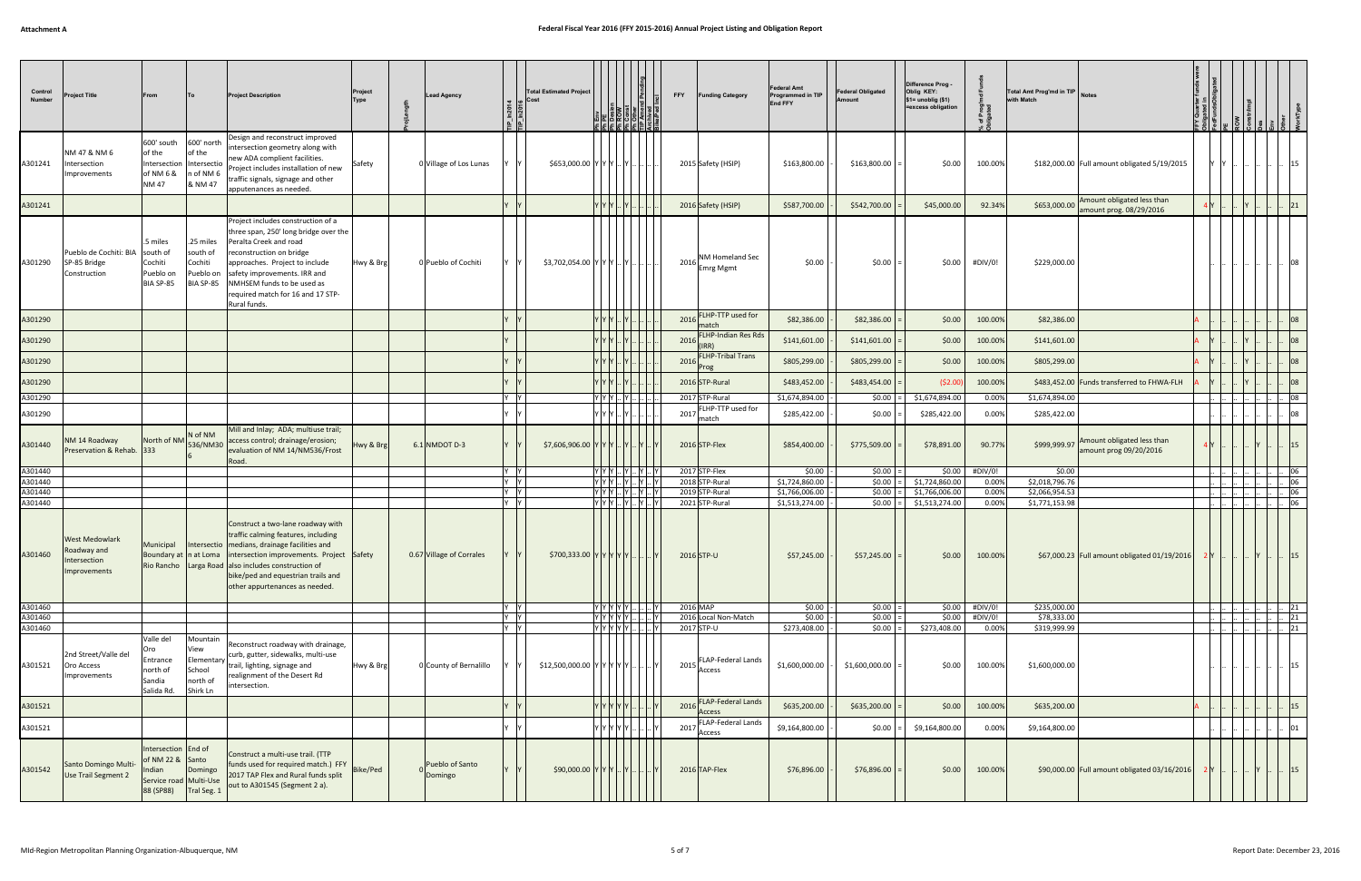# Attachment A

## Federal Fiscal Year 2016 (FFY 2015-2016) Annual Project Listing and Obligation Report

| Control Number | Project Title | From | To | Project Description | Project Type | ProjLength | Lead Agency | TIP_in2014 | TIP_in2016 | Total Estimated Project Cost | Ph Env | Ph PE | Ph Design | Ph ROW | Ph Const | Ph Other | TIP Amend Pending | Achieved Baseline Incl | FFY | Funding Category | Federal Amt Programmed in TIP End FFY | | Federal Obligated Amount | | Difference Prog - Oblig KEY: $1= unoblig ($1) =excess obligation | % of Prog'md Funds Obligated | Total Amt Prog'md in TIP with Match | Notes | FFY Quarter funds were Obligated in | FedFundsObligated | PE | ROW | ConstrImpl | Des | Env | Other | WorkType |
|---|---|---|---|---|---|---|---|---|---|---|---|---|---|---|---|---|---|---|---|---|---|---|---|---|---|---|---|---|---|---|---|---|---|---|---|---|---|---|
| A301241 | NM 47 & NM 6 Intersection Improvements | 600' south of the Intersection of NM 6 & NM 47 | 600' north of the Intersection of NM 6 & NM 47 | Design and reconstruct improved intersection geometry along with new ADA complient facilities. Project includes installation of new traffic signals, signage and other appurtenances as needed. | Safety | 0 | Village of Los Lunas | Y | Y | $653,000.00 | Y | Y | Y | .. | Y | .. | .. | .. | 2015 | Safety (HSIP) | $163,800.00 | - | $163,800.00 | = | $0.00 | 100.00% | $182,000.00 | Full amount obligated 5/19/2015 | | Y | Y | .. | .. | .. | .. | .. | 15 |
| A301241 | | | | | | | | Y | Y | | Y | Y | Y | .. | Y | .. | .. | .. | 2016 | Safety (HSIP) | $587,700.00 | - | $542,700.00 | = | $45,000.00 | 92.34% | $653,000.00 | Amount obligated less than amount prog. 08/29/2016 | 4 | Y | .. | .. | Y | .. | .. | .. | 21 |
| A301290 | Pueblo de Cochiti: BIA SP-85 Bridge Construction | .5 miles south of Cochiti Pueblo on BIA SP-85 | .25 miles south of Cochiti Pueblo on BIA SP-85 | Project includes construction of a three span, 250' long bridge over the Peralta Creek and road reconstruction on bridge approaches. Project to include safety improvements. IRR and NMHSEM funds to be used as required match for 16 and 17 STP-Rural funds. | Hwy & Brg | 0 | Pueblo of Cochiti | Y | Y | $3,702,054.00 | Y | Y | Y | .. | Y | .. | .. | .. | 2016 | NM Homeland Sec Emrg Mgmt | $0.00 | - | $0.00 | = | $0.00 | #DIV/0! | $229,000.00 | | | .. | .. | .. | .. | .. | .. | .. | 08 |
| A301290 | | | | | | | | Y | Y | | Y | Y | Y | .. | Y | .. | .. | .. | 2016 | FLHP-TTP used for match | $82,386.00 | - | $82,386.00 | = | $0.00 | 100.00% | $82,386.00 | | A | .. | .. | .. | .. | .. | .. | .. | 08 |
| A301290 | | | | | | | | Y | | | Y | Y | Y | .. | Y | .. | .. | .. | 2016 | FLHP-Indian Res Rds (IRR) | $141,601.00 | - | $141,601.00 | = | $0.00 | 100.00% | $141,601.00 | | A | Y | .. | .. | Y | .. | .. | .. | 08 |
| A301290 | | | | | | | | Y | Y | | Y | Y | Y | .. | Y | .. | .. | .. | 2016 | FLHP-Tribal Trans Prog | $805,299.00 | - | $805,299.00 | = | $0.00 | 100.00% | $805,299.00 | | A | Y | .. | .. | Y | .. | .. | .. | 08 |
| A301290 | | | | | | | | Y | Y | | Y | Y | Y | .. | Y | .. | .. | .. | 2016 | STP-Rural | $483,452.00 | - | $483,454.00 | = | ($2.00) | 100.00% | $483,452.00 | Funds transferred to FHWA-FLH | A | Y | .. | .. | Y | .. | .. | .. | 08 |
| A301290 | | | | | | | | Y | Y | | Y | Y | Y | .. | Y | .. | .. | .. | 2017 | STP-Rural | $1,674,894.00 | - | $0.00 | = | $1,674,894.00 | 0.00% | $1,674,894.00 | | | .. | .. | .. | .. | .. | .. | .. | 08 |
| A301290 | | | | | | | | Y | Y | | Y | Y | Y | .. | Y | .. | .. | .. | 2017 | FLHP-TTP used for match | $285,422.00 | - | $0.00 | = | $285,422.00 | 0.00% | $285,422.00 | | | .. | .. | .. | .. | .. | .. | .. | 08 |
| A301440 | NM 14 Roadway Preservation & Rehab. | North of NM 333 | N of NM 536/NM306 | Mill and Inlay; ADA; multiuse trail; access control; drainage/erosion; evaluation of NM 14/NM536/Frost Road. | Hwy & Brg | 6.1 | NMDOT D-3 | Y | Y | $7,606,906.00 | Y | Y | Y | .. | Y | .. | Y | .. | 2016 | STP-Flex | $854,400.00 | - | $775,509.00 | = | $78,891.00 | 90.77% | $999,999.97 | Amount obligated less than amount prog 09/20/2016 | 4 | Y | .. | .. | Y | .. | .. | .. | 15 |
| A301440 | | | | | | | | Y | Y | | Y | Y | Y | .. | Y | .. | Y | .. | 2017 | STP-Flex | $0.00 | - | $0.00 | = | $0.00 | #DIV/0! | $0.00 | | | .. | .. | .. | .. | .. | .. | .. | 06 |
| A301440 | | | | | | | | Y | Y | | Y | Y | Y | .. | Y | .. | Y | .. | 2018 | STP-Rural | $1,724,860.00 | - | $0.00 | = | $1,724,860.00 | 0.00% | $2,018,796.76 | | | .. | .. | .. | .. | .. | .. | .. | 06 |
| A301440 | | | | | | | | Y | Y | | Y | Y | Y | .. | Y | .. | Y | .. | 2019 | STP-Rural | $1,766,006.00 | - | $0.00 | = | $1,766,006.00 | 0.00% | $2,066,954.53 | | | .. | .. | .. | .. | .. | .. | .. | 06 |
| A301440 | | | | | | | | Y | Y | | Y | Y | Y | .. | Y | .. | Y | .. | 2021 | STP-Rural | $1,513,274.00 | - | $0.00 | = | $1,513,274.00 | 0.00% | $1,771,153.98 | | | .. | .. | .. | .. | .. | .. | .. | 06 |
| A301460 | West Medowlark Roadway and Intersection Improvements | Municipal Boundary at Rio Rancho | Intersection at Loma Larga Road | Construct a two-lane roadway with traffic calming features, including medians, drainage facilities and intersection improvements. Project also includes construction of bike/ped and equestrian trails and other appurtenances as needed. | Safety | 0.67 | Village of Corrales | Y | Y | $700,333.00 | Y | Y | Y | Y | Y | .. | .. | Y | 2016 | STP-U | $57,245.00 | - | $57,245.00 | = | $0.00 | 100.00% | $67,000.23 | Full amount obligated 01/19/2016 | 2 | Y | .. | .. | .. | Y | .. | .. | 15 |
| A301460 | | | | | | | | Y | Y | | Y | Y | Y | Y | Y | .. | .. | Y | 2016 | MAP | $0.00 | - | $0.00 | = | $0.00 | #DIV/0! | $235,000.00 | | | .. | .. | .. | .. | .. | .. | .. | 21 |
| A301460 | | | | | | | | Y | Y | | Y | Y | Y | Y | Y | .. | .. | Y | 2016 | Local Non-Match | $0.00 | - | $0.00 | = | $0.00 | #DIV/0! | $78,333.00 | | | .. | .. | .. | .. | .. | .. | .. | 21 |
| A301460 | | | | | | | | Y | Y | | Y | Y | Y | Y | Y | .. | .. | Y | 2017 | STP-U | $273,408.00 | - | $0.00 | = | $273,408.00 | 0.00% | $319,999.99 | | | .. | .. | .. | .. | .. | .. | .. | 21 |
| A301521 | 2nd Street/Valle del Oro Access Improvements | Valle del Oro Entrance north of Sandia Salida Rd. | Mountain View Elementary School north of Shirk Ln | Reconstruct roadway with drainage, curb, gutter, sidewalks, multi-use trail, lighting, signage and realignment of the Desert Rd intersection. | Hwy & Brg | 0 | County of Bernalillo | Y | Y | $12,500,000.00 | Y | Y | Y | Y | Y | .. | .. | Y | 2015 | FLAP-Federal Lands Access | $1,600,000.00 | - | $1,600,000.00 | = | $0.00 | 100.00% | $1,600,000.00 | | | .. | .. | .. | .. | .. | .. | .. | 15 |
| A301521 | | | | | | | | Y | Y | | Y | Y | Y | Y | Y | .. | .. | Y | 2016 | FLAP-Federal Lands Access | $635,200.00 | - | $635,200.00 | = | $0.00 | 100.00% | $635,200.00 | | A | .. | .. | .. | .. | .. | .. | .. | 15 |
| A301521 | | | | | | | | Y | Y | | Y | Y | Y | Y | Y | .. | .. | Y | 2017 | FLAP-Federal Lands Access | $9,164,800.00 | - | $0.00 | = | $9,164,800.00 | 0.00% | $9,164,800.00 | | | .. | .. | .. | .. | .. | .. | .. | 01 |
| A301542 | Santo Domingo Multi-Use Trail Segment 2 | Intersection of NM 22 & Indian Service road 88 (SP88) | End of Santo Domingo Multi-Use Tral Seg. 1 | Construct a multi-use trail. (TTP funds used for required match.) FFY 2017 TAP Flex and Rural funds split out to A301545 (Segment 2 a). | Bike/Ped | 0 | Pueblo of Santo Domingo | Y | Y | $90,000.00 | Y | Y | Y | .. | Y | .. | .. | Y | 2016 | TAP-Flex | $76,896.00 | - | $76,896.00 | = | $0.00 | 100.00% | $90,000.00 | Full amount obligated 03/16/2016 | 2 | Y | .. | .. | Y | .. | .. | .. | 15 |

Mid-Region Metropolitan Planning Organization-Albuquerque, NM

Report Date: December 23, 2016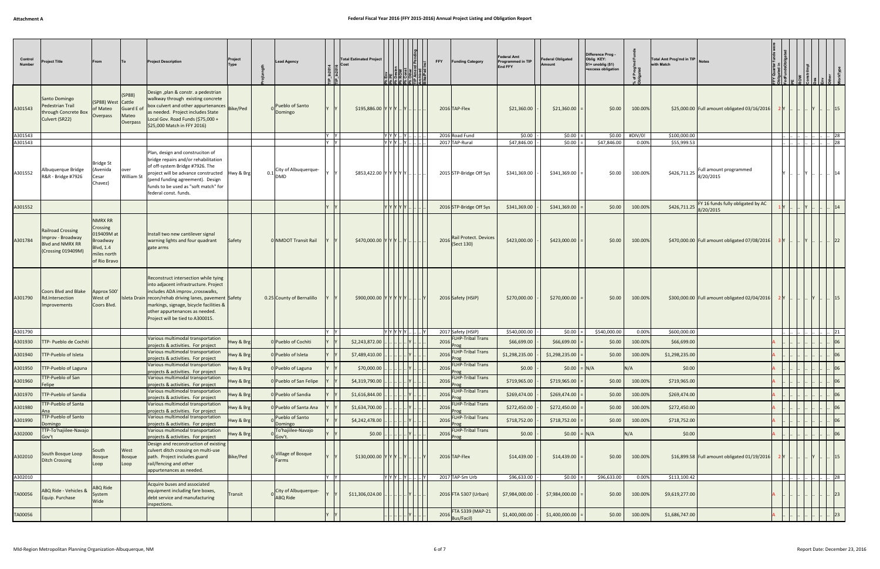# Federal Fiscal Year 2016 (FFY 2015-2016) Annual Project Listing and Obligation Report

Attachment A

| Control Number | Project Title | From | To | Project Description | Project Type | ProjLength | Lead Agency | TIP_in2014 | TIP_in2016 | Total Estimated Project Cost | Ph Env | Ph PE | Ph Design | Ph ROW | Ph Const | Ph Other | TIP Amend Pending | Advanced Construct | FFY | Funding Category | Federal Amt Programmed in TIP End FFY | | Federal Obligated Amount | | Difference Prog - Oblig KEY: $1= unoblig ($1) =excess obligation | % of Prog'md Funds Obligated | Total Amt Prog'md in TIP with Match | Notes | FFY Quarter funds were Obligated in | FedFundsObligated | PE | ROW | ConstrImpl | Des | Env | Other | WorkType |
|---|---|---|---|---|---|---|---|---|---|---|---|---|---|---|---|---|---|---|---|---|---|---|---|---|---|---|---|---|---|---|---|---|---|---|---|---|---|
| A301543 | Santo Domingo Pedestrian Trail through Concrete Box Culvert (SR22) | (SP88) West of Mateo Overpass | (SP88) Cattle Guard E of Mateo Overpass | Design ,plan & constr. a pedestrian walkway through existing concrete box culvert and other appurtenances as needed. Project includes State Local Gov. Road Funds ($75,000 + $25,000 Match in FFY 2016) | Bike/Ped | 0 | Pueblo of Santo Domingo | Y | Y | $195,886.00 | Y | Y | Y | .. | Y | .. | .. | .. | 2016 | TAP-Flex | $21,360.00 | - | $21,360.00 | = | $0.00 | 100.00% | $25,000.00 | Full amount obligated 03/16/2016 | 2 | Y | .. | .. | Y | .. | .. | .. | 15 |
| A301543 | | | | | | | | Y | Y | | Y | Y | Y | .. | Y | .. | .. | .. | 2016 | Road Fund | $0.00 | - | $0.00 | = | $0.00 | #DIV/0! | $100,000.00 | | | .. | .. | .. | .. | .. | .. | .. | 28 |
| A301543 | | | | | | | | Y | Y | | Y | Y | Y | .. | Y | .. | .. | .. | 2017 | TAP-Rural | $47,846.00 | - | $0.00 | = | $47,846.00 | 0.00% | $55,999.53 | | | .. | .. | .. | .. | .. | .. | .. | 28 |
| A301552 | Albuquerque Bridge R&R - Bridge #7926 | Bridge St (Avenida Cesar Chavez) | over William St | Plan, design and construciton of bridge repairs and/or rehabilitation of off-system Bridge #7926. The project will be advance constructed (pend funding agreement). Design funds to be used as "soft match" for federal const. funds. | Hwy & Brg | 0.1 | City of Albuquerque-DMD | Y | Y | $853,422.00 | Y | Y | Y | Y | Y | .. | .. | .. | 2015 | STP-Bridge Off Sys | $341,369.00 | - | $341,369.00 | = | $0.00 | 100.00% | $426,711.25 | Full amount programmed 8/20/2015 | | Y | .. | .. | Y | .. | .. | .. | 14 |
| A301552 | | | | | | | | Y | Y | | Y | Y | Y | Y | Y | .. | .. | .. | 2016 | STP-Bridge Off Sys | $341,369.00 | - | $341,369.00 | = | $0.00 | 100.00% | $426,711.25 | FY 16 funds fully obligated by AC 8/20/2015 | 1 | Y | .. | .. | Y | .. | .. | .. | 14 |
| A301784 | Railroad Crossing Improv - Broadway Blvd and NMRX RR (Crossing 019409M) | NMRX RR Crossing 019409M at Broadway Blvd, 1.4 miles north of Rio Bravo | | Install two new cantilever signal warning lights and four quadrant gate arms | Safety | 0 | NMDOT Transit Rail | Y | Y | $470,000.00 | Y | Y | Y | .. | Y | .. | .. | .. | 2016 | Rail Protect. Devices (Sect 130) | $423,000.00 | - | $423,000.00 | = | $0.00 | 100.00% | $470,000.00 | Full amount obligated 07/08/2016 | 3 | Y | .. | .. | Y | .. | .. | .. | 22 |
| A301790 | Coors Blvd and Blake Rd.Intersection Improvements | Approx 500' West of Coors Blvd. | Isleta Drain | Reconstruct intersection while tying into adjacent infrastructure. Project includes ADA improv.,crosswalks, recon/rehab driving lanes, pavement markings, signage, bicycle facilities & other appurtenances as needed. Project will be tied to A300015. | Safety | 0.25 | County of Bernalillo | Y | Y | $900,000.00 | Y | Y | Y | Y | Y | .. | .. | Y | 2016 | Safety (HSIP) | $270,000.00 | - | $270,000.00 | = | $0.00 | 100.00% | $300,000.00 | Full amount obligated 02/04/2016 | 2 | Y | .. | .. | Y | .. | .. | .. | 15 |
| A301790 | | | | | | | | Y | Y | | Y | Y | Y | Y | Y | .. | .. | Y | 2017 | Safety (HSIP) | $540,000.00 | - | $0.00 | = | $540,000.00 | 0.00% | $600,000.00 | | | .. | .. | .. | .. | .. | .. | .. | 21 |
| A301930 | TTP- Pueblo de Cochiti | | | Various multimodal transportation projects & activities. For project | Hwy & Brg | 0 | Pueblo of Cochiti | Y | Y | $2,243,872.00 | .. | .. | .. | .. | Y | .. | .. | .. | 2016 | FLHP-Tribal Trans Prog | $66,699.00 | - | $66,699.00 | = | $0.00 | 100.00% | $66,699.00 | | A | .. | .. | .. | .. | .. | .. | .. | 06 |
| A301940 | TTP-Pueblo of Isleta | | | Various multimodal transportation projects & activities. For project | Hwy & Brg | 0 | Pueblo of Isleta | Y | Y | $7,489,410.00 | .. | .. | .. | .. | Y | .. | .. | .. | 2016 | FLHP-Tribal Trans Prog | $1,298,235.00 | - | $1,298,235.00 | = | $0.00 | 100.00% | $1,298,235.00 | | A | .. | .. | .. | .. | .. | .. | .. | 06 |
| A301950 | TTP-Pueblo of Laguna | | | Various multimodal transportation projects & activities. For project | Hwy & Brg | 0 | Pueblo of Laguna | Y | Y | $70,000.00 | .. | .. | .. | .. | Y | .. | .. | .. | 2016 | FLHP-Tribal Trans Prog | $0.00 | - | $0.00 | = | N/A | N/A | $0.00 | | A | .. | .. | .. | .. | .. | .. | .. | 06 |
| A301960 | TTP-Pueblo of San Felipe | | | Various multimodal transportation projects & activities. For project | Hwy & Brg | 0 | Pueblo of San Felipe | Y | Y | $4,319,790.00 | .. | .. | .. | .. | Y | .. | .. | .. | 2016 | FLHP-Tribal Trans Prog | $719,965.00 | - | $719,965.00 | = | $0.00 | 100.00% | $719,965.00 | | A | .. | .. | .. | .. | .. | .. | .. | 06 |
| A301970 | TTP-Pueblo of Sandia | | | Various multimodal transportation projects & activities. For project | Hwy & Brg | 0 | Pueblo of Sandia | Y | Y | $1,616,844.00 | .. | .. | .. | .. | Y | .. | .. | .. | 2016 | FLHP-Tribal Trans Prog | $269,474.00 | - | $269,474.00 | = | $0.00 | 100.00% | $269,474.00 | | A | .. | .. | .. | .. | .. | .. | .. | 06 |
| A301980 | TTP-Pueblo of Santa Ana | | | Various multimodal transportation projects & activities. For project | Hwy & Brg | 0 | Pueblo of Santa Ana | Y | Y | $1,634,700.00 | .. | .. | .. | .. | Y | .. | .. | .. | 2016 | FLHP-Tribal Trans Prog | $272,450.00 | - | $272,450.00 | = | $0.00 | 100.00% | $272,450.00 | | A | .. | .. | .. | .. | .. | .. | .. | 06 |
| A301990 | TTP-Pueblo of Santo Domingo | | | Various multimodal transportation projects & activities. For project | Hwy & Brg | 0 | Pueblo of Santo Domingo | Y | Y | $4,242,478.00 | .. | .. | .. | .. | Y | .. | .. | .. | 2016 | FLHP-Tribal Trans Prog | $718,752.00 | - | $718,752.00 | = | $0.00 | 100.00% | $718,752.00 | | A | .. | .. | .. | .. | .. | .. | .. | 06 |
| A302000 | TTP-To'hajiilee-Navajo Gov't | | | Various multimodal transportation projects & activities. For project | Hwy & Brg | 0 | To'hajiilee-Navajo Gov't. | Y | Y | $0.00 | .. | .. | .. | .. | Y | .. | .. | .. | 2016 | FLHP-Tribal Trans Prog | $0.00 | - | $0.00 | = | N/A | N/A | $0.00 | | A | .. | .. | .. | .. | .. | .. | .. | 06 |
| A302010 | South Bosque Loop Ditch Crossing | South Bosque Loop | West Bosque Loop | Design and reconstruction of existing culvert ditch crossing on multi-use path. Project includes guard rail/fencing and other appurtenances as needed. | Bike/Ped | 0 | Village of Bosque Farms | Y | Y | $130,000.00 | Y | Y | Y | .. | Y | .. | .. | Y | 2016 | TAP-Flex | $14,439.00 | - | $14,439.00 | = | $0.00 | 100.00% | $16,899.58 | Full amount obligated 01/19/2016 | 2 | Y | .. | .. | Y | .. | .. | .. | 15 |
| A302010 | | | | | | | | Y | Y | | Y | Y | Y | .. | Y | .. | .. | Y | 2017 | TAP-Sm Urb | $96,633.00 | - | $0.00 | = | $96,633.00 | 0.00% | $113,100.42 | | | .. | .. | .. | .. | .. | .. | .. | 28 |
| TA00056 | ABQ Ride - Vehicles & Equip. Purchase | ABQ Ride System Wide | | Acquire buses and associated equipment including fare boxes, debt service and manufacturing inspections. | Transit | 0 | City of Albuquerque-ABQ Ride | Y | Y | $11,306,024.00 | .. | .. | .. | .. | Y | .. | .. | .. | 2016 | FTA 5307 (Urban) | $7,984,000.00 | - | $7,984,000.00 | = | $0.00 | 100.00% | $9,619,277.00 | | A | .. | .. | .. | .. | .. | .. | .. | 23 |
| TA00056 | | | | | | | | Y | Y | | .. | .. | .. | .. | Y | .. | .. | .. | 2016 | FTA 5339 (MAP-21 Bus/Facil) | $1,400,000.00 | - | $1,400,000.00 | = | $0.00 | 100.00% | $1,686,747.00 | | A | .. | .. | .. | .. | .. | .. | .. | 23 |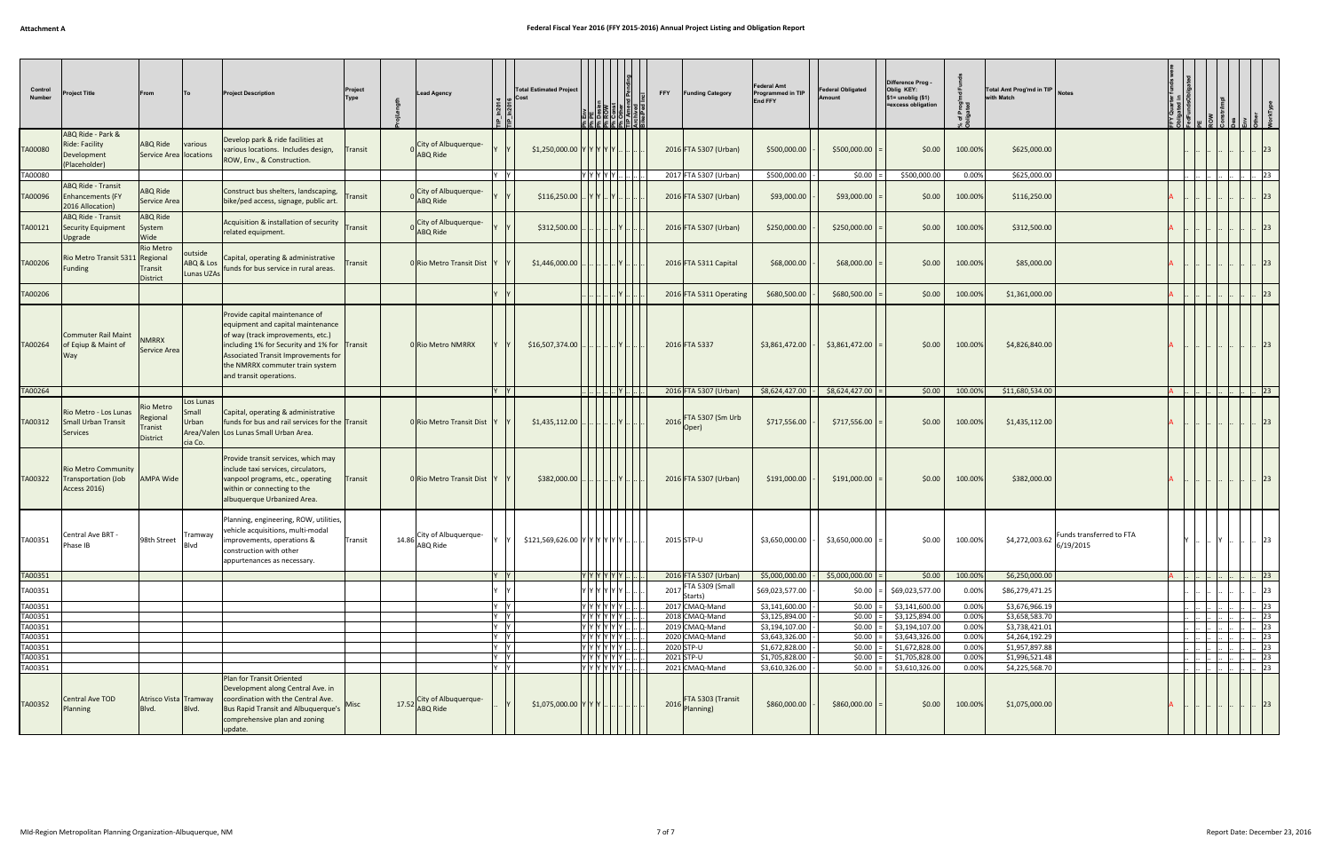# Federal Fiscal Year 2016 (FFY 2015-2016) Annual Project Listing and Obligation Report

Attachment A

| Control Number | Project Title | From | To | Project Description | Project Type | ProjLength | Lead Agency | TIP_In2014 | TIP_In2016 | Total Estimated Project Cost | Ph Env | Ph PE | Ph Design | Ph ROW | Ph Const | Ph Other | TIP Amend Pending | Authorized | Beakfast Inct | FFY | Funding Category | Federal Amt Programmed in TIP End FFY | | Federal Obligated Amount | | Difference Prog - Oblig KEY: $1= unoblig ($1) =excess obligation | % of Prog'md Funds Obligated | Total Amt Prog'md in TIP with Match | Notes | FFY Quarter funds were Obligated in | FedFundsObligated | PE | ROW | ConstrImpl | Des | Env | Other | WorkType |
|---|---|---|---|---|---|---|---|---|---|---|---|---|---|---|---|---|---|---|---|---|---|---|---|---|---|---|---|---|---|---|---|---|---|---|---|---|---|---|
| TA00080 | ABQ Ride - Park & Ride: Facility Development (Placeholder) | ABQ Ride Service Area | various locations | Develop park & ride facilities at various locations. Includes design, ROW, Env., & Construction. | Transit | 0 | City of Albuquerque-ABQ Ride | Y | Y | $1,250,000.00 | Y | Y | Y | Y | Y | .. | .. | .. | | 2016 | FTA 5307 (Urban) | $500,000.00 | - | $500,000.00 | = | $0.00 | 100.00% | $625,000.00 | | | .. | .. | .. | .. | .. | .. | .. | 23 |
| TA00080 | | | | | | | | Y | Y | | Y | Y | Y | Y | Y | .. | .. | .. | | 2017 | FTA 5307 (Urban) | $500,000.00 | - | $0.00 | = | $500,000.00 | 0.00% | $625,000.00 | | | .. | .. | .. | .. | .. | .. | .. | 23 |
| TA00096 | ABQ Ride - Transit Enhancements (FY 2016 Allocation) | ABQ Ride Service Area | | Construct bus shelters, landscaping, bike/ped access, signage, public art. | Transit | 0 | City of Albuquerque-ABQ Ride | Y | Y | $116,250.00 | .. | Y | Y | .. | Y | .. | .. | .. | | 2016 | FTA 5307 (Urban) | $93,000.00 | - | $93,000.00 | = | $0.00 | 100.00% | $116,250.00 | | A | .. | .. | .. | .. | .. | .. | .. | 23 |
| TA00121 | ABQ Ride - Transit Security Equipment Upgrade | ABQ Ride System Wide | | Acquisition & installation of security related equipment. | Transit | 0 | City of Albuquerque-ABQ Ride | Y | Y | $312,500.00 | .. | .. | .. | .. | Y | .. | .. | .. | | 2016 | FTA 5307 (Urban) | $250,000.00 | - | $250,000.00 | = | $0.00 | 100.00% | $312,500.00 | | A | .. | .. | .. | .. | .. | .. | .. | 23 |
| TA00206 | Rio Metro Transit 5311 Funding | Rio Metro Regional Transit District | outside ABQ & Los Lunas UZAs | Capital, operating & administrative funds for bus service in rural areas. | Transit | 0 | Rio Metro Transit Dist | Y | Y | $1,446,000.00 | .. | .. | .. | .. | Y | .. | .. | .. | | 2016 | FTA 5311 Capital | $68,000.00 | - | $68,000.00 | = | $0.00 | 100.00% | $85,000.00 | | A | .. | .. | .. | .. | .. | .. | .. | 23 |
| TA00206 | | | | | | | | Y | Y | | .. | .. | .. | .. | Y | .. | .. | .. | | 2016 | FTA 5311 Operating | $680,500.00 | - | $680,500.00 | = | $0.00 | 100.00% | $1,361,000.00 | | A | .. | .. | .. | .. | .. | .. | .. | 23 |
| TA00264 | Commuter Rail Maint of Eqiup & Maint of Way | NMRRX Service Area | | Provide capital maintenance of equipment and capital maintenance of way (track improvements, etc.) including 1% for Security and 1% for Associated Transit Improvements for the NMRRX commuter train system and transit operations. | Transit | 0 | Rio Metro NMRRX | Y | Y | $16,507,374.00 | .. | .. | .. | .. | Y | .. | .. | .. | | 2016 | FTA 5337 | $3,861,472.00 | - | $3,861,472.00 | = | $0.00 | 100.00% | $4,826,840.00 | | A | .. | .. | .. | .. | .. | .. | .. | 23 |
| TA00264 | | | | | | | | Y | Y | | .. | .. | .. | .. | Y | .. | .. | .. | | 2016 | FTA 5307 (Urban) | $8,624,427.00 | - | $8,624,427.00 | = | $0.00 | 100.00% | $11,680,534.00 | | A | .. | .. | .. | .. | .. | .. | .. | 23 |
| TA00312 | Rio Metro - Los Lunas Small Urban Transit Services | Rio Metro Regional Tranist District | Los Lunas Small Urban Area/Valencia Co. | Capital, operating & administrative funds for bus and rail services for the Los Lunas Small Urban Area. | Transit | 0 | Rio Metro Transit Dist | Y | Y | $1,435,112.00 | .. | .. | .. | .. | Y | .. | .. | .. | | 2016 | FTA 5307 (Sm Urb Oper) | $717,556.00 | - | $717,556.00 | = | $0.00 | 100.00% | $1,435,112.00 | | A | .. | .. | .. | .. | .. | .. | .. | 23 |
| TA00322 | Rio Metro Community Transportation (Job Access 2016) | AMPA Wide | | Provide transit services, which may include taxi services, circulators, vanpool programs, etc., operating within or connecting to the albuquerque Urbanized Area. | Transit | 0 | Rio Metro Transit Dist | Y | Y | $382,000.00 | .. | .. | .. | .. | Y | .. | .. | .. | | 2016 | FTA 5307 (Urban) | $191,000.00 | - | $191,000.00 | = | $0.00 | 100.00% | $382,000.00 | | A | .. | .. | .. | .. | .. | .. | .. | 23 |
| TA00351 | Central Ave BRT - Phase IB | 98th Street | Tramway Blvd | Planning, engineering, ROW, utilities, vehicle acquisitions, multi-modal improvements, operations & construction with other appurtenances as necessary. | Transit | 14.86 | City of Albuquerque-ABQ Ride | Y | Y | $121,569,626.00 | Y | Y | Y | Y | Y | .. | .. | .. | | 2015 | STP-U | $3,650,000.00 | - | $3,650,000.00 | = | $0.00 | 100.00% | $4,272,003.62 | Funds transferred to FTA 6/19/2015 | | Y | .. | .. | Y | .. | .. | .. | 23 |
| TA00351 | | | | | | | | Y | Y | | Y | Y | Y | Y | Y | .. | .. | .. | | 2016 | FTA 5307 (Urban) | $5,000,000.00 | - | $5,000,000.00 | = | $0.00 | 100.00% | $6,250,000.00 | | A | .. | .. | .. | .. | .. | .. | .. | 23 |
| TA00351 | | | | | | | | Y | Y | | Y | Y | Y | Y | Y | .. | .. | .. | | 2017 | FTA 5309 (Small Starts) | $69,023,577.00 | - | $0.00 | = | $69,023,577.00 | 0.00% | $86,279,471.25 | | | .. | .. | .. | .. | .. | .. | .. | 23 |
| TA00351 | | | | | | | | Y | Y | | Y | Y | Y | Y | Y | .. | .. | .. | | 2017 | CMAQ-Mand | $3,141,600.00 | - | $0.00 | = | $3,141,600.00 | 0.00% | $3,676,966.19 | | | .. | .. | .. | .. | .. | .. | .. | 23 |
| TA00351 | | | | | | | | Y | Y | | Y | Y | Y | Y | Y | .. | .. | .. | | 2018 | CMAQ-Mand | $3,125,894.00 | - | $0.00 | = | $3,125,894.00 | 0.00% | $3,658,583.70 | | | .. | .. | .. | .. | .. | .. | .. | 23 |
| TA00351 | | | | | | | | Y | Y | | Y | Y | Y | Y | Y | .. | .. | .. | | 2019 | CMAQ-Mand | $3,194,107.00 | - | $0.00 | = | $3,194,107.00 | 0.00% | $3,738,421.01 | | | .. | .. | .. | .. | .. | .. | .. | 23 |
| TA00351 | | | | | | | | Y | Y | | Y | Y | Y | Y | Y | .. | .. | .. | | 2020 | CMAQ-Mand | $3,643,326.00 | - | $0.00 | = | $3,643,326.00 | 0.00% | $4,264,192.29 | | | .. | .. | .. | .. | .. | .. | .. | 23 |
| TA00351 | | | | | | | | Y | Y | | Y | Y | Y | Y | Y | .. | .. | .. | | 2020 | STP-U | $1,672,828.00 | - | $0.00 | = | $1,672,828.00 | 0.00% | $1,957,897.88 | | | .. | .. | .. | .. | .. | .. | .. | 23 |
| TA00351 | | | | | | | | Y | Y | | Y | Y | Y | Y | Y | .. | .. | .. | | 2021 | STP-U | $1,705,828.00 | - | $0.00 | = | $1,705,828.00 | 0.00% | $1,996,521.48 | | | .. | .. | .. | .. | .. | .. | .. | 23 |
| TA00351 | | | | | | | | Y | Y | | Y | Y | Y | Y | Y | .. | .. | .. | | 2021 | CMAQ-Mand | $3,610,326.00 | - | $0.00 | = | $3,610,326.00 | 0.00% | $4,225,568.70 | | | .. | .. | .. | .. | .. | .. | .. | 23 |
| TA00352 | Central Ave TOD Planning | Atrisco Vista Blvd. | Tramway Blvd. | Plan for Transit Oriented Development along Central Ave. in coordination with the Central Ave. Bus Rapid Transit and Albuquerque's comprehensive plan and zoning update. | Misc | 17.52 | City of Albuquerque-ABQ Ride | .. | Y | $1,075,000.00 | Y | Y | Y | .. | .. | .. | .. | .. | | 2016 | FTA 5303 (Transit Planning) | $860,000.00 | - | $860,000.00 | = | $0.00 | 100.00% | $1,075,000.00 | | A | .. | .. | .. | .. | .. | .. | .. | 23 |

MId-Region Metropolitan Planning Organization-Albuquerque, NM

Report Date: December 23, 2016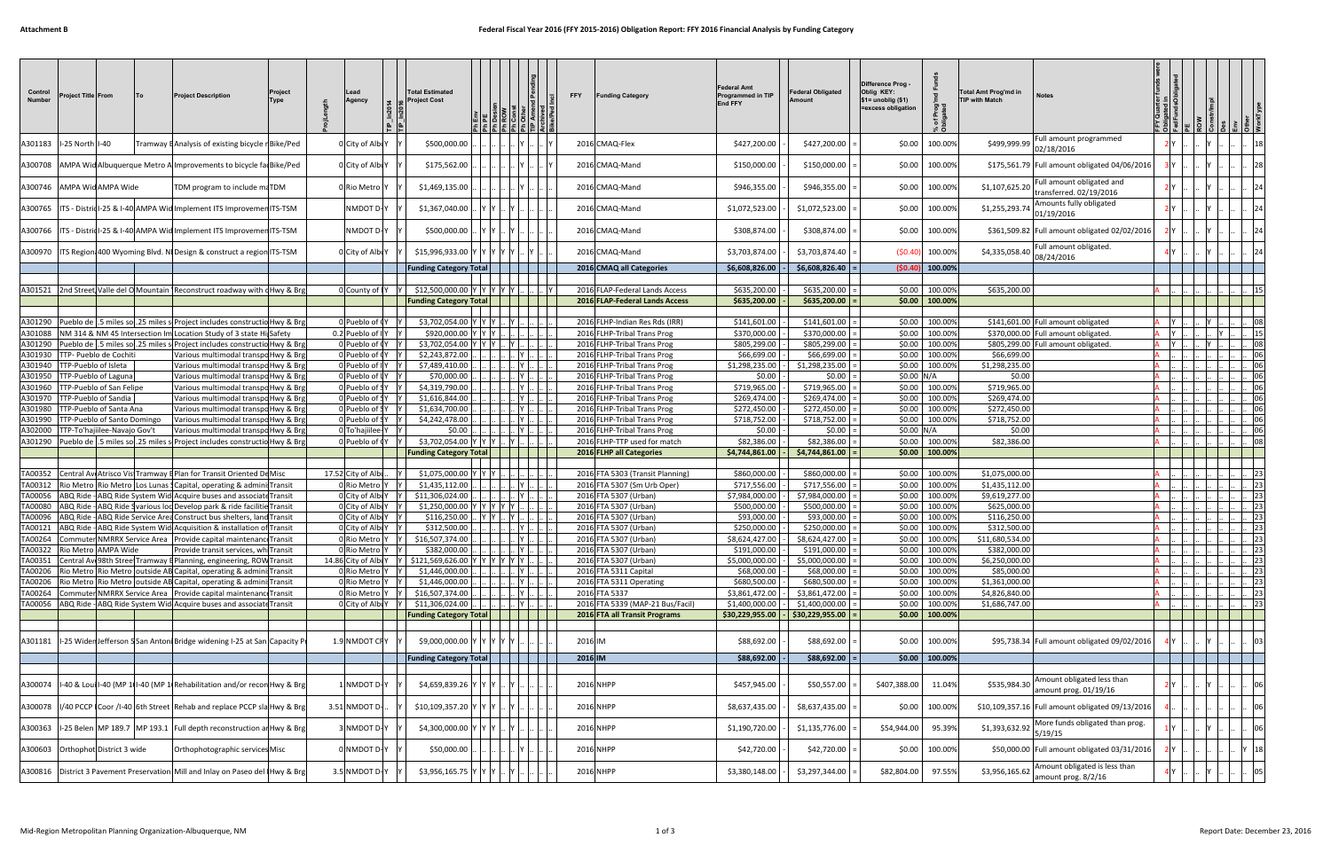**Attachment B**

# Federal Fiscal Year 2016 (FFY 2015-2016) Obligation Report: FFY 2016 Financial Analysis by Funding Category

| Control Number | Project Title | From | To | Project Description | Project Type | ProjLength | Lead Agency | TIP_In2014 | TIP_In2016 | Total Estimated Project Cost | Ph Env | Ph PE | Ph Design | Ph ROW | Ph Const | Ph Other | TIP Amend Pending | Archived | Bike/Ped Incl | FFY | Funding Category | Federal Amt Programmed in TIP End FFY | | Federal Obligated Amount | | Difference Prog - Oblig KEY: $1= unoblig ($1) =excess obligation | % of Prog'md Funds Obligated | Total Amt Prog'md in TIP with Match | Notes | FFY Quarter funds were Obligated in | FedFundsObligated | PE | ROW | Constr/Impl | Des | Env | Other | WorkType |
|---|---|---|---|---|---|---|---|---|---|---|---|---|---|---|---|---|---|---|---|---|---|---|---|---|---|---|---|---|---|---|---|---|---|---|---|---|---|---|
| A301183 | I-25 North | I-40 | | Tramway B Analysis of existing bicycle r | Bike/Ped | | 0 City of Albu | Y | | $500,000.00 | .. | .. | .. | .. | Y | .. | .. | .. | Y | 2016 | CMAQ-Flex | $427,200.00 | - | $427,200.00 | = | $0.00 | 100.00% | $499,999.99 | Full amount programmed 02/18/2016 | 2 | Y | .. | .. | Y | .. | .. | .. | 18 |
| A300708 | AMPA Wid | Albuquerque Metro A | | Improvements to bicycle fa | Bike/Ped | | 0 City of Albu | Y | | $175,562.00 | .. | .. | .. | .. | Y | .. | .. | .. | Y | 2016 | CMAQ-Mand | $150,000.00 | - | $150,000.00 | = | $0.00 | 100.00% | $175,561.79 | Full amount obligated 04/06/2016 | 3 | Y | .. | .. | Y | .. | .. | .. | 28 |
| A300746 | AMPA Wid | AMPA Wide | | TDM program to include ma | TDM | | 0 Rio Metro | Y | | $1,469,135.00 | .. | .. | .. | .. | .. | Y | .. | .. | .. | 2016 | CMAQ-Mand | $946,355.00 | - | $946,355.00 | = | $0.00 | 100.00% | $1,107,625.20 | Full amount obligated and transferred. 02/19/2016 | 2 | Y | .. | .. | .. | .. | .. | Y | 24 |
| A300765 | ITS - Distric | I-25 & I-40 | AMPA Wid | Implement ITS Improvemen | ITS-TSM | | NMDOT D- | Y | | $1,367,040.00 | .. | Y | Y | .. | Y | .. | .. | .. | .. | 2016 | CMAQ-Mand | $1,072,523.00 | - | $1,072,523.00 | = | $0.00 | 100.00% | $1,255,293.74 | Amounts fully obligated 01/19/2016 | 2 | Y | .. | .. | Y | .. | .. | .. | 24 |
| A300766 | ITS - Distric | I-25 & I-40 | AMPA Wid | Implement ITS Improvemen | ITS-TSM | | NMDOT D- | Y | | $500,000.00 | .. | Y | Y | .. | Y | .. | .. | .. | .. | 2016 | CMAQ-Mand | $308,874.00 | - | $308,874.00 | = | $0.00 | 100.00% | $361,509.82 | Full amount obligated 02/02/2016 | 2 | Y | .. | .. | Y | .. | .. | .. | 24 |
| A300970 | ITS Region | 400 Wyoming Blvd. NE | | Design & construct a region | ITS-TSM | | 0 City of Albu | Y | | $15,996,933.00 | Y | Y | Y | Y | Y | .. | Y | .. | .. | 2016 | CMAQ-Mand | $3,703,874.00 | - | $3,703,874.40 | = | ($0.40) | 100.00% | $4,335,058.40 | Full amount obligated. 08/24/2016 | 4 | Y | .. | .. | Y | .. | .. | .. | 24 |
| | | | | | | | | | | Funding Category Total | | | | | | | | | | 2016 | CMAQ all Categories | $6,608,826.00 | - | $6,608,826.40 | = | ($0.40) | 100.00% | | | | | | | | | | | |
| A301521 | 2nd Street | Valle del O | Mountain R | Reconstruct roadway with c | Hwy & Brg | | 0 County of B | Y | Y | $12,500,000.00 | Y | Y | Y | Y | Y | .. | .. | .. | Y | 2016 | FLAP-Federal Lands Access | $635,200.00 | - | $635,200.00 | = | $0.00 | 100.00% | $635,200.00 | | A | .. | .. | .. | .. | .. | .. | .. | 15 |
| | | | | | | | | | | Funding Category Total | | | | | | | | | | 2016 | FLAP-Federal Lands Access | $635,200.00 | - | $635,200.00 | = | $0.00 | 100.00% | | | | | | | | | | | |
| A301290 | Pueblo de | .5 miles so | .25 miles s | Project includes constructio | Hwy & Brg | | 0 Pueblo of C | Y | | $3,702,054.00 | Y | Y | Y | .. | Y | .. | .. | .. | .. | 2016 | FLHP-Indian Res Rds (IRR) | $141,601.00 | - | $141,601.00 | = | $0.00 | 100.00% | $141,601.00 | Full amount obligated | A | .. | Y | .. | .. | Y | .. | .. | 08 |
| A301088 | NM 314 & NM 45 Intersection Im | | | Location Study of 3 state Hi | Safety | | 0.2 Pueblo of I | Y | | $920,000.00 | Y | Y | Y | .. | .. | .. | .. | .. | .. | 2016 | FLHP-Tribal Trans Prog | $370,000.00 | - | $370,000.00 | = | $0.00 | 100.00% | $370,000.00 | Full amount obligated. | A | .. | Y | .. | .. | .. | Y | .. | 15 |
| A301290 | Pueblo de | .5 miles so | .25 miles s | Project includes constructio | Hwy & Brg | | 0 Pueblo of C | Y | | $3,702,054.00 | Y | Y | Y | .. | Y | .. | .. | .. | .. | 2016 | FLHP-Tribal Trans Prog | $805,299.00 | - | $805,299.00 | = | $0.00 | 100.00% | $805,299.00 | Full amount obligated. | A | .. | Y | .. | .. | Y | .. | .. | 08 |
| A301930 | TTP- Pueblo de Cochiti | | | Various multimodal transpo | Hwy & Brg | | 0 Pueblo of C | Y | | $2,243,872.00 | .. | .. | .. | .. | .. | Y | .. | .. | .. | 2016 | FLHP-Tribal Trans Prog | $66,699.00 | - | $66,699.00 | = | $0.00 | 100.00% | $66,699.00 | | A | .. | .. | .. | .. | .. | .. | .. | 06 |
| A301940 | TTP-Pueblo of Isleta | | | Various multimodal transpo | Hwy & Brg | | 0 Pueblo of I | Y | | $7,489,410.00 | .. | .. | .. | .. | .. | Y | .. | .. | .. | 2016 | FLHP-Tribal Trans Prog | $1,298,235.00 | - | $1,298,235.00 | = | $0.00 | 100.00% | $1,298,235.00 | | A | .. | .. | .. | .. | .. | .. | .. | 06 |
| A301950 | TTP-Pueblo of Laguna | | | Various multimodal transpo | Hwy & Brg | | 0 Pueblo of L | Y | | $70,000.00 | .. | .. | .. | .. | .. | Y | .. | .. | .. | 2016 | FLHP-Tribal Trans Prog | $0.00 | - | $0.00 | = | $0.00 | N/A | $0.00 | | A | .. | .. | .. | .. | .. | .. | .. | 06 |
| A301960 | TTP-Pueblo of San Felipe | | | Various multimodal transpo | Hwy & Brg | | 0 Pueblo of S | Y | | $4,319,790.00 | .. | .. | .. | .. | .. | Y | .. | .. | .. | 2016 | FLHP-Tribal Trans Prog | $719,965.00 | - | $719,965.00 | = | $0.00 | 100.00% | $719,965.00 | | A | .. | .. | .. | .. | .. | .. | .. | 06 |
| A301970 | TTP-Pueblo of Sandia | | | Various multimodal transpo | Hwy & Brg | | 0 Pueblo of S | Y | | $1,616,844.00 | .. | .. | .. | .. | .. | Y | .. | .. | .. | 2016 | FLHP-Tribal Trans Prog | $269,474.00 | - | $269,474.00 | = | $0.00 | 100.00% | $269,474.00 | | A | .. | .. | .. | .. | .. | .. | .. | 06 |
| A301980 | TTP-Pueblo of Santa Ana | | | Various multimodal transpo | Hwy & Brg | | 0 Pueblo of S | Y | | $1,634,700.00 | .. | .. | .. | .. | .. | Y | .. | .. | .. | 2016 | FLHP-Tribal Trans Prog | $272,450.00 | - | $272,450.00 | = | $0.00 | 100.00% | $272,450.00 | | A | .. | .. | .. | .. | .. | .. | .. | 06 |
| A301990 | TTP-Pueblo of Santo Domingo | | | Various multimodal transpo | Hwy & Brg | | 0 Pueblo of S | Y | | $4,242,478.00 | .. | .. | .. | .. | .. | Y | .. | .. | .. | 2016 | FLHP-Tribal Trans Prog | $718,752.00 | - | $718,752.00 | = | $0.00 | 100.00% | $718,752.00 | | A | .. | .. | .. | .. | .. | .. | .. | 06 |
| A302000 | TTP-To'hajiilee-Navajo Gov't | | | Various multimodal transpo | Hwy & Brg | | 0 To'hajiilee- | Y | | $0.00 | .. | .. | .. | .. | .. | Y | .. | .. | .. | 2016 | FLHP-Tribal Trans Prog | $0.00 | - | $0.00 | = | $0.00 | N/A | $0.00 | | A | .. | .. | .. | .. | .. | .. | .. | 06 |
| A301290 | Pueblo de | .5 miles so | .25 miles s | Project includes constructio | Hwy & Brg | | 0 Pueblo of C | Y | | $3,702,054.00 | Y | Y | Y | .. | Y | .. | .. | .. | .. | 2016 | FLHP-TTP used for match | $82,386.00 | - | $82,386.00 | = | $0.00 | 100.00% | $82,386.00 | | A | .. | .. | .. | .. | .. | .. | .. | 08 |
| | | | | | | | | | | Funding Category Total | | | | | | | | | | 2016 | FLHP all Categories | $4,744,861.00 | - | $4,744,861.00 | = | $0.00 | 100.00% | | | | | | | | | | | |
| TA00352 | Central Av | Atrisco Vis | Tramway B | Plan for Transit Oriented De | Misc | | 17.52 City of Albu | .. | Y | $1,075,000.00 | Y | Y | Y | .. | .. | .. | .. | .. | .. | 2016 | FTA 5303 (Transit Planning) | $860,000.00 | - | $860,000.00 | = | $0.00 | 100.00% | $1,075,000.00 | | A | .. | .. | .. | .. | .. | .. | .. | 23 |
| TA00312 | Rio Metro | Rio Metro | Los Lunas | Capital, operating & admini | Transit | | 0 Rio Metro | Y | Y | $1,435,112.00 | .. | .. | .. | .. | .. | Y | .. | .. | .. | 2016 | FTA 5307 (Sm Urb Oper) | $717,556.00 | - | $717,556.00 | = | $0.00 | 100.00% | $1,435,112.00 | | A | .. | .. | .. | .. | .. | .. | .. | 23 |
| TA00056 | ABQ Ride - | ABQ Ride System Wid | | Acquire buses and associate | Transit | | 0 City of Albu | Y | Y | $11,306,024.00 | .. | .. | .. | .. | .. | Y | .. | .. | .. | 2016 | FTA 5307 (Urban) | $7,984,000.00 | - | $7,984,000.00 | = | $0.00 | 100.00% | $9,619,277.00 | | A | .. | .. | .. | .. | .. | .. | .. | 23 |
| TA00080 | ABQ Ride - | ABQ Ride S | various loc | Develop park & ride facilitie | Transit | | 0 City of Albu | Y | Y | $1,250,000.00 | Y | Y | Y | Y | Y | .. | .. | .. | .. | 2016 | FTA 5307 (Urban) | $500,000.00 | - | $500,000.00 | = | $0.00 | 100.00% | $625,000.00 | | A | .. | .. | .. | .. | .. | .. | .. | 23 |
| TA00096 | ABQ Ride - | ABQ Ride Service Area | | Construct bus shelters, land | Transit | | 0 City of Albu | Y | Y | $116,250.00 | .. | Y | Y | .. | Y | .. | .. | .. | .. | 2016 | FTA 5307 (Urban) | $93,000.00 | - | $93,000.00 | = | $0.00 | 100.00% | $116,250.00 | | A | .. | .. | .. | .. | .. | .. | .. | 23 |
| TA00121 | ABQ Ride - | ABQ Ride System Wid | | Acquisition & installation of | Transit | | 0 City of Albu | Y | Y | $312,500.00 | .. | .. | .. | .. | .. | Y | .. | .. | .. | 2016 | FTA 5307 (Urban) | $250,000.00 | - | $250,000.00 | = | $0.00 | 100.00% | $312,500.00 | | A | .. | .. | .. | .. | .. | .. | .. | 23 |
| TA00264 | Commuter | NMRRX Service Area | | Provide capital maintenanc | Transit | | 0 Rio Metro | Y | Y | $16,507,374.00 | .. | .. | .. | .. | .. | Y | .. | .. | .. | 2016 | FTA 5307 (Urban) | $8,624,427.00 | - | $8,624,427.00 | = | $0.00 | 100.00% | $11,680,534.00 | | A | .. | .. | .. | .. | .. | .. | .. | 23 |
| TA00322 | Rio Metro | AMPA Wide | | Provide transit services, wh | Transit | | 0 Rio Metro | Y | Y | $382,000.00 | .. | .. | .. | .. | .. | Y | .. | .. | .. | 2016 | FTA 5307 (Urban) | $191,000.00 | - | $191,000.00 | = | $0.00 | 100.00% | $382,000.00 | | A | .. | .. | .. | .. | .. | .. | .. | 23 |
| TA00351 | Central Av | 98th Street | Tramway B | Planning, engineering, ROW | Transit | | 14.86 City of Albu | Y | Y | $121,569,626.00 | Y | Y | Y | Y | Y | Y | .. | .. | .. | 2016 | FTA 5307 (Urban) | $5,000,000.00 | - | $5,000,000.00 | = | $0.00 | 100.00% | $6,250,000.00 | | A | .. | .. | .. | .. | .. | .. | .. | 23 |
| TA00206 | Rio Metro | Rio Metro | outside AB | Capital, operating & admini | Transit | | 0 Rio Metro | Y | Y | $1,446,000.00 | .. | .. | .. | .. | .. | Y | .. | .. | .. | 2016 | FTA 5311 Capital | $68,000.00 | - | $68,000.00 | = | $0.00 | 100.00% | $85,000.00 | | A | .. | .. | .. | .. | .. | .. | .. | 23 |
| TA00206 | Rio Metro | Rio Metro | outside AB | Capital, operating & admini | Transit | | 0 Rio Metro | Y | Y | $1,446,000.00 | .. | .. | .. | .. | .. | Y | .. | .. | .. | 2016 | FTA 5311 Operating | $680,500.00 | - | $680,500.00 | = | $0.00 | 100.00% | $1,361,000.00 | | A | .. | .. | .. | .. | .. | .. | .. | 23 |
| TA00264 | Commuter | NMRRX Service Area | | Provide capital maintenanc | Transit | | 0 Rio Metro | Y | Y | $16,507,374.00 | .. | .. | .. | .. | .. | Y | .. | .. | .. | 2016 | FTA 5337 | $3,861,472.00 | - | $3,861,472.00 | = | $0.00 | 100.00% | $4,826,840.00 | | A | .. | .. | .. | .. | .. | .. | .. | 23 |
| TA00056 | ABQ Ride - | ABQ Ride System Wid | | Acquire buses and associate | Transit | | 0 City of Albu | Y | Y | $11,306,024.00 | .. | .. | .. | .. | .. | Y | .. | .. | .. | 2016 | FTA 5339 (MAP-21 Bus/Facil) | $1,400,000.00 | - | $1,400,000.00 | = | $0.00 | 100.00% | $1,686,747.00 | | A | .. | .. | .. | .. | .. | .. | .. | 23 |
| | | | | | | | | | | Funding Category Total | | | | | | | | | | 2016 | FTA all Transit Programs | $30,229,955.00 | - | $30,229,955.00 | = | $0.00 | 100.00% | | | | | | | | | | | |
| A301181 | I-25 Widen | Jefferson S | San Antoni | Bridge widening I-25 at San | Capacity P | | 1.9 NMDOT C | RY | Y | $9,000,000.00 | Y | Y | Y | Y | Y | .. | .. | .. | .. | 2016 | IM | $88,692.00 | - | $88,692.00 | = | $0.00 | 100.00% | $95,738.34 | Full amount obligated 09/02/2016 | 4 | Y | .. | .. | Y | .. | .. | .. | 03 |
| | | | | | | | | | | Funding Category Total | | | | | | | | | | 2016 | IM | $88,692.00 | - | $88,692.00 | = | $0.00 | 100.00% | | | | | | | | | | | |
| A300074 | I-40 & Loui | I-40 (MP 1 | I-40 (MP 1 | Rehabilitation and/or recon | Hwy & Brg | | 1 NMDOT D- | Y | | $4,659,839.26 | Y | Y | Y | .. | Y | .. | .. | .. | .. | 2016 | NHPP | $457,945.00 | - | $50,557.00 | = | $407,388.00 | 11.04% | $535,984.30 | Amount obligated less than amount prog. 01/19/16 | 2 | Y | .. | .. | Y | .. | .. | .. | 06 |
| A300078 | I/40 PCCP | Coor /I-40 | 6th Street | Rehab and replace PCCP sla | Hwy & Brg | | 3.51 NMDOT D- | .. | Y | $10,109,357.20 | Y | Y | Y | .. | Y | .. | .. | .. | .. | 2016 | NHPP | $8,637,435.00 | - | $8,637,435.00 | = | $0.00 | 100.00% | $10,109,357.16 | Full amount obligated 09/13/2016 | 4 | .. | .. | .. | .. | .. | .. | .. | 06 |
| A300363 | I-25 Belen | MP 189.7 | MP 193.1 | Full depth reconstruction ar | Hwy & Brg | | 3 NMDOT D- | Y | | $4,300,000.00 | Y | Y | Y | .. | Y | .. | .. | .. | .. | 2016 | NHPP | $1,190,720.00 | - | $1,135,776.00 | = | $54,944.00 | 95.39% | $1,393,632.92 | More funds obligated than prog. 5/19/15 | 1 | Y | .. | .. | Y | .. | .. | .. | 06 |
| A300603 | Orthophot | District 3 wide | | Orthophotographic services | Misc | | 0 NMDOT D- | Y | | $50,000.00 | .. | .. | .. | .. | .. | Y | .. | .. | .. | 2016 | NHPP | $42,720.00 | - | $42,720.00 | = | $0.00 | 100.00% | $50,000.00 | Full amount obligated 03/31/2016 | 2 | Y | .. | .. | .. | .. | .. | Y | 18 |
| A300816 | District 3 Pavement Preservation | | | Mill and Inlay on Paseo del | Hwy & Brg | | 3.5 NMDOT D- | Y | | $3,956,165.75 | Y | Y | Y | .. | Y | .. | .. | .. | .. | 2016 | NHPP | $3,380,148.00 | - | $3,297,344.00 | = | $82,804.00 | 97.55% | $3,956,165.62 | Amount obligated is less than amount prog. 8/2/16 | 4 | Y | .. | .. | Y | .. | .. | .. | 05 |

Mid-Region Metropolitan Planning Organization-Albuquerque, NM

Report Date: December 23, 2016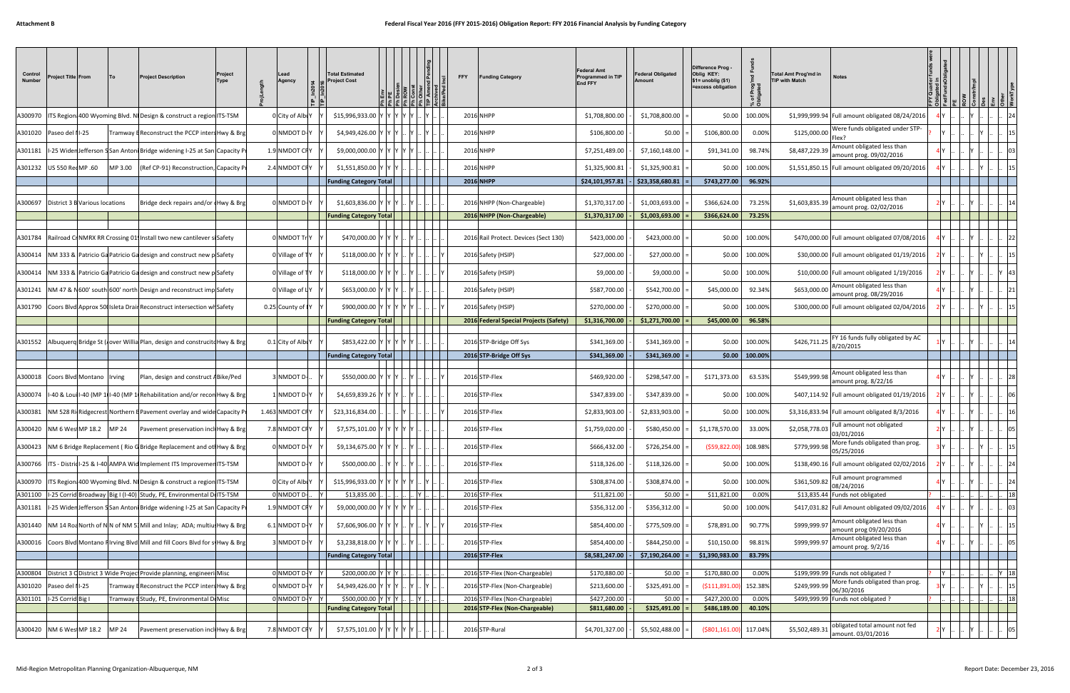**Attachment B**

# Federal Fiscal Year 2016 (FFY 2015-2016) Obligation Report: FFY 2016 Financial Analysis by Funding Category

| Control Number | Project Title | From | To | Project Description | Project Type | Proj Length | Lead Agency | TIP_ln2014 | TIP_ln2016 | Total Estimated Project Cost | Ph Env | Ph PE | Ph Design | Ph ROW | Ph Const | Ph Other | TIP Amend Pending | Archived | Bike/Ped Incl | FFY | Funding Category | Federal Amt Programmed in TIP End FFY | | Federal Obligated Amount | | Difference Prog - Oblig KEY: $1= unoblig ($1) =excess obligation | % of Prog'md Funds Obligated | Total Amt Prog'md in TIP with Match | Notes | FFY Quarter funds were Obligated in | Fed Funds Obligated | PE | ROW | Constr/Impl | Env | Des | Other | WorkType |
|---|---|---|---|---|---|---|---|---|---|---|---|---|---|---|---|---|---|---|---|---|---|---|---|---|---|---|---|---|---|---|---|---|---|---|---|---|---|---|
| A300970 | ITS Region | 400 Wyoming Blvd. NE | | Design & construct a region | ITS-TSM | 0 | City of Albu | Y | | $15,996,933.00 | Y | Y | Y | Y | Y | .. | Y | .. | .. | 2016 | NHPP | $1,708,800.00 | - | $1,708,800.00 | = | $0.00 | 100.00% | $1,999,999.94 | Full amount obligated 08/24/2016 | 4 | Y | .. | .. | Y | .. | .. | .. | 24 |
| A301020 | Paseo del N | I-25 | | Tramway B | Reconstruct the PCCP inters | Hwy & Brg | 0 | NMDOT D-3 | Y | | $4,949,426.00 | Y | Y | Y | .. | Y | .. | Y | .. | .. | 2016 | NHPP | $106,800.00 | - | $0.00 | = | $106,800.00 | 0.00% | $125,000.00 | Were funds obligated under STP-Flex? | | Y | .. | .. | Y | .. | .. | .. | 15 |
| A301181 | I-25 Widen | Jefferson St | San Antoni | Bridge widening I-25 at San | Capacity Pr | 1.9 | NMDOT CR | Y | | $9,000,000.00 | Y | Y | Y | Y | Y | .. | .. | .. | .. | 2016 | NHPP | $7,251,489.00 | - | $7,160,148.00 | = | $91,341.00 | 98.74% | $8,487,229.39 | Amount obligated less than amount prog. 09/02/2016 | 4 | Y | .. | .. | Y | .. | .. | .. | 03 |
| A301232 | US 550 Rec | MP .60 | MP 3.00 | (Ref CP-91) Reconstruction, | Capacity Pr | 2.4 | NMDOT CR | Y | | $1,551,850.00 | Y | Y | Y | .. | .. | .. | .. | .. | .. | 2016 | NHPP | $1,325,900.81 | - | $1,325,900.81 | = | $0.00 | 100.00% | $1,551,850.15 | Full amount obligated 09/20/2016 | 4 | Y | .. | .. | .. | Y | .. | .. | 15 |
| | | | | | | | | | | Funding Category Total | | | | | | | | | | | **2016 NHPP** | **$24,101,957.81** | - | **$23,358,680.81** | = | **$743,277.00** | **96.92%** | | | | | | | | | | | |
| A300697 | District 3 B | Various locations | | Bridge deck repairs and/or | Hwy & Brg | 0 | NMDOT D-3 | Y | | $1,603,836.00 | Y | Y | Y | .. | Y | .. | .. | .. | .. | 2016 | NHPP (Non-Chargeable) | $1,370,317.00 | - | $1,003,693.00 | = | $366,624.00 | 73.25% | $1,603,835.39 | Amount obligated less than amount prog. 02/02/2016 | 2 | Y | .. | .. | Y | .. | .. | .. | 14 |
| | | | | | | | | | | Funding Category Total | | | | | | | | | | | **2016 NHPP (Non-Chargeable)** | **$1,370,317.00** | - | **$1,003,693.00** | = | **$366,624.00** | **73.25%** | | | | | | | | | | | |
| A301784 | Railroad Cr | NMRX RR Crossing 019 | | Install two new cantilever si | Safety | 0 | NMDOT Tr | Y | | $470,000.00 | Y | Y | Y | .. | Y | .. | .. | .. | .. | 2016 | Rail Protect. Devices (Sect 130) | $423,000.00 | - | $423,000.00 | = | $0.00 | 100.00% | $470,000.00 | Full amount obligated 07/08/2016 | 4 | Y | .. | .. | Y | .. | .. | .. | 22 |
| A300414 | NM 333 & | Patricio Ga | Patricio Ga | design and construct new p | Safety | 0 | Village of T | Y | | $118,000.00 | Y | Y | Y | .. | Y | .. | .. | .. | Y | 2016 | Safety (HSIP) | $27,000.00 | - | $27,000.00 | = | $0.00 | 100.00% | $30,000.00 | Full amount obligated 01/19/2016 | 2 | Y | .. | .. | .. | Y | .. | .. | 15 |
| A300414 | NM 333 & | Patricio Ga | Patricio Ga | design and construct new p | Safety | 0 | Village of T | Y | | $118,000.00 | Y | Y | Y | .. | Y | .. | .. | .. | Y | 2016 | Safety (HSIP) | $9,000.00 | - | $9,000.00 | = | $0.00 | 100.00% | $10,000.00 | Full amount obligated 1/19/2016 | 2 | Y | .. | .. | Y | .. | .. | Y | 43 |
| A301241 | NM 47 & N | 600' south | 600' north | Design and reconstruct imp | Safety | 0 | Village of L | Y | | $653,000.00 | Y | Y | Y | .. | Y | .. | .. | .. | .. | 2016 | Safety (HSIP) | $587,700.00 | - | $542,700.00 | = | $45,000.00 | 92.34% | $653,000.00 | Amount obligated less than amount prog. 08/29/2016 | 4 | Y | .. | .. | Y | .. | .. | .. | 21 |
| A301790 | Coors Blvd | Approx 500 | Isleta Drain | Reconstruct intersection wi | Safety | 0.25 | County of B | Y | | $900,000.00 | Y | Y | Y | Y | Y | .. | .. | .. | Y | 2016 | Safety (HSIP) | $270,000.00 | - | $270,000.00 | = | $0.00 | 100.00% | $300,000.00 | Full amount obligated 02/04/2016 | 2 | Y | .. | .. | .. | Y | .. | .. | 15 |
| | | | | | | | | | | Funding Category Total | | | | | | | | | | | **2016 Federal Special Projects (Safety)** | **$1,316,700.00** | - | **$1,271,700.00** | = | **$45,000.00** | **96.58%** | | | | | | | | | | | |
| A301552 | Albuquerq | Bridge St ( | over Willia | Plan, design and constructio | Hwy & Brg | 0.1 | City of Albu | Y | | $853,422.00 | Y | Y | Y | Y | Y | .. | .. | .. | .. | 2016 | STP-Bridge Off Sys | $341,369.00 | - | $341,369.00 | = | $0.00 | 100.00% | $426,711.25 | FY 16 funds fully obligated by AC 8/20/2015 | 1 | Y | .. | .. | Y | .. | .. | .. | 14 |
| | | | | | | | | | | Funding Category Total | | | | | | | | | | | **2016 STP-Bridge Off Sys** | **$341,369.00** | - | **$341,369.00** | = | **$0.00** | **100.00%** | | | | | | | | | | | |
| A300018 | Coors Blvd | Montano | Irving | Plan, design and construct A | Bike/Ped | 3 | NMDOT D-3 | Y | | $550,000.00 | Y | Y | Y | .. | Y | .. | .. | .. | Y | 2016 | STP-Flex | $469,920.00 | - | $298,547.00 | = | $171,373.00 | 63.53% | $549,999.98 | Amount obligated less than amount prog. 8/22/16 | 4 | Y | .. | .. | Y | .. | .. | .. | 28 |
| A300074 | I-40 & Loui | I-40 (MP 16 | I-40 (MP 16 | Rehabilitation and/or recon | Hwy & Brg | 1 | NMDOT D-3 | Y | | $4,659,839.26 | Y | Y | Y | .. | Y | .. | .. | .. | .. | 2016 | STP-Flex | $347,839.00 | - | $347,839.00 | = | $0.00 | 100.00% | $407,114.92 | Full amount obligated 01/19/2016 | 2 | Y | .. | .. | Y | .. | .. | .. | 06 |
| A300381 | NM 528 Ri | Ridgecrest | Northern B | Pavement overlay and wide | Capacity Pr | 1.463 | NMDOT CR | Y | | $23,316,834.00 | .. | .. | .. | Y | .. | .. | .. | .. | Y | 2016 | STP-Flex | $2,833,903.00 | - | $2,833,903.00 | = | $0.00 | 100.00% | $3,316,833.94 | Full amount obligated 8/3/2016 | 4 | Y | .. | .. | Y | .. | .. | .. | 16 |
| A300420 | NM 6 Wes | MP 18.2 | MP 24 | Pavement preservation incl | Hwy & Brg | 7.8 | NMDOT CR | Y | | $7,575,101.00 | Y | Y | Y | Y | Y | .. | .. | .. | .. | 2016 | STP-Flex | $1,759,020.00 | - | $580,450.00 | = | $1,178,570.00 | 33.00% | $2,058,778.03 | Full amount not obligated 03/01/2016 | 2 | Y | .. | .. | Y | .. | .. | .. | 05 |
| A300423 | NM 6 Bridge Replacement ( Rio G | | | Bridge Replacement and ot | Hwy & Brg | 0 | NMDOT D-3 | Y | | $9,134,675.00 | Y | Y | Y | .. | Y | .. | .. | .. | .. | 2016 | STP-Flex | $666,432.00 | - | $726,254.00 | = | ($59,822.00) | 108.98% | $779,999.98 | More funds obligated than prog. 05/25/2016 | 3 | Y | .. | .. | .. | Y | .. | .. | 15 |
| A300766 | ITS - Distric | I-25 & I-40 | AMPA Wid | Implement ITS Improvemen | ITS-TSM | | NMDOT D-3 | Y | | $500,000.00 | .. | Y | Y | .. | Y | .. | .. | .. | .. | 2016 | STP-Flex | $118,326.00 | - | $118,326.00 | = | $0.00 | 100.00% | $138,490.16 | Full amount obligated 02/02/2016 | 2 | Y | .. | .. | Y | .. | .. | .. | 24 |
| A300970 | ITS Region | 400 Wyoming Blvd. NE | | Design & construct a region | ITS-TSM | 0 | City of Albu | Y | | $15,996,933.00 | Y | Y | Y | Y | Y | .. | Y | .. | .. | 2016 | STP-Flex | $308,874.00 | - | $308,874.00 | = | $0.00 | 100.00% | $361,509.82 | Full amount programmed 08/24/2016 | 4 | Y | .. | .. | Y | .. | .. | .. | 24 |
| A301100 | I-25 Corrid | Broadway | Big I (I-40) | Study, PE, Environmental De | ITS-TSM | 0 | NMDOT D-3 | | Y | $13,835.00 | .. | .. | .. | .. | Y | .. | .. | .. | .. | 2016 | STP-Flex | $11,821.00 | - | $0.00 | = | $11,821.00 | 0.00% | $13,835.44 | Funds not obligated | ? | .. | .. | .. | .. | .. | .. | .. | 18 |
| A301181 | I-25 Widen | Jefferson St | San Antoni | Bridge widening I-25 at San | Capacity Pr | 1.9 | NMDOT CR | Y | | $9,000,000.00 | Y | Y | Y | Y | Y | .. | .. | .. | .. | 2016 | STP-Flex | $356,312.00 | - | $356,312.00 | = | $0.00 | 100.00% | $417,031.82 | Full Amount obligated 09/02/2016 | 4 | Y | .. | .. | Y | .. | .. | .. | 03 |
| A301440 | NM 14 Roa | North of N | N of NM 53 | Mill and Inlay; ADA; multius | Hwy & Brg | 6.1 | NMDOT D-3 | Y | | $7,606,906.00 | Y | Y | Y | .. | Y | .. | Y | .. | Y | 2016 | STP-Flex | $854,400.00 | - | $775,509.00 | = | $78,891.00 | 90.77% | $999,999.97 | Amount obligated less than amount prog 09/20/2016 | 4 | Y | .. | .. | .. | Y | .. | .. | 15 |
| A300016 | Coors Blvd | Montano R | Irving Blvd | Mill and fill Coors Blvd for s | Hwy & Brg | 3 | NMDOT D-3 | Y | | $3,238,818.00 | Y | Y | Y | .. | Y | .. | .. | .. | .. | 2016 | STP-Flex | $854,400.00 | - | $844,250.00 | = | $10,150.00 | 98.81% | $999,999.97 | Amount obligated less than amount prog. 9/2/16 | 4 | Y | .. | .. | Y | .. | .. | .. | 05 |
| | | | | | | | | | | Funding Category Total | | | | | | | | | | | **2016 STP-Flex** | **$8,581,247.00** | - | **$7,190,264.00** | = | **$1,390,983.00** | **83.79%** | | | | | | | | | | | |
| A300804 | District 3 C | District 3 Wide Project | | Provide planning, engineeri | Misc | 0 | NMDOT D-3 | Y | | $200,000.00 | Y | Y | Y | .. | .. | .. | .. | .. | .. | 2016 | STP-Flex (Non-Chargeable) | $170,880.00 | - | $0.00 | = | $170,880.00 | 0.00% | $199,999.99 | Funds not obligated ? | ? | .. | Y | .. | .. | .. | .. | Y | 18 |
| A301020 | Paseo del N | I-25 | | Tramway B | Reconstruct the PCCP inters | Hwy & Brg | 0 | NMDOT D-3 | Y | | $4,949,426.00 | Y | Y | Y | .. | Y | .. | Y | .. | .. | 2016 | STP-Flex (Non-Chargeable) | $213,600.00 | - | $325,491.00 | = | ($111,891.00) | 152.38% | $249,999.99 | More funds obligated than prog. 06/30/2016 | 3 | Y | .. | .. | .. | Y | .. | .. | 15 |
| A301101 | I-25 Corrid | Big I | | Tramway B | Study, PE, Environmental De | Misc | 0 | NMDOT D-3 | Y | | $500,000.00 | Y | Y | Y | .. | .. | Y | .. | .. | .. | 2016 | STP-Flex (Non-Chargeable) | $427,200.00 | - | $0.00 | = | $427,200.00 | 0.00% | $499,999.99 | Funds not obligated ? | ? | .. | .. | .. | .. | .. | .. | .. | 18 |
| | | | | | | | | | | Funding Category Total | | | | | | | | | | | **2016 STP-Flex (Non-Chargeable)** | **$811,680.00** | - | **$325,491.00** | = | **$486,189.00** | **40.10%** | | | | | | | | | | | |
| A300420 | NM 6 Wes | MP 18.2 | MP 24 | Pavement preservation incl | Hwy & Brg | 7.8 | NMDOT CR | Y | | $7,575,101.00 | Y | Y | Y | Y | Y | .. | .. | .. | .. | 2016 | STP-Rural | $4,701,327.00 | - | $5,502,488.00 | = | ($801,161.00) | 117.04% | $5,502,489.31 | obligated total amount not fed amount. 03/01/2016 | 2 | Y | .. | .. | Y | .. | .. | .. | 05 |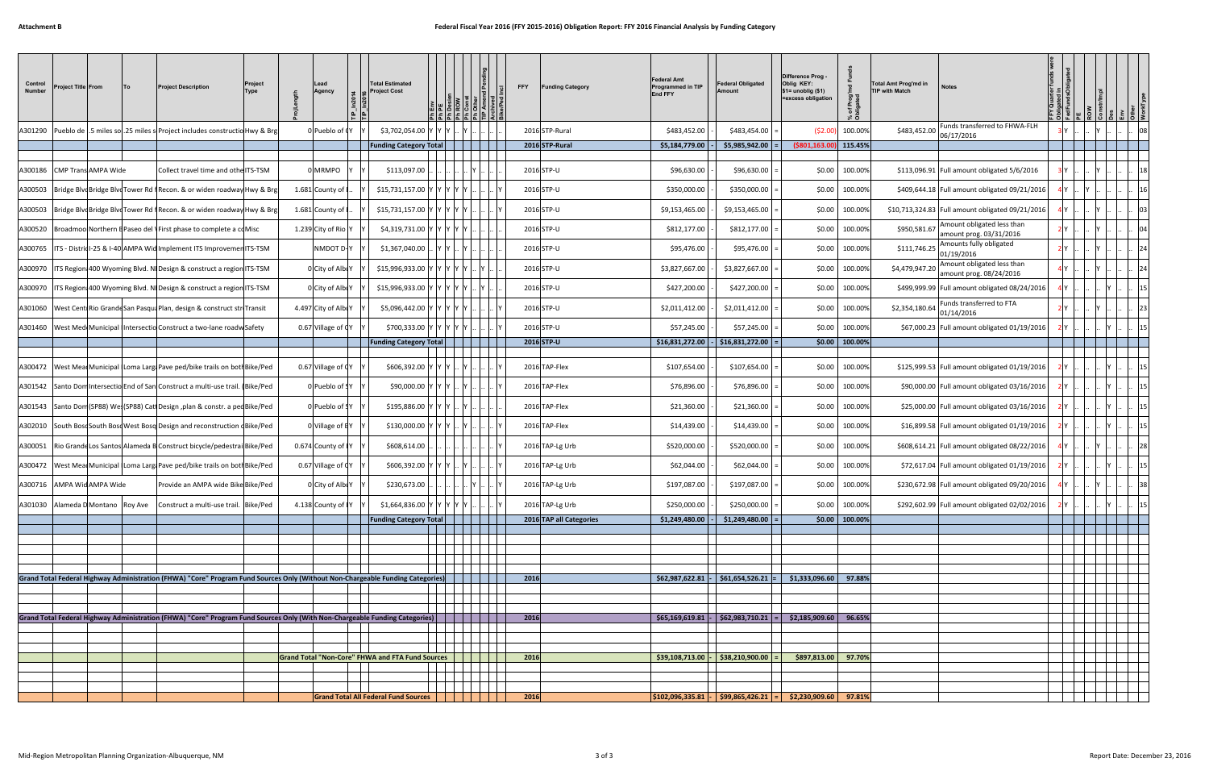## Attachment B

# Federal Fiscal Year 2016 (FFY 2015-2016) Obligation Report: FFY 2016 Financial Analysis by Funding Category

| Control Number | Project Title | From | To | Project Description | Project Type | Proj Length | Lead Agency | TIP_In2014 | TIP_In2016 | Total Estimated Project Cost | Ph Env | Ph PE | Ph Design | Ph ROW | Ph Const | Ph Other | TIP Amend Pending | Archived | Bike/Ped Incl | FFY | Funding Category | Federal Amt Programmed in TIP End FFY | | Federal Obligated Amount | | Difference Prog - Oblig KEY: $1= unoblig ($1) =excess obligation | % of Prog'md Funds Obligated | Total Amt Prog'md in TIP with Match | Notes | FFY Quarter funds were Obligated in | Fed Fund Obligated | PE | ROW | Constr/Impl | Des | Env | Other | WorkType |
|---|---|---|---|---|---|---|---|---|---|---|---|---|---|---|---|---|---|---|---|---|---|---|---|---|---|---|---|---|---|---|---|---|---|---|---|---|---|---|
| A301290 | Pueblo de | .5 miles so | .25 miles s | Project includes constructio | Hwy & Brg | 0 | Pueblo of ( | Y | | $3,702,054.00 | Y | Y | Y | .. | Y | .. | .. | .. | .. | 2016 | STP-Rural | $483,452.00 | - | $483,454.00 | = | ($2.00) | 100.00% | $483,452.00 | Funds transferred to FHWA-FLH 06/17/2016 | 3 | Y | .. | .. | Y | .. | .. | .. | 08 |
| | | | | | | | | | | Funding Category Total | | | | | | | | | | 2016 | STP-Rural | $5,184,779.00 | - | $5,985,942.00 | = | ($801,163.00) | 115.45% | | | | | | | | | | | |
| | | | | | | | | | | | | | | | | | | | | | | | | | | | | | | | | | | | | | | |
| A300186 | CMP Trans | AMPA Wide | | Collect travel time and othe | ITS-TSM | 0 | MRMPO | Y | Y | $113,097.00 | .. | .. | .. | .. | .. | Y | .. | .. | .. | 2016 | STP-U | $96,630.00 | - | $96,630.00 | = | $0.00 | 100.00% | $113,096.91 | Full amount obligated 5/6/2016 | 3 | Y | .. | .. | Y | .. | .. | .. | 18 |
| A300503 | Bridge Blvd | Bridge Blvd | Tower Rd | Recon. & or widen roadway | Hwy & Brg | 1.681 | County of | .. | Y | $15,731,157.00 | Y | Y | Y | Y | Y | .. | .. | .. | Y | 2016 | STP-U | $350,000.00 | - | $350,000.00 | = | $0.00 | 100.00% | $409,644.18 | Full amount obligated 09/21/2016 | 4 | Y | .. | Y | .. | .. | .. | .. | 16 |
| A300503 | Bridge Blvd | Bridge Blvd | Tower Rd | Recon. & or widen roadway | Hwy & Brg | 1.681 | County of | .. | Y | $15,731,157.00 | Y | Y | Y | Y | Y | .. | .. | .. | Y | 2016 | STP-U | $9,153,465.00 | - | $9,153,465.00 | = | $0.00 | 100.00% | $10,713,324.83 | Full amount obligated 09/21/2016 | 4 | Y | .. | .. | Y | .. | .. | .. | 03 |
| A300520 | Broadmoo | Northern B | Paseo del | First phase to complete a co | Misc | 1.239 | City of Rio | Y | Y | $4,319,731.00 | Y | Y | Y | Y | Y | .. | .. | .. | .. | 2016 | STP-U | $812,177.00 | - | $812,177.00 | = | $0.00 | 100.00% | $950,581.67 | Amount obligated less than amount prog. 03/31/2016 | 2 | Y | .. | .. | Y | .. | .. | .. | 04 |
| A300765 | ITS - Distric | I-25 & I-40 | AMPA Wid | Implement ITS Improvemen | ITS-TSM | | NMDOT D- | Y | Y | $1,367,040.00 | .. | Y | Y | .. | Y | .. | .. | .. | .. | 2016 | STP-U | $95,476.00 | - | $95,476.00 | = | $0.00 | 100.00% | $111,746.25 | Amounts fully obligated 01/19/2016 | 2 | Y | .. | .. | Y | .. | .. | .. | 24 |
| A300970 | ITS Region | 400 Wyoming Blvd. NE | | Design & construct a region | ITS-TSM | 0 | City of Alb | Y | Y | $15,996,933.00 | Y | Y | Y | Y | Y | .. | Y | .. | .. | 2016 | STP-U | $3,827,667.00 | - | $3,827,667.00 | = | $0.00 | 100.00% | $4,479,947.20 | Amount obligated less than amount prog. 08/24/2016 | 4 | Y | .. | .. | Y | .. | .. | .. | 24 |
| A300970 | ITS Region | 400 Wyoming Blvd. NE | | Design & construct a region | ITS-TSM | 0 | City of Alb | Y | Y | $15,996,933.00 | Y | Y | Y | Y | Y | .. | Y | .. | .. | 2016 | STP-U | $427,200.00 | - | $427,200.00 | = | $0.00 | 100.00% | $499,999.99 | Full amount obligated 08/24/2016 | 4 | Y | .. | .. | .. | Y | .. | .. | 15 |
| A301060 | West Cent | Rio Grande | San Pasqu | Plan, design & construct str | Transit | 4.497 | City of Alb | Y | Y | $5,096,442.00 | Y | Y | Y | Y | Y | .. | .. | .. | Y | 2016 | STP-U | $2,011,412.00 | - | $2,011,412.00 | = | $0.00 | 100.00% | $2,354,180.64 | Funds transferred to FTA 01/14/2016 | 2 | Y | .. | .. | Y | .. | .. | .. | 23 |
| A301460 | West Mes | Municipal | Intersectio | Construct a two-lane roadw | Safety | 0.67 | Village of C | Y | Y | $700,333.00 | Y | Y | Y | Y | Y | .. | .. | .. | Y | 2016 | STP-U | $57,245.00 | - | $57,245.00 | = | $0.00 | 100.00% | $67,000.23 | Full amount obligated 01/19/2016 | 2 | Y | .. | .. | .. | Y | .. | .. | 15 |
| | | | | | | | | | | Funding Category Total | | | | | | | | | | 2016 | STP-U | $16,831,272.00 | - | $16,831,272.00 | = | $0.00 | 100.00% | | | | | | | | | | | |
| | | | | | | | | | | | | | | | | | | | | | | | | | | | | | | | | | | | | | | |
| A300472 | West Mea | Municipal | Loma Larg | Pave ped/bike trails on both | Bike/Ped | 0.67 | Village of C | Y | Y | $606,392.00 | Y | Y | Y | .. | Y | .. | .. | .. | Y | 2016 | TAP-Flex | $107,654.00 | - | $107,654.00 | = | $0.00 | 100.00% | $125,999.53 | Full amount obligated 01/19/2016 | 2 | Y | .. | .. | .. | Y | .. | .. | 15 |
| A301542 | Santo Dom | Intersectio | End of San | Construct a multi-use trail. | Bike/Ped | 0 | Pueblo of S | Y | Y | $90,000.00 | Y | Y | Y | .. | Y | .. | .. | .. | Y | 2016 | TAP-Flex | $76,896.00 | - | $76,896.00 | = | $0.00 | 100.00% | $90,000.00 | Full amount obligated 03/16/2016 | 2 | Y | .. | .. | .. | Y | .. | .. | 15 |
| A301543 | Santo Dom | (SP88) We | (SP88) Catt | Design ,plan & constr. a ped | Bike/Ped | 0 | Pueblo of S | Y | Y | $195,886.00 | Y | Y | Y | .. | Y | .. | .. | .. | Y | 2016 | TAP-Flex | $21,360.00 | - | $21,360.00 | = | $0.00 | 100.00% | $25,000.00 | Full amount obligated 03/16/2016 | 2 | Y | .. | .. | .. | Y | .. | .. | 15 |
| A302010 | South Bosq | South Bosq | West Bosq | Design and reconstruction o | Bike/Ped | 0 | Village of B | Y | Y | $130,000.00 | Y | Y | Y | .. | Y | .. | .. | .. | Y | 2016 | TAP-Flex | $14,439.00 | - | $14,439.00 | = | $0.00 | 100.00% | $16,899.58 | Full amount obligated 01/19/2016 | 2 | Y | .. | .. | .. | Y | .. | .. | 15 |
| A300051 | Rio Grande | Los Santos | Alameda B | Construct bicycle/pedestria | Bike/Ped | 0.674 | County of | Y | Y | $608,614.00 | .. | .. | .. | .. | .. | .. | .. | .. | Y | 2016 | TAP-Lg Urb | $520,000.00 | - | $520,000.00 | = | $0.00 | 100.00% | $608,614.21 | Full amount obligated 08/22/2016 | 4 | Y | .. | .. | Y | .. | .. | .. | 28 |
| A300472 | West Mea | Municipal | Loma Larg | Pave ped/bike trails on both | Bike/Ped | 0.67 | Village of C | Y | Y | $606,392.00 | Y | Y | Y | .. | Y | .. | .. | .. | Y | 2016 | TAP-Lg Urb | $62,044.00 | - | $62,044.00 | = | $0.00 | 100.00% | $72,617.04 | Full amount obligated 01/19/2016 | 2 | Y | .. | .. | .. | Y | .. | .. | 15 |
| A300716 | AMPA Wid | AMPA Wide | | Provide an AMPA wide Bike | Bike/Ped | 0 | City of Alb | Y | Y | $230,673.00 | .. | .. | .. | .. | Y | .. | .. | .. | Y | 2016 | TAP-Lg Urb | $197,087.00 | - | $197,087.00 | = | $0.00 | 100.00% | $230,672.98 | Full amount obligated 09/20/2016 | 4 | Y | .. | .. | Y | .. | .. | .. | 38 |
| A301030 | Alameda D | Montano | Roy Ave | Construct a multi-use trail. | Bike/Ped | 4.138 | County of | Y | Y | $1,664,836.00 | Y | Y | Y | Y | Y | .. | .. | .. | Y | 2016 | TAP-Lg Urb | $250,000.00 | - | $250,000.00 | = | $0.00 | 100.00% | $292,602.99 | Full amount obligated 02/02/2016 | 2 | Y | .. | .. | .. | Y | .. | .. | 15 |
| | | | | | | | | | | Funding Category Total | | | | | | | | | | 2016 | TAP all Categories | $1,249,480.00 | - | $1,249,480.00 | = | $0.00 | 100.00% | | | | | | | | | | | |
| Grand Total Federal Highway Administration (FHWA) "Core" Program Fund Sources Only (Without Non-Chargeable Funding Categories) | | | | | | | | | | | | | | | | | | | | 2016 | | $62,987,622.81 | - | $61,654,526.21 | = | $1,333,096.60 | 97.88% | | | | | | | | | | | |
| Grand Total Federal Highway Administration (FHWA) "Core" Program Fund Sources Only (With Non-Chargeable Funding Categories) | | | | | | | | | | | | | | | | | | | | 2016 | | $65,169,619.81 | - | $62,983,710.21 | = | $2,185,909.60 | 96.65% | | | | | | | | | | | |
| | | | | | | | | | | Grand Total "Non-Core" FHWA and FTA Fund Sources | | | | | | | | | | 2016 | | $39,108,713.00 | - | $38,210,900.00 | = | $897,813.00 | 97.70% | | | | | | | | | | | |
| | | | | | | | | | | Grand Total All Federal Fund Sources | | | | | | | | | | 2016 | | $102,096,335.81 | - | $99,865,426.21 | = | $2,230,909.60 | 97.81% | | | | | | | | | | | |

Mid-Region Metropolitan Planning Organization-Albuquerque, NM

Report Date: December 23, 2016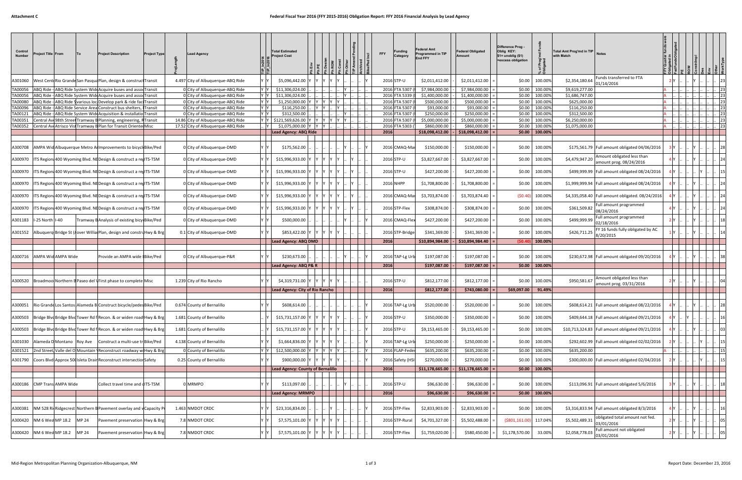**Attachment C**

# Federal Fiscal Year 2016 (FFY 2015-2016) Obligation Report: FFY 2016 Financial Analysis by Lead Agency

| Control Number | Project Title | From | To | Project Description | Project Type | ProjLength | Lead Agency | TIP_In2014 | TIP_In2016 | Total Estimated Project Cost | Ph Env | Ph PE | Ph Design | Ph ROW | Ph Const | Ph Other | TIP Amend Pending | Archived | Bike/Ped Incl | FFY | Funding Category | Federal Amt Programmed in TIP End FFY | | Federal Obligated Amount | | Difference Prog - Oblig KEY: $1= unoblig ($1) =excess obligation | % of Prog'md Funds Obligated | Total Amt Prog'md in TIP with Match | Notes | FFY Quarter funds were Obligated in | FedFundsObligated | PE | ROW | Constr/Impl | Des | Env | Other | WorkType |
|---|---|---|---|---|---|---|---|---|---|---|---|---|---|---|---|---|---|---|---|---|---|---|---|---|---|---|---|---|---|---|---|---|---|---|---|---|---|---|
| A301060 | West Centr | Rio Grande | San Pasqua | Plan, design & construct | Transit | 4.497 | City of Albuquerque-ABQ Ride | Y | Y | $5,096,442.00 | Y | Y | Y | Y | Y | | | | Y | 2016 | STP-U | $2,011,412.00 | - | $2,011,412.00 | = | $0.00 | 100.00% | $2,354,180.64 | Funds transferred to FTA 01/14/2016 | 2 | Y | .. | .. | Y | .. | .. | .. | 23 |
| TA00056 | ABQ Ride - | ABQ Ride System Wide | | Acquire buses and assoc | Transit | 0 | City of Albuquerque-ABQ Ride | Y | Y | $11,306,024.00 | .. | .. | .. | .. | .. | Y | .. | .. | .. | 2016 | FTA 5307 ( | $7,984,000.00 | - | $7,984,000.00 | = | $0.00 | 100.00% | $9,619,277.00 | | A | .. | .. | .. | .. | .. | .. | .. | 23 |
| TA00056 | ABQ Ride - | ABQ Ride System Wide | | Acquire buses and assoc | Transit | 0 | City of Albuquerque-ABQ Ride | Y | Y | $11,306,024.00 | .. | .. | .. | .. | .. | Y | .. | .. | .. | 2016 | FTA 5339 ( | $1,400,000.00 | - | $1,400,000.00 | = | $0.00 | 100.00% | $1,686,747.00 | | A | .. | .. | .. | .. | .. | .. | .. | 23 |
| TA00080 | ABQ Ride - | ABQ Ride S | various loc | Develop park & ride faci | Transit | 0 | City of Albuquerque-ABQ Ride | Y | Y | $1,250,000.00 | Y | Y | Y | Y | Y | | | | | 2016 | FTA 5307 ( | $500,000.00 | - | $500,000.00 | = | $0.00 | 100.00% | $625,000.00 | | A | .. | .. | .. | .. | .. | .. | .. | 23 |
| TA00096 | ABQ Ride - | ABQ Ride Service Area | | Construct bus shelters, | Transit | 0 | City of Albuquerque-ABQ Ride | Y | Y | $116,250.00 | .. | Y | Y | .. | Y | | | | | 2016 | FTA 5307 ( | $93,000.00 | - | $93,000.00 | = | $0.00 | 100.00% | $116,250.00 | | A | .. | .. | .. | .. | .. | .. | .. | 23 |
| TA00121 | ABQ Ride - | ABQ Ride System Wide | | Acquisition & installatio | Transit | 0 | City of Albuquerque-ABQ Ride | Y | Y | $312,500.00 | .. | .. | .. | .. | .. | Y | | | | 2016 | FTA 5307 ( | $250,000.00 | - | $250,000.00 | = | $0.00 | 100.00% | $312,500.00 | | A | .. | .. | .. | .. | .. | .. | .. | 23 |
| TA00351 | Central Ave | 98th Street | Tramway B | Planning, engineering, R | Transit | 14.86 | City of Albuquerque-ABQ Ride | Y | Y | $121,569,626.00 | Y | Y | Y | Y | Y | Y | | | | 2016 | FTA 5307 ( | $5,000,000.00 | - | $5,000,000.00 | = | $0.00 | 100.00% | $6,250,000.00 | | A | .. | .. | .. | .. | .. | .. | .. | 23 |
| TA00352 | Central Ave | Atrisco Vist | Tramway B | Plan for Transit Oriented | Misc | 17.52 | City of Albuquerque-ABQ Ride | .. | Y | $1,075,000.00 | Y | Y | Y | | | | | | | 2016 | FTA 5303 ( | $860,000.00 | - | $860,000.00 | = | $0.00 | 100.00% | $1,075,000.00 | | A | .. | .. | .. | .. | .. | .. | .. | 23 |
| | | | | | | | | | | **Lead Agency: ABQ Ride** | | | | | | | | | | **2016** | | **$18,098,412.00** | - | **$18,098,412.00** | = | **$0.00** | **100.00%** | | | | | | | | | | | |
| A300708 | AMPA Wid | Albuquerque Metro Ar | | Improvements to bicycl | Bike/Ped | 0 | City of Albuquerque-DMD | Y | Y | $175,562.00 | .. | .. | .. | .. | Y | .. | .. | | Y | 2016 | CMAQ-Ma | $150,000.00 | - | $150,000.00 | = | $0.00 | 100.00% | $175,561.79 | Full amount obligated 04/06/2016 | 3 | Y | .. | .. | Y | .. | .. | .. | 28 |
| A300970 | ITS Region | 400 Wyoming Blvd. NE | | Design & construct a reg | ITS-TSM | 0 | City of Albuquerque-DMD | Y | Y | $15,996,933.00 | Y | Y | Y | Y | Y | .. | Y | .. | .. | 2016 | STP-U | $3,827,667.00 | - | $3,827,667.00 | = | $0.00 | 100.00% | $4,479,947.20 | Amount obligated less than amount prog. 08/24/2016 | 4 | Y | .. | .. | Y | .. | .. | .. | 24 |
| A300970 | ITS Region | 400 Wyoming Blvd. NE | | Design & construct a reg | ITS-TSM | 0 | City of Albuquerque-DMD | Y | Y | $15,996,933.00 | Y | Y | Y | Y | Y | .. | Y | .. | .. | 2016 | STP-U | $427,200.00 | - | $427,200.00 | = | $0.00 | 100.00% | $499,999.99 | Full amount obligated 08/24/2016 | 4 | Y | .. | .. | .. | Y | .. | .. | 15 |
| A300970 | ITS Region | 400 Wyoming Blvd. NE | | Design & construct a reg | ITS-TSM | 0 | City of Albuquerque-DMD | Y | Y | $15,996,933.00 | Y | Y | Y | Y | Y | .. | Y | .. | .. | 2016 | NHPP | $1,708,800.00 | - | $1,708,800.00 | = | $0.00 | 100.00% | $1,999,999.94 | Full amount obligated 08/24/2016 | 4 | Y | .. | .. | Y | .. | .. | .. | 24 |
| A300970 | ITS Region | 400 Wyoming Blvd. NE | | Design & construct a reg | ITS-TSM | 0 | City of Albuquerque-DMD | Y | Y | $15,996,933.00 | Y | Y | Y | Y | Y | .. | Y | .. | .. | 2016 | CMAQ-Ma | $3,703,874.00 | - | $3,703,874.40 | = | ($0.40) | 100.00% | $4,335,058.40 | Full amount obligated. 08/24/2016 | 4 | Y | .. | .. | Y | .. | .. | .. | 24 |
| A300970 | ITS Region | 400 Wyoming Blvd. NE | | Design & construct a reg | ITS-TSM | 0 | City of Albuquerque-DMD | Y | Y | $15,996,933.00 | Y | Y | Y | Y | Y | .. | Y | .. | .. | 2016 | STP-Flex | $308,874.00 | - | $308,874.00 | = | $0.00 | 100.00% | $361,509.82 | Full amount programmed 08/24/2016 | 4 | Y | .. | .. | Y | .. | .. | .. | 24 |
| A301183 | I-25 North | I-40 | | Tramway B | Analysis of existing bicy | Bike/Ped | 0 | City of Albuquerque-DMD | Y | Y | $500,000.00 | .. | .. | .. | .. | .. | Y | .. | .. | Y | 2016 | CMAQ-Flex | $427,200.00 | - | $427,200.00 | = | $0.00 | 100.00% | $499,999.99 | Full amount programmed 02/18/2016 | 2 | Y | .. | .. | Y | .. | .. | .. | 18 |
| A301552 | Albuquerq | Bridge St ( | over Willia | Plan, design and constru | Hwy & Brg | 0.1 | City of Albuquerque-DMD | Y | Y | $853,422.00 | Y | Y | Y | Y | Y | | | | | 2016 | STP-Bridge | $341,369.00 | - | $341,369.00 | = | $0.00 | 100.00% | $426,711.25 | FY 16 funds fully obligated by AC 8/20/2015 | 1 | Y | .. | .. | Y | .. | .. | .. | 14 |
| | | | | | | | | | | **Lead Agency: ABQ DMD** | | | | | | | | | | **2016** | | **$10,894,984.00** | - | **$10,894,984.40** | = | **($0.40)** | **100.00%** | | | | | | | | | | | |
| A300716 | AMPA Wid | AMPA Wide | | Provide an AMPA wide B | Bike/Ped | 0 | City of Albuquerque-P&R | Y | Y | $230,673.00 | .. | .. | .. | .. | Y | .. | .. | | Y | 2016 | TAP-Lg Urb | $197,087.00 | - | $197,087.00 | = | $0.00 | 100.00% | $230,672.98 | Full amount obligated 09/20/2016 | 4 | Y | .. | .. | Y | .. | .. | .. | 38 |
| | | | | | | | | | | **Lead Agency: ABQ P & R** | | | | | | | | | | **2016** | | **$197,087.00** | - | **$197,087.00** | = | **$0.00** | **100.00%** | | | | | | | | | | | |
| A300520 | Broadmoo | Northern B | Paseo del V | First phase to complete | Misc | 1.239 | City of Rio Rancho | Y | Y | $4,319,731.00 | Y | Y | Y | Y | Y | | | | | 2016 | STP-U | $812,177.00 | - | $812,177.00 | = | $0.00 | 100.00% | $950,581.67 | Amount obligated less than amount prog. 03/31/2016 | 2 | Y | .. | .. | Y | .. | .. | .. | 04 |
| | | | | | | | | | | **Lead Agency: City of Rio Rancho** | | | | | | | | | | **2016** | | **$812,177.00** | - | **$743,080.00** | = | **$69,097.00** | **91.49%** | | | | | | | | | | | |
| A300051 | Rio Grande | Los Santos | Alameda B | Construct bicycle/pedes | Bike/Ped | 0.674 | County of Bernalillo | Y | Y | $608,614.00 | .. | .. | .. | .. | Y | .. | .. | | Y | 2016 | TAP-Lg Urb | $520,000.00 | - | $520,000.00 | = | $0.00 | 100.00% | $608,614.21 | Full amount obligated 08/22/2016 | 4 | Y | .. | .. | Y | .. | .. | .. | 28 |
| A300503 | Bridge Blvd | Bridge Blvd | Tower Rd f | Recon. & or widen road | Hwy & Brg | 1.681 | County of Bernalillo | .. | Y | $15,731,157.00 | Y | Y | Y | Y | Y | | | | Y | 2016 | STP-U | $350,000.00 | - | $350,000.00 | = | $0.00 | 100.00% | $409,644.18 | Full amount obligated 09/21/2016 | 4 | Y | .. | Y | .. | .. | .. | .. | 16 |
| A300503 | Bridge Blvd | Bridge Blvd | Tower Rd f | Recon. & or widen road | Hwy & Brg | 1.681 | County of Bernalillo | .. | Y | $15,731,157.00 | Y | Y | Y | Y | Y | | | | Y | 2016 | STP-U | $9,153,465.00 | - | $9,153,465.00 | = | $0.00 | 100.00% | $10,713,324.83 | Full amount obligated 09/21/2016 | 4 | Y | .. | .. | Y | .. | .. | .. | 03 |
| A301030 | Alameda D | Montano | Roy Ave | Construct a multi-use tr | Bike/Ped | 4.138 | County of Bernalillo | Y | Y | $1,664,836.00 | Y | Y | Y | Y | Y | | | | Y | 2016 | TAP-Lg Urb | $250,000.00 | - | $250,000.00 | = | $0.00 | 100.00% | $292,602.99 | Full amount obligated 02/02/2016 | 2 | Y | .. | .. | .. | Y | .. | .. | 15 |
| A301521 | 2nd Street | Valle del O | Mountain R | Reconstruct roadway w | Hwy & Brg | 0 | County of Bernalillo | Y | Y | $12,500,000.00 | Y | Y | Y | Y | Y | .. | .. | | Y | 2016 | FLAP-Feder | $635,200.00 | - | $635,200.00 | = | $0.00 | 100.00% | $635,200.00 | | A | .. | .. | .. | .. | .. | .. | .. | 15 |
| A301790 | Coors Blvd | Approx 500 | Isleta Drain | Reconstruct intersection | Safety | 0.25 | County of Bernalillo | Y | Y | $900,000.00 | Y | Y | Y | Y | Y | | | | Y | 2016 | Safety (HSI | $270,000.00 | - | $270,000.00 | = | $0.00 | 100.00% | $300,000.00 | Full amount obligated 02/04/2016 | 2 | Y | .. | .. | .. | Y | .. | .. | 15 |
| | | | | | | | | | | **Lead Agency: County of Bernalillo** | | | | | | | | | | **2016** | | **$11,178,665.00** | - | **$11,178,665.00** | = | **$0.00** | **100.00%** | | | | | | | | | | | |
| A300186 | CMP Trans | AMPA Wide | | Collect travel time and d | ITS-TSM | 0 | MRMPO | Y | Y | $113,097.00 | .. | .. | .. | .. | Y | .. | .. | | | 2016 | STP-U | $96,630.00 | - | $96,630.00 | = | $0.00 | 100.00% | $113,096.91 | Full amount obligated 5/6/2016 | 3 | Y | .. | .. | Y | .. | .. | .. | 18 |
| | | | | | | | | | | **Lead Agency: MRMPO** | | | | | | | | | | **2016** | | **$96,630.00** | - | **$96,630.00** | = | **$0.00** | **100.00%** | | | | | | | | | | | |
| A300381 | NM 528 Ri | Ridgecrest | Northern B | Pavement overlay and w | Capacity P | 1.463 | NMDOT CRDC | Y | Y | $23,316,834.00 | .. | .. | .. | Y | .. | .. | .. | | Y | 2016 | STP-Flex | $2,833,903.00 | - | $2,833,903.00 | = | $0.00 | 100.00% | $3,316,833.94 | Full amount obligated 8/3/2016 | 4 | Y | .. | .. | Y | .. | .. | .. | 16 |
| A300420 | NM 6 West | MP 18.2 | MP 24 | Pavement preservation | Hwy & Brg | 7.8 | NMDOT CRDC | Y | Y | $7,575,101.00 | Y | Y | Y | Y | Y | | | | | 2016 | STP-Rural | $4,701,327.00 | - | $5,502,488.00 | = | ($801,161.00) | 117.04% | $5,502,489.31 | obligated total amount not fed. 03/01/2016 | 2 | Y | .. | .. | Y | .. | .. | .. | 05 |
| A300420 | NM 6 West | MP 18.2 | MP 24 | Pavement preservation | Hwy & Brg | 7.8 | NMDOT CRDC | Y | Y | $7,575,101.00 | Y | Y | Y | Y | Y | | | | | 2016 | STP-Flex | $1,759,020.00 | - | $580,450.00 | = | $1,178,570.00 | 33.00% | $2,058,778.03 | Full amount not obligated 03/01/2016 | 2 | Y | .. | .. | Y | .. | .. | .. | 05 |

Mid-Region Metropolitan Planning Organization-Albuquerque, NM

Report Date: December 23, 2016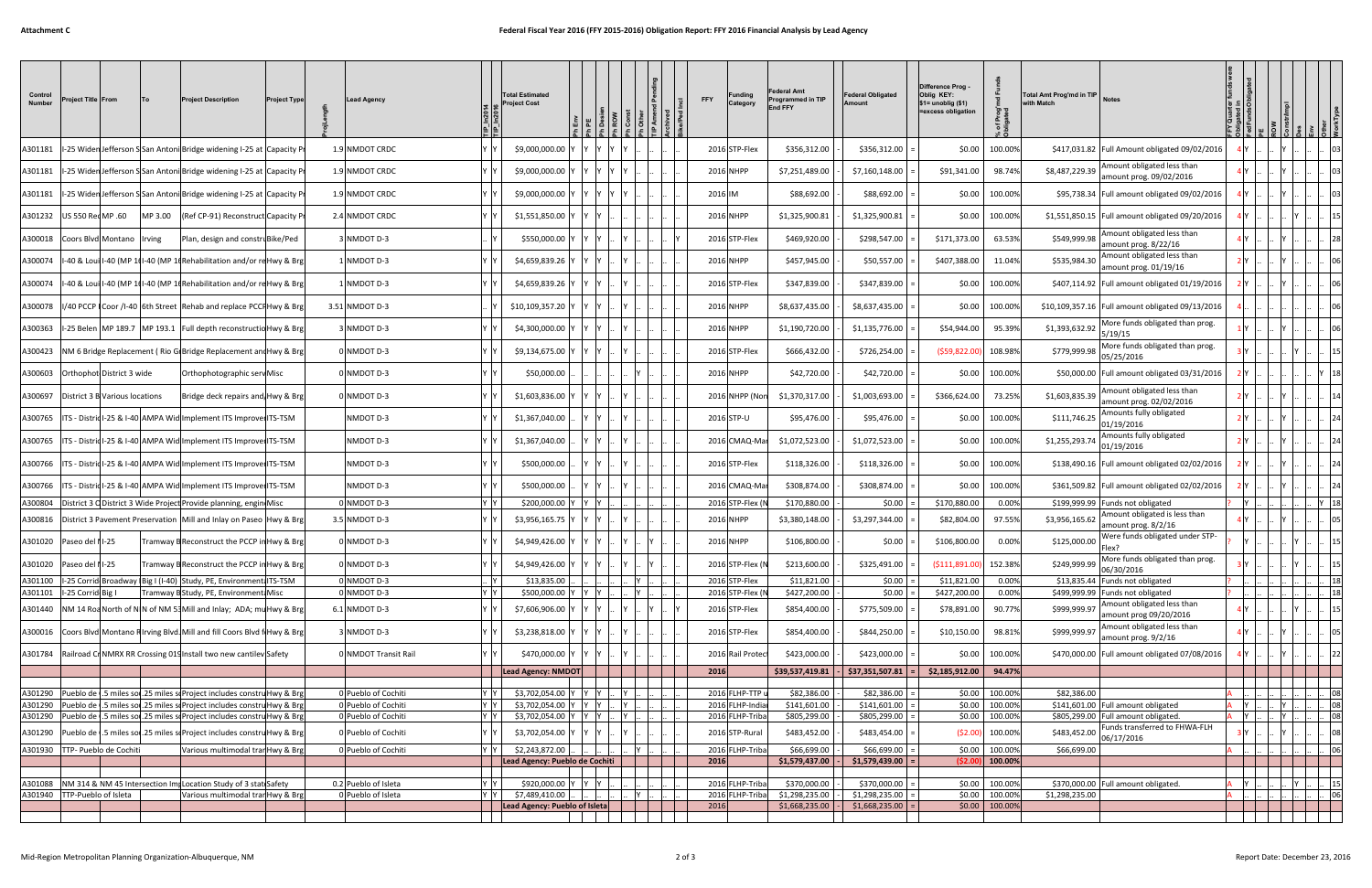**Attachment C**

# Federal Fiscal Year 2016 (FFY 2015-2016) Obligation Report: FFY 2016 Financial Analysis by Lead Agency

| Control Number | Project Title | From | To | Project Description | Project Type | ProjLength | Lead Agency | TIP_ln2014 | TIP_ln2016 | Total Estimated Project Cost | Ph Env | Ph PE | Ph Design | Ph ROW | Ph Const | Ph Other | TIP Amend Pending | Archived | Bike/Ped Incl | FFY | Funding Category | Federal Amt Programmed in TIP End FFY | | Federal Obligated Amount | | Difference Prog - Oblig KEY: $1= unoblig ($1) =excess obligation | % of Prog'md Funds Obligated | Total Amt Prog'md in TIP with Match | Notes | FFY Quarter funds were Obligated in | FedFundsObligated | PE | ROW | Constr/Impl | Des | Env | Other | WorkType |
|---|---|---|---|---|---|---|---|---|---|---|---|---|---|---|---|---|---|---|---|---|---|---|---|---|---|---|---|---|---|---|---|---|---|---|---|---|---|---|
| A301181 | I-25 Widen | Jefferson S | San Antoni | Bridge widening I-25 at | Capacity Pr | 1.9 | NMDOT CRDC | Y | Y | $9,000,000.00 | Y | Y | Y | Y | Y | | | | | 2016 | STP-Flex | $356,312.00 | - | $356,312.00 | = | $0.00 | 100.00% | $417,031.82 | Full Amount obligated 09/02/2016 | 4 | Y | .. | .. | Y | .. | .. | .. | 03 |
| A301181 | I-25 Widen | Jefferson S | San Antoni | Bridge widening I-25 at | Capacity Pr | 1.9 | NMDOT CRDC | Y | Y | $9,000,000.00 | Y | Y | Y | Y | Y | | | | | 2016 | NHPP | $7,251,489.00 | - | $7,160,148.00 | = | $91,341.00 | 98.74% | $8,487,229.39 | Amount obligated less than amount prog. 09/02/2016 | 4 | Y | .. | .. | Y | .. | .. | .. | 03 |
| A301181 | I-25 Widen | Jefferson S | San Antoni | Bridge widening I-25 at | Capacity Pr | 1.9 | NMDOT CRDC | Y | Y | $9,000,000.00 | Y | Y | Y | Y | Y | | | | | 2016 | IM | $88,692.00 | - | $88,692.00 | = | $0.00 | 100.00% | $95,738.34 | Full Amount obligated 09/02/2016 | 4 | Y | .. | .. | Y | .. | .. | .. | 03 |
| A301232 | US 550 Rec | MP .60 | MP 3.00 | (Ref CP-91) Reconstruct | Capacity Pr | 2.4 | NMDOT CRDC | Y | Y | $1,551,850.00 | Y | Y | Y | .. | .. | .. | .. | .. | .. | 2016 | NHPP | $1,325,900.81 | - | $1,325,900.81 | = | $0.00 | 100.00% | $1,551,850.15 | Full Amount obligated 09/20/2016 | 4 | Y | .. | .. | .. | Y | .. | .. | 15 |
| A300018 | Coors Blvd | Montano | Irving | Plan, design and constru | Bike/Ped | 3 | NMDOT D-3 | .. | Y | $550,000.00 | Y | Y | Y | .. | Y | .. | .. | .. | Y | 2016 | STP-Flex | $469,920.00 | - | $298,547.00 | = | $171,373.00 | 63.53% | $549,999.98 | Amount obligated less than amount prog. 8/22/16 | 4 | Y | .. | .. | Y | .. | .. | .. | 28 |
| A300074 | I-40 & Loui | I-40 (MP 16 | I-40 (MP 16 | Rehabilitation and/or re | Hwy & Brg | 1 | NMDOT D-3 | Y | Y | $4,659,839.26 | Y | Y | Y | .. | Y | .. | .. | .. | .. | 2016 | NHPP | $457,945.00 | - | $50,557.00 | = | $407,388.00 | 11.04% | $535,984.30 | Amount obligated less than amount prog. 01/19/16 | 2 | Y | .. | .. | Y | .. | .. | .. | 06 |
| A300074 | I-40 & Loui | I-40 (MP 16 | I-40 (MP 16 | Rehabilitation and/or re | Hwy & Brg | 1 | NMDOT D-3 | Y | Y | $4,659,839.26 | Y | Y | Y | .. | Y | .. | .. | .. | .. | 2016 | STP-Flex | $347,839.00 | - | $347,839.00 | = | $0.00 | 100.00% | $407,114.92 | Full Amount obligated 01/19/2016 | 2 | Y | .. | .. | Y | .. | .. | .. | 06 |
| A300078 | I/40 PCCP | Coor /I-40 | 6th Street | Rehab and replace PCCP | Hwy & Brg | 3.51 | NMDOT D-3 | .. | Y | $10,109,357.20 | Y | Y | Y | .. | Y | .. | .. | .. | .. | 2016 | NHPP | $8,637,435.00 | - | $8,637,435.00 | = | $0.00 | 100.00% | $10,109,357.16 | Full Amount obligated 09/13/2016 | 4 | .. | .. | .. | .. | .. | .. | .. | 06 |
| A300363 | I-25 Belen | MP 189.7 | MP 193.1 | Full depth reconstructio | Hwy & Brg | 3 | NMDOT D-3 | Y | Y | $4,300,000.00 | Y | Y | Y | .. | Y | .. | .. | .. | .. | 2016 | NHPP | $1,190,720.00 | - | $1,135,776.00 | = | $54,944.00 | 95.39% | $1,393,632.92 | More funds obligated than prog. 5/19/15 | 1 | Y | .. | .. | Y | .. | .. | .. | 06 |
| A300423 | NM 6 Bridge Replacement ( Rio G | | | Bridge Replacement and | Hwy & Brg | 0 | NMDOT D-3 | Y | Y | $9,134,675.00 | Y | Y | Y | .. | Y | .. | .. | .. | .. | 2016 | STP-Flex | $666,432.00 | - | $726,254.00 | = | ($59,822.00) | 108.98% | $779,999.98 | More funds obligated than prog. 05/25/2016 | 3 | Y | .. | .. | .. | Y | .. | .. | 15 |
| A300603 | Orthophot | District 3 wide | | Orthophotographic serv | Misc | 0 | NMDOT D-3 | Y | Y | $50,000.00 | .. | .. | .. | .. | .. | Y | .. | .. | .. | 2016 | NHPP | $42,720.00 | - | $42,720.00 | = | $0.00 | 100.00% | $50,000.00 | Full Amount obligated 03/31/2016 | 2 | Y | .. | .. | .. | .. | .. | Y | 18 |
| A300697 | District 3 B | Various locations | | Bridge deck repairs and | Hwy & Brg | 0 | NMDOT D-3 | Y | Y | $1,603,836.00 | Y | Y | Y | .. | Y | .. | .. | .. | .. | 2016 | NHPP (Non | $1,370,317.00 | - | $1,003,693.00 | = | $366,624.00 | 73.25% | $1,603,835.39 | Amount obligated less than amount prog. 02/02/2016 | 2 | Y | .. | .. | Y | .. | .. | .. | 14 |
| A300765 | ITS - Distric | I-25 & I-40 | AMPA Wid | Implement ITS Improvem | ITS-TSM | | NMDOT D-3 | Y | Y | $1,367,040.00 | .. | Y | Y | .. | Y | .. | .. | .. | .. | 2016 | STP-U | $95,476.00 | - | $95,476.00 | = | $0.00 | 100.00% | $111,746.25 | Amounts fully obligated 01/19/2016 | 2 | Y | .. | .. | Y | .. | .. | .. | 24 |
| A300765 | ITS - Distric | I-25 & I-40 | AMPA Wid | Implement ITS Improvem | ITS-TSM | | NMDOT D-3 | Y | Y | $1,367,040.00 | .. | Y | Y | .. | Y | .. | .. | .. | .. | 2016 | CMAQ-Mar | $1,072,523.00 | - | $1,072,523.00 | = | $0.00 | 100.00% | $1,255,293.74 | Amounts fully obligated 01/19/2016 | 2 | Y | .. | .. | Y | .. | .. | .. | 24 |
| A300766 | ITS - Distric | I-25 & I-40 | AMPA Wid | Implement ITS Improvem | ITS-TSM | | NMDOT D-3 | Y | Y | $500,000.00 | .. | Y | Y | .. | Y | .. | .. | .. | .. | 2016 | STP-Flex | $118,326.00 | - | $118,326.00 | = | $0.00 | 100.00% | $138,490.16 | Full Amount obligated 02/02/2016 | 2 | Y | .. | .. | Y | .. | .. | .. | 24 |
| A300766 | ITS - Distric | I-25 & I-40 | AMPA Wid | Implement ITS Improvem | ITS-TSM | | NMDOT D-3 | Y | Y | $500,000.00 | .. | Y | Y | .. | Y | .. | .. | .. | .. | 2016 | CMAQ-Mar | $308,874.00 | - | $308,874.00 | = | $0.00 | 100.00% | $361,509.82 | Full Amount obligated 02/02/2016 | 2 | Y | .. | .. | Y | .. | .. | .. | 24 |
| A300804 | District 3 C | District 3 Wide Project | | Provide planning, engin | Misc | 0 | NMDOT D-3 | Y | Y | $200,000.00 | Y | Y | Y | .. | .. | .. | .. | .. | .. | 2016 | STP-Flex (N | $170,880.00 | - | $0.00 | = | $170,880.00 | 0.00% | $199,999.99 | Funds not obligated | ? | .. | Y | .. | .. | .. | .. | Y | 18 |
| A300816 | District 3 Pavement Preservation | | | Mill and Inlay on Paseo | Hwy & Brg | 3.5 | NMDOT D-3 | Y | Y | $3,956,165.75 | Y | Y | Y | .. | Y | .. | .. | .. | .. | 2016 | NHPP | $3,380,148.00 | - | $3,297,344.00 | = | $82,804.00 | 97.55% | $3,956,165.62 | Amount obligated is less than amount prog. 8/2/16 | 4 | Y | .. | .. | Y | .. | .. | .. | 05 |
| A301020 | Paseo del N | I-25 | | Tramway B | Reconstruct the PCCP in | Hwy & Brg | 0 | NMDOT D-3 | Y | Y | $4,949,426.00 | Y | Y | Y | .. | Y | .. | Y | .. | .. | 2016 | NHPP | $106,800.00 | - | $0.00 | = | $106,800.00 | 0.00% | $125,000.00 | Were funds obligated under STP-Flex? | ? | Y | .. | .. | .. | Y | .. | .. | 15 |
| A301020 | Paseo del N | I-25 | Tramway B | Reconstruct the PCCP in | Hwy & Brg | 0 | NMDOT D-3 | Y | Y | $4,949,426.00 | Y | Y | Y | .. | Y | .. | Y | .. | .. | 2016 | STP-Flex (N | $213,600.00 | - | $325,491.00 | = | ($111,891.00) | 152.38% | $249,999.99 | More funds obligated than prog. 06/30/2016 | 3 | Y | .. | .. | .. | Y | .. | .. | 15 |
| A301100 | I-25 Corrid | Broadway | Big I (I-40) | Study, PE, Environmenta | ITS-TSM | 0 | NMDOT D-3 | .. | Y | $13,835.00 | .. | .. | .. | .. | .. | Y | .. | .. | .. | 2016 | STP-Flex | $11,821.00 | - | $0.00 | = | $11,821.00 | 0.00% | $13,835.44 | Funds not obligated | ? | .. | .. | .. | .. | .. | .. | .. | 18 |
| A301101 | I-25 Corrid | Big I | Tramway B | Study, PE, Environment | Misc | 0 | NMDOT D-3 | Y | Y | $500,000.00 | Y | Y | Y | .. | .. | Y | .. | .. | .. | 2016 | STP-Flex (N | $427,200.00 | - | $0.00 | = | $427,200.00 | 0.00% | $499,999.99 | Funds not obligated | ? | .. | .. | .. | .. | .. | .. | .. | 18 |
| A301440 | NM 14 Roa | North of N | N of NM 53 | Mill and Inlay; ADA; mu | Hwy & Brg | 6.1 | NMDOT D-3 | Y | Y | $7,606,906.00 | Y | Y | Y | .. | Y | .. | Y | .. | Y | 2016 | STP-Flex | $854,400.00 | - | $775,509.00 | = | $78,891.00 | 90.77% | $999,999.97 | Amount obligated less than amount prog 09/20/2016 | 4 | Y | .. | .. | .. | Y | .. | .. | 15 |
| A300016 | Coors Blvd | Montano R | Irving Blvd. | Mill and fill Coors Blvd f | Hwy & Brg | 3 | NMDOT D-3 | Y | Y | $3,238,818.00 | Y | Y | Y | .. | Y | .. | .. | .. | .. | 2016 | STP-Flex | $854,400.00 | - | $844,250.00 | = | $10,150.00 | 98.81% | $999,999.97 | Amount obligated less than amount prog. 9/2/16 | 4 | Y | .. | .. | Y | .. | .. | .. | 05 |
| A301784 | Railroad Cr | NMRX RR Crossing 019 | | Install two new cantilev | Safety | 0 | NMDOT Transit Rail | Y | Y | $470,000.00 | Y | Y | Y | .. | Y | .. | .. | .. | .. | 2016 | Rail Protec | $423,000.00 | - | $423,000.00 | = | $0.00 | 100.00% | $470,000.00 | Full Amount obligated 07/08/2016 | 4 | Y | .. | .. | Y | .. | .. | .. | 22 |
| | | | | | | | | | | Lead Agency: NMDOT | | | | | | | | | | 2016 | | $39,537,419.81 | - | $37,351,507.81 | = | $2,185,912.00 | 94.47% | | | | | | | | | | | |
| A301290 | Pueblo de | .5 miles so | .25 miles s | Project includes constru | Hwy & Brg | 0 | Pueblo of Cochiti | Y | Y | $3,702,054.00 | Y | Y | Y | .. | Y | .. | .. | .. | .. | 2016 | FLHP-TTP u | $82,386.00 | - | $82,386.00 | = | $0.00 | 100.00% | $82,386.00 | | A | .. | .. | .. | .. | .. | .. | .. | 08 |
| A301290 | Pueblo de | .5 miles so | .25 miles s | Project includes constru | Hwy & Brg | 0 | Pueblo of Cochiti | Y | Y | $3,702,054.00 | Y | Y | Y | .. | Y | .. | .. | .. | .. | 2016 | FLHP-India | $141,601.00 | - | $141,601.00 | = | $0.00 | 100.00% | $141,601.00 | Full amount obligated | A | Y | .. | .. | Y | .. | .. | .. | 08 |
| A301290 | Pueblo de | .5 miles so | .25 miles s | Project includes constru | Hwy & Brg | 0 | Pueblo of Cochiti | Y | Y | $3,702,054.00 | Y | Y | Y | .. | Y | .. | .. | .. | .. | 2016 | FLHP-Triba | $805,299.00 | - | $805,299.00 | = | $0.00 | 100.00% | $805,299.00 | Full amount obligated. | A | Y | .. | .. | Y | .. | .. | .. | 08 |
| A301290 | Pueblo de | .5 miles so | .25 miles s | Project includes constru | Hwy & Brg | 0 | Pueblo of Cochiti | Y | Y | $3,702,054.00 | Y | Y | Y | .. | Y | .. | .. | .. | .. | 2016 | STP-Rural | $483,452.00 | - | $483,454.00 | = | ($2.00) | 100.00% | $483,452.00 | Funds transferred to FHWA-FLH 06/17/2016 | 3 | Y | .. | .. | Y | .. | .. | .. | 08 |
| A301930 | TTP- Pueblo de Cochiti | | | Various multimodal tran | Hwy & Brg | 0 | Pueblo of Cochiti | Y | Y | $2,243,872.00 | .. | .. | .. | .. | Y | .. | .. | .. | .. | 2016 | FLHP-Triba | $66,699.00 | - | $66,699.00 | = | $0.00 | 100.00% | $66,699.00 | | A | .. | .. | .. | .. | .. | .. | .. | 06 |
| | | | | | | | | | | Lead Agency: Pueblo de Cochiti | | | | | | | | | | 2016 | | $1,579,437.00 | - | $1,579,439.00 | = | ($2.00) | 100.00% | | | | | | | | | | | |
| A301088 | NM 314 & NM 45 Intersection Imp | | | Location Study of 3 stat | Safety | 0.2 | Pueblo of Isleta | Y | Y | $920,000.00 | Y | Y | Y | .. | .. | .. | .. | .. | .. | 2016 | FLHP-Triba | $370,000.00 | - | $370,000.00 | = | $0.00 | 100.00% | $370,000.00 | Full amount obligated. | A | Y | .. | .. | .. | Y | .. | .. | 15 |
| A301940 | TTP-Pueblo of Isleta | | | Various multimodal tran | Hwy & Brg | 0 | Pueblo of Isleta | Y | Y | $7,489,410.00 | .. | .. | .. | .. | Y | .. | .. | .. | .. | 2016 | FLHP-Triba | $1,298,235.00 | - | $1,298,235.00 | = | $0.00 | 100.00% | $1,298,235.00 | | A | .. | .. | .. | .. | .. | .. | .. | 06 |
| | | | | | | | | | | Lead Agency: Pueblo of Isleta | | | | | | | | | | 2016 | | $1,668,235.00 | - | $1,668,235.00 | = | $0.00 | 100.00% | | | | | | | | | | | |

Mid-Region Metropolitan Planning Organization-Albuquerque, NM

Report Date: December 23, 2016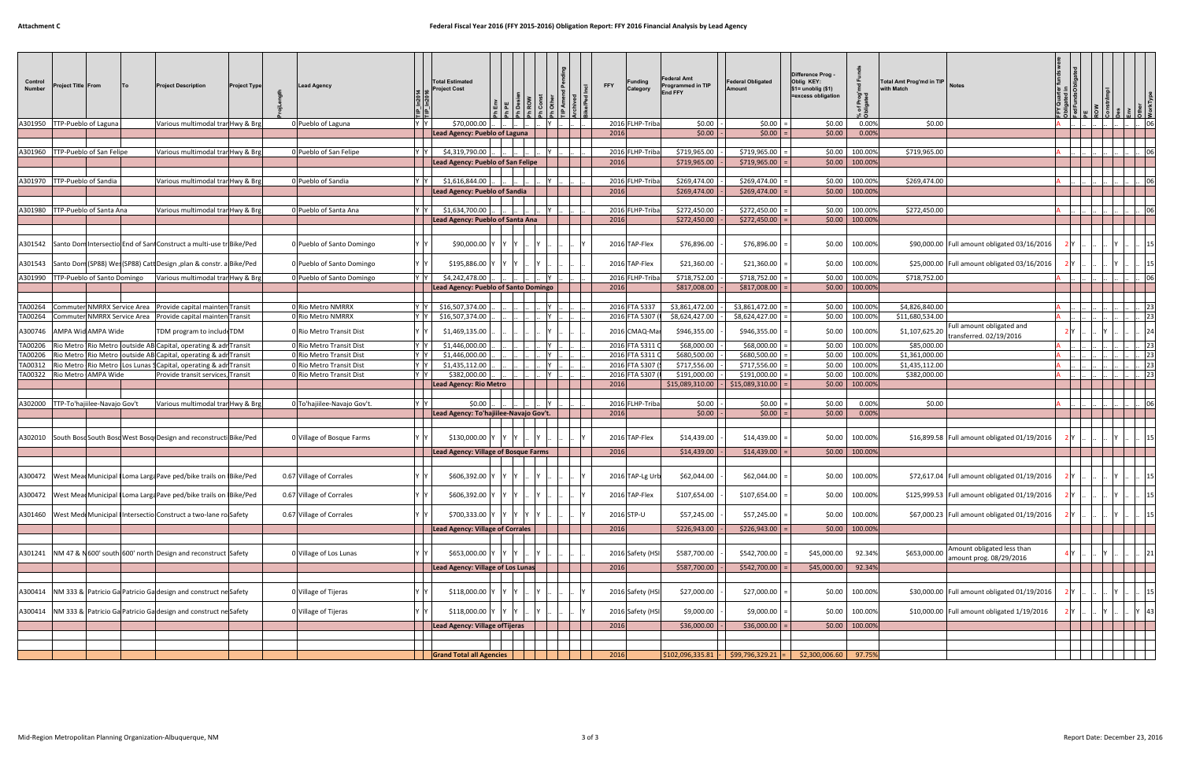| Control Number | Project Title | From | To | Project Description | Project Type | ProjLength | Lead Agency | TIP_In2014 | TIP_In2016 | Total Estimated Project Cost | Ph Env | Ph PE | Ph Design | Ph ROW | Ph Const | Ph Other | TIP Amend Pending | Archived | Bike/Ped Incl | FFY | Funding Category | Federal Amt Programmed in TIP End FFY | | Federal Obligated Amount | | Difference Prog - Oblig KEY: $1= unoblig ($1) =excess obligation | % of Prog'md Funds Obligated | Total Amt Prog'md in TIP with Match | Notes | FFY Quarter funds were Obligated in | FedFundsObligated | PE | ROW | ConstrImpl | Des | Env | Other | WorkType |
|---|---|---|---|---|---|---|---|---|---|---|---|---|---|---|---|---|---|---|---|---|---|---|---|---|---|---|---|---|---|---|---|---|---|---|---|---|---|---|
| A301950 | TTP-Pueblo of Laguna | | | Various multimodal trar | Hwy & Brg | 0 | Pueblo of Laguna | Y | Y | $70,000.00 | .. | .. | .. | .. | .. | Y | .. | .. | .. | 2016 | FLHP-Triba | $0.00 | - | $0.00 | = | $0.00 | 0.00% | $0.00 | | A | .. | .. | .. | .. | .. | .. | .. | 06 |
| | | | | | | | Lead Agency: Pueblo of Laguna | | | | | | | | | | | | | 2016 | | $0.00 | - | $0.00 | = | $0.00 | 0.00% | | | | | | | | | | | |
| A301960 | TTP-Pueblo of San Felipe | | | Various multimodal trar | Hwy & Brg | 0 | Pueblo of San Felipe | Y | Y | $4,319,790.00 | .. | .. | .. | .. | .. | Y | .. | .. | .. | 2016 | FLHP-Triba | $719,965.00 | - | $719,965.00 | = | $0.00 | 100.00% | $719,965.00 | | A | .. | .. | .. | .. | .. | .. | .. | 06 |
| | | | | | | | Lead Agency: Pueblo of San Felipe | | | | | | | | | | | | | 2016 | | $719,965.00 | - | $719,965.00 | = | $0.00 | 100.00% | | | | | | | | | | | |
| A301970 | TTP-Pueblo of Sandia | | | Various multimodal trar | Hwy & Brg | 0 | Pueblo of Sandia | Y | Y | $1,616,844.00 | .. | .. | .. | .. | .. | Y | .. | .. | .. | 2016 | FLHP-Triba | $269,474.00 | - | $269,474.00 | = | $0.00 | 100.00% | $269,474.00 | | A | .. | .. | .. | .. | .. | .. | .. | 06 |
| | | | | | | | Lead Agency: Pueblo of Sandia | | | | | | | | | | | | | 2016 | | $269,474.00 | - | $269,474.00 | = | $0.00 | 100.00% | | | | | | | | | | | |
| A301980 | TTP-Pueblo of Santa Ana | | | Various multimodal trar | Hwy & Brg | 0 | Pueblo of Santa Ana | Y | Y | $1,634,700.00 | .. | .. | .. | .. | .. | Y | .. | .. | .. | 2016 | FLHP-Triba | $272,450.00 | - | $272,450.00 | = | $0.00 | 100.00% | $272,450.00 | | A | .. | .. | .. | .. | .. | .. | .. | 06 |
| | | | | | | | Lead Agency: Pueblo of Santa Ana | | | | | | | | | | | | | 2016 | | $272,450.00 | - | $272,450.00 | = | $0.00 | 100.00% | | | | | | | | | | | |
| A301542 | Santo Dom | Intersectio | End of San | Construct a multi-use tr | Bike/Ped | 0 | Pueblo of Santo Domingo | Y | Y | $90,000.00 | Y | Y | Y | .. | Y | .. | .. | .. | Y | 2016 | TAP-Flex | $76,896.00 | - | $76,896.00 | = | $0.00 | 100.00% | $90,000.00 | Full amount obligated 03/16/2016 | 2 | Y | .. | .. | Y | .. | .. | .. | 15 |
| A301543 | Santo Dom | (SP88) Wes | (SP88) Catt | Design ,plan & constr. a | Bike/Ped | 0 | Pueblo of Santo Domingo | Y | Y | $195,886.00 | Y | Y | Y | .. | Y | .. | .. | .. | Y | 2016 | TAP-Flex | $21,360.00 | - | $21,360.00 | = | $0.00 | 100.00% | $25,000.00 | Full amount obligated 03/16/2016 | 2 | Y | .. | .. | Y | .. | .. | .. | 15 |
| A301990 | TTP-Pueblo of Santo Domingo | | | Various multimodal trar | Hwy & Brg | 0 | Pueblo of Santo Domingo | Y | Y | $4,242,478.00 | .. | .. | .. | .. | .. | Y | .. | .. | .. | 2016 | FLHP-Triba | $718,752.00 | - | $718,752.00 | = | $0.00 | 100.00% | $718,752.00 | | A | .. | .. | .. | .. | .. | .. | .. | 06 |
| | | | | | | | Lead Agency: Pueblo of Santo Domingo | | | | | | | | | | | | | 2016 | | $817,008.00 | - | $817,008.00 | = | $0.00 | 100.00% | | | | | | | | | | | |
| TA00264 | Commuter | NMRRX Service Area | | Provide capital mainten | Transit | 0 | Rio Metro NMRRX | Y | Y | $16,507,374.00 | .. | .. | .. | .. | Y | .. | .. | .. | .. | 2016 | FTA 5337 | $3,861,472.00 | - | $3,861,472.00 | = | $0.00 | 100.00% | $4,826,840.00 | | A | .. | .. | .. | .. | .. | .. | .. | 23 |
| TA00264 | Commuter | NMRRX Service Area | | Provide capital mainten | Transit | 0 | Rio Metro NMRRX | Y | Y | $16,507,374.00 | .. | .. | .. | .. | Y | .. | .. | .. | .. | 2016 | FTA 5307 ( | $8,624,427.00 | - | $8,624,427.00 | = | $0.00 | 100.00% | $11,680,534.00 | | A | .. | .. | .. | .. | .. | .. | .. | 23 |
| A300746 | AMPA Wid | AMPA Wide | | TDM program to include | TDM | 0 | Rio Metro Transit Dist | Y | Y | $1,469,135.00 | .. | .. | .. | .. | .. | Y | .. | .. | .. | 2016 | CMAQ-Mai | $946,355.00 | - | $946,355.00 | = | $0.00 | 100.00% | $1,107,625.20 | Full amount obligated and transferred. 02/19/2016 | 2 | Y | .. | Y | .. | .. | .. | .. | 24 |
| TA00206 | Rio Metro | Rio Metro | outside AB | Capital, operating & adr | Transit | 0 | Rio Metro Transit Dist | Y | Y | $1,446,000.00 | .. | .. | .. | .. | Y | .. | .. | .. | .. | 2016 | FTA 5311 C | $68,000.00 | - | $68,000.00 | = | $0.00 | 100.00% | $85,000.00 | | A | .. | .. | .. | .. | .. | .. | .. | 23 |
| TA00206 | Rio Metro | Rio Metro | outside AB | Capital, operating & adr | Transit | 0 | Rio Metro Transit Dist | Y | Y | $1,446,000.00 | .. | .. | .. | .. | Y | .. | .. | .. | .. | 2016 | FTA 5311 C | $680,500.00 | - | $680,500.00 | = | $0.00 | 100.00% | $1,361,000.00 | | A | .. | .. | .. | .. | .. | .. | .. | 23 |
| TA00312 | Rio Metro | Rio Metro | Los Lunas S | Capital, operating & adr | Transit | 0 | Rio Metro Transit Dist | Y | Y | $1,435,112.00 | .. | .. | .. | .. | Y | .. | .. | .. | .. | 2016 | FTA 5307 ( | $717,556.00 | - | $717,556.00 | = | $0.00 | 100.00% | $1,435,112.00 | | A | .. | .. | .. | .. | .. | .. | .. | 23 |
| TA00322 | Rio Metro | AMPA Wide | | Provide transit services, | Transit | 0 | Rio Metro Transit Dist | Y | Y | $382,000.00 | .. | .. | .. | .. | Y | .. | .. | .. | .. | 2016 | FTA 5307 ( | $191,000.00 | - | $191,000.00 | = | $0.00 | 100.00% | $382,000.00 | | A | .. | .. | .. | .. | .. | .. | .. | 23 |
| | | | | | | | Lead Agency: Rio Metro | | | | | | | | | | | | | 2016 | | $15,089,310.00 | - | $15,089,310.00 | = | $0.00 | 100.00% | | | | | | | | | | | |
| A302000 | TTP-To'hajiilee-Navajo Gov't | | | Various multimodal trar | Hwy & Brg | 0 | To'hajiilee-Navajo Gov't. | Y | Y | $0.00 | .. | .. | .. | .. | .. | Y | .. | .. | .. | 2016 | FLHP-Triba | $0.00 | - | $0.00 | = | $0.00 | 0.00% | $0.00 | | A | .. | .. | .. | .. | .. | .. | .. | 06 |
| | | | | | | | Lead Agency: To'hajiilee-Navajo Gov't. | | | | | | | | | | | | | 2016 | | $0.00 | - | $0.00 | = | $0.00 | 0.00% | | | | | | | | | | | |
| A302010 | South Bosq | South Bosq | West Bosq | Design and reconstructi | Bike/Ped | 0 | Village of Bosque Farms | Y | Y | $130,000.00 | Y | Y | Y | .. | Y | .. | .. | .. | Y | 2016 | TAP-Flex | $14,439.00 | - | $14,439.00 | = | $0.00 | 100.00% | $16,899.58 | Full amount obligated 01/19/2016 | 2 | Y | .. | .. | Y | .. | .. | .. | 15 |
| | | | | | | | Lead Agency: Village of Bosque Farms | | | | | | | | | | | | | 2016 | | $14,439.00 | - | $14,439.00 | = | $0.00 | 100.00% | | | | | | | | | | | |
| A300472 | West Mead | Municipal | Loma Larga | Pave ped/bike trails on | Bike/Ped | 0.67 | Village of Corrales | Y | Y | $606,392.00 | Y | Y | Y | .. | Y | .. | .. | .. | Y | 2016 | TAP-Lg Urb | $62,044.00 | - | $62,044.00 | = | $0.00 | 100.00% | $72,617.04 | Full amount obligated 01/19/2016 | 2 | Y | .. | .. | Y | .. | .. | .. | 15 |
| A300472 | West Mead | Municipal | Loma Larga | Pave ped/bike trails on | Bike/Ped | 0.67 | Village of Corrales | Y | Y | $606,392.00 | Y | Y | Y | .. | Y | .. | .. | .. | Y | 2016 | TAP-Flex | $107,654.00 | - | $107,654.00 | = | $0.00 | 100.00% | $125,999.53 | Full amount obligated 01/19/2016 | 2 | Y | .. | .. | Y | .. | .. | .. | 15 |
| A301460 | West Mead | Municipal | Intersectio | Construct a two-lane ro | Safety | 0.67 | Village of Corrales | Y | Y | $700,333.00 | Y | Y | Y | Y | Y | .. | .. | .. | Y | 2016 | STP-U | $57,245.00 | - | $57,245.00 | = | $0.00 | 100.00% | $67,000.23 | Full amount obligated 01/19/2016 | 2 | Y | .. | .. | Y | .. | .. | .. | 15 |
| | | | | | | | Lead Agency: Village of Corrales | | | | | | | | | | | | | 2016 | | $226,943.00 | - | $226,943.00 | = | $0.00 | 100.00% | | | | | | | | | | | |
| A301241 | NM 47 & N | 600' south | 600' north | Design and reconstruct | Safety | 0 | Village of Los Lunas | Y | Y | $653,000.00 | Y | Y | Y | .. | Y | .. | .. | .. | .. | 2016 | Safety (HSI | $587,700.00 | - | $542,700.00 | = | $45,000.00 | 92.34% | $653,000.00 | Amount obligated less than amount prog. 08/29/2016 | 4 | Y | Y | .. | .. | .. | .. | .. | 21 |
| | | | | | | | Lead Agency: Village of Los Lunas | | | | | | | | | | | | | 2016 | | $587,700.00 | - | $542,700.00 | = | $45,000.00 | 92.34% | | | | | | | | | | | |
| A300414 | NM 333 & | Patricio Ga | Patricio Ga | design and construct ne | Safety | 0 | Village of Tijeras | Y | Y | $118,000.00 | Y | Y | Y | .. | Y | .. | .. | .. | Y | 2016 | Safety (HSI | $27,000.00 | - | $27,000.00 | = | $0.00 | 100.00% | $30,000.00 | Full amount obligated 01/19/2016 | 2 | Y | .. | .. | Y | .. | .. | .. | 15 |
| A300414 | NM 333 & | Patricio Ga | Patricio Ga | design and construct ne | Safety | 0 | Village of Tijeras | Y | Y | $118,000.00 | Y | Y | Y | .. | Y | .. | .. | .. | Y | 2016 | Safety (HSI | $9,000.00 | - | $9,000.00 | = | $0.00 | 100.00% | $10,000.00 | Full amount obligated 1/19/2016 | 2 | Y | .. | Y | .. | .. | .. | Y | 43 |
| | | | | | | | Lead Agency: Village ofTijeras | | | | | | | | | | | | | 2016 | | $36,000.00 | - | $36,000.00 | = | $0.00 | 100.00% | | | | | | | | | | | |
| | | | | | | | Grand Total all Agencies | | | | | | | | | | | | | 2016 | | $102,096,335.81 | - | $99,796,329.21 | = | $2,300,006.60 | 97.75% | | | | | | | | | | | |